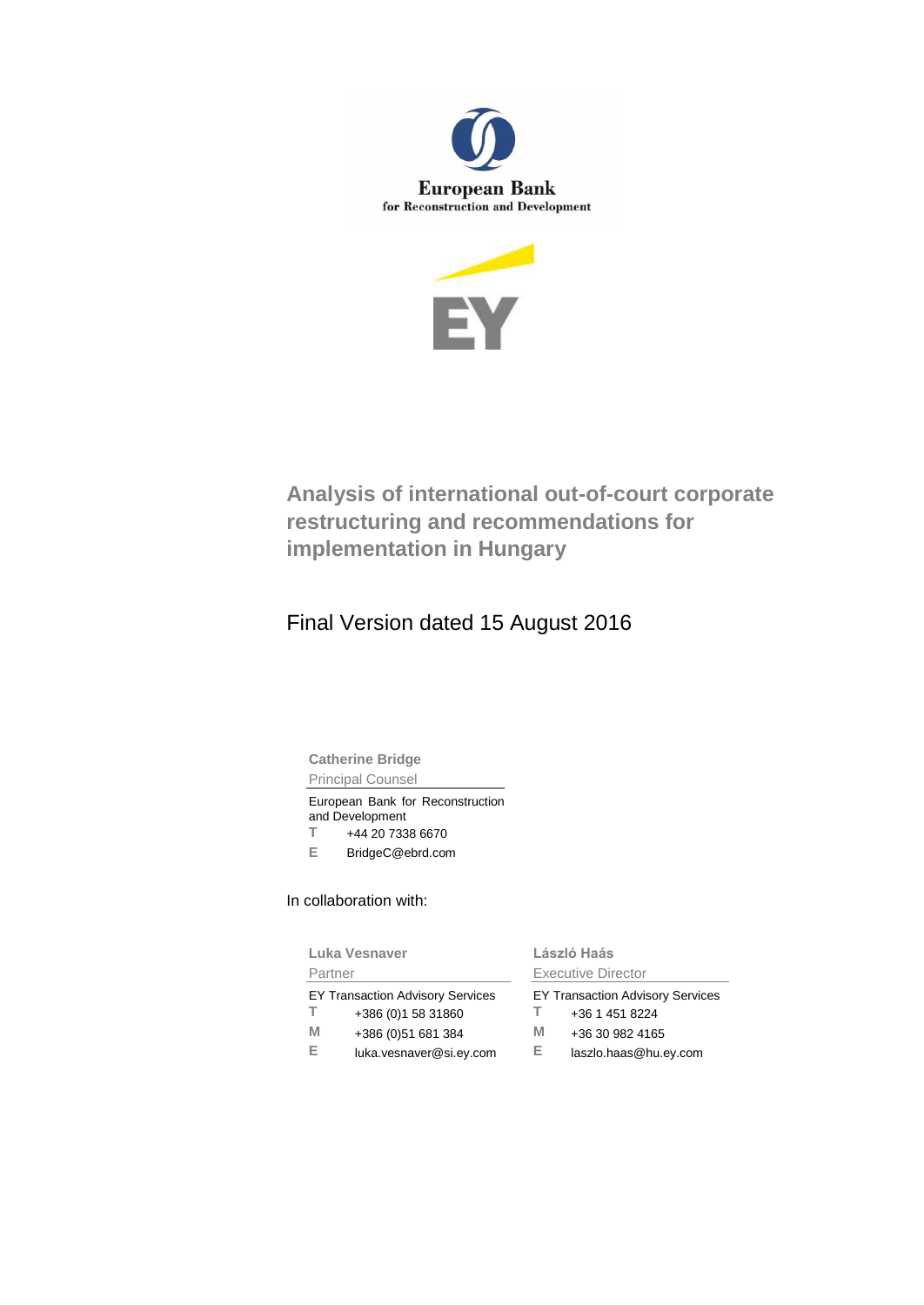European Bank
for Reconstruction and Development

EY

# Analysis of international out-of-court corporate restructuring and recommendations for implementation in Hungary

Final Version dated 15 August 2016

**Catherine Bridge**
Principal Counsel

European Bank for Reconstruction and Development
T +44 20 7338 6670
E BridgeC@ebrd.com

In collaboration with:

**Luka Vesnaver**
Partner

EY Transaction Advisory Services
T +386 (0)1 58 31860
M +386 (0)51 681 384
E luka.vesnaver@si.ey.com

**László Haás**
Executive Director

EY Transaction Advisory Services
T +36 1 451 8224
M +36 30 982 4165
E laszlo.haas@hu.ey.com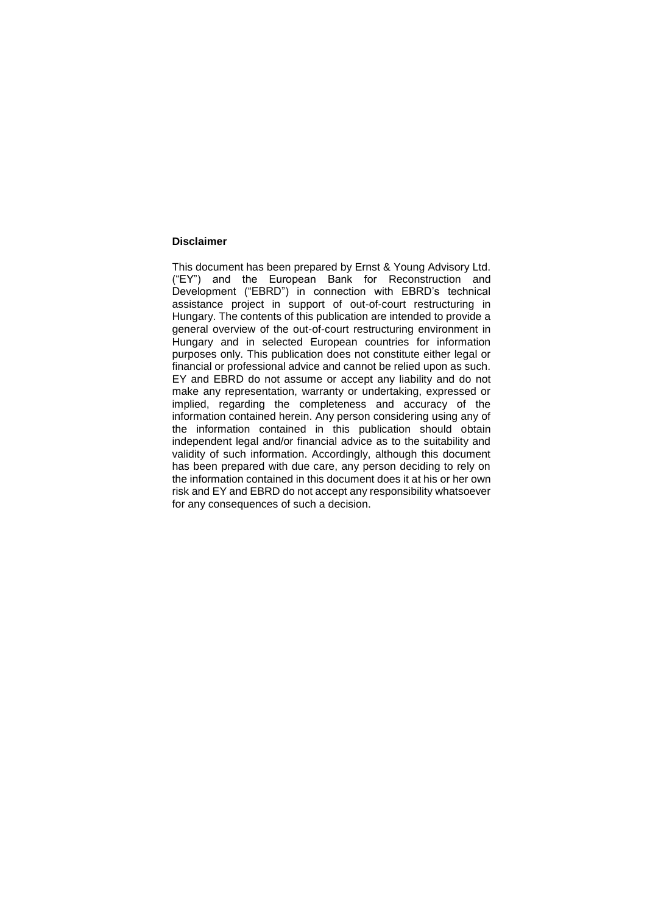**Disclaimer**

This document has been prepared by Ernst & Young Advisory Ltd. ("EY") and the European Bank for Reconstruction and Development ("EBRD") in connection with EBRD's technical assistance project in support of out-of-court restructuring in Hungary. The contents of this publication are intended to provide a general overview of the out-of-court restructuring environment in Hungary and in selected European countries for information purposes only. This publication does not constitute either legal or financial or professional advice and cannot be relied upon as such. EY and EBRD do not assume or accept any liability and do not make any representation, warranty or undertaking, expressed or implied, regarding the completeness and accuracy of the information contained herein. Any person considering using any of the information contained in this publication should obtain independent legal and/or financial advice as to the suitability and validity of such information. Accordingly, although this document has been prepared with due care, any person deciding to rely on the information contained in this document does it at his or her own risk and EY and EBRD do not accept any responsibility whatsoever for any consequences of such a decision.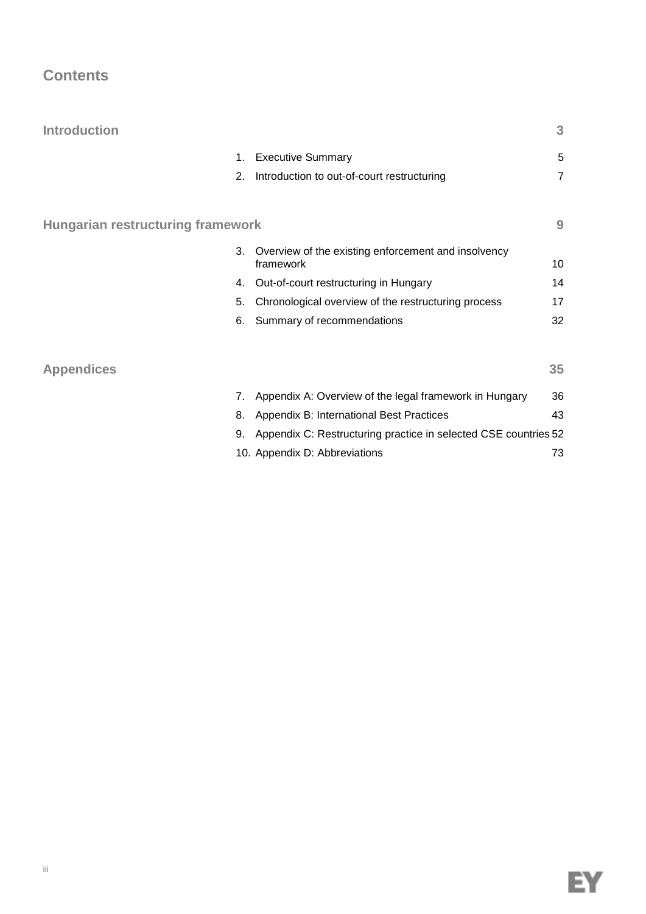# Contents

## Introduction — 3

1. Executive Summary — 5
2. Introduction to out-of-court restructuring — 7

## Hungarian restructuring framework — 9

3. Overview of the existing enforcement and insolvency framework — 10
4. Out-of-court restructuring in Hungary — 14
5. Chronological overview of the restructuring process — 17
6. Summary of recommendations — 32

## Appendices — 35

7. Appendix A: Overview of the legal framework in Hungary — 36
8. Appendix B: International Best Practices — 43
9. Appendix C: Restructuring practice in selected CSE countries — 52
10. Appendix D: Abbreviations — 73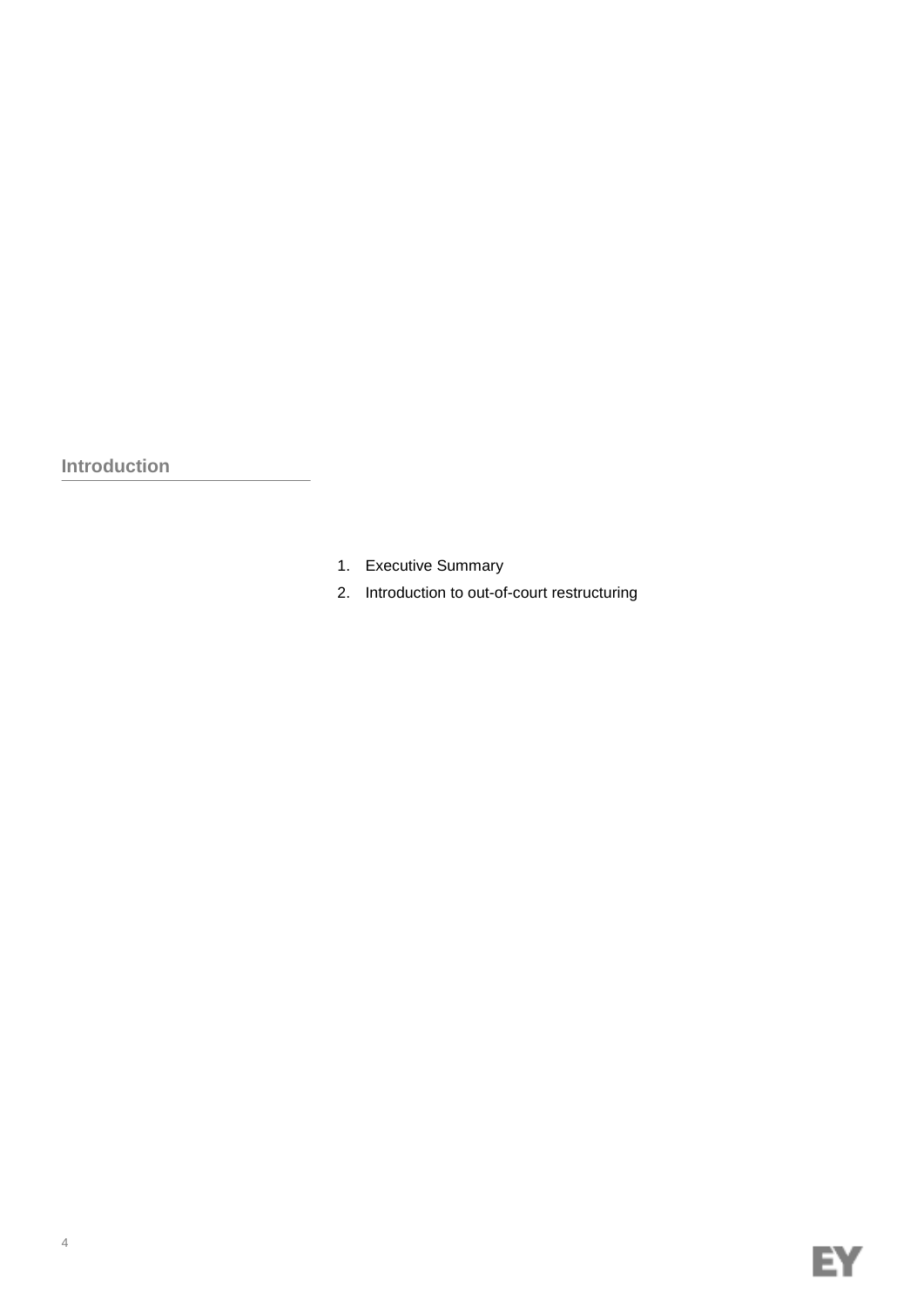## Introduction

1. Executive Summary
2. Introduction to out-of-court restructuring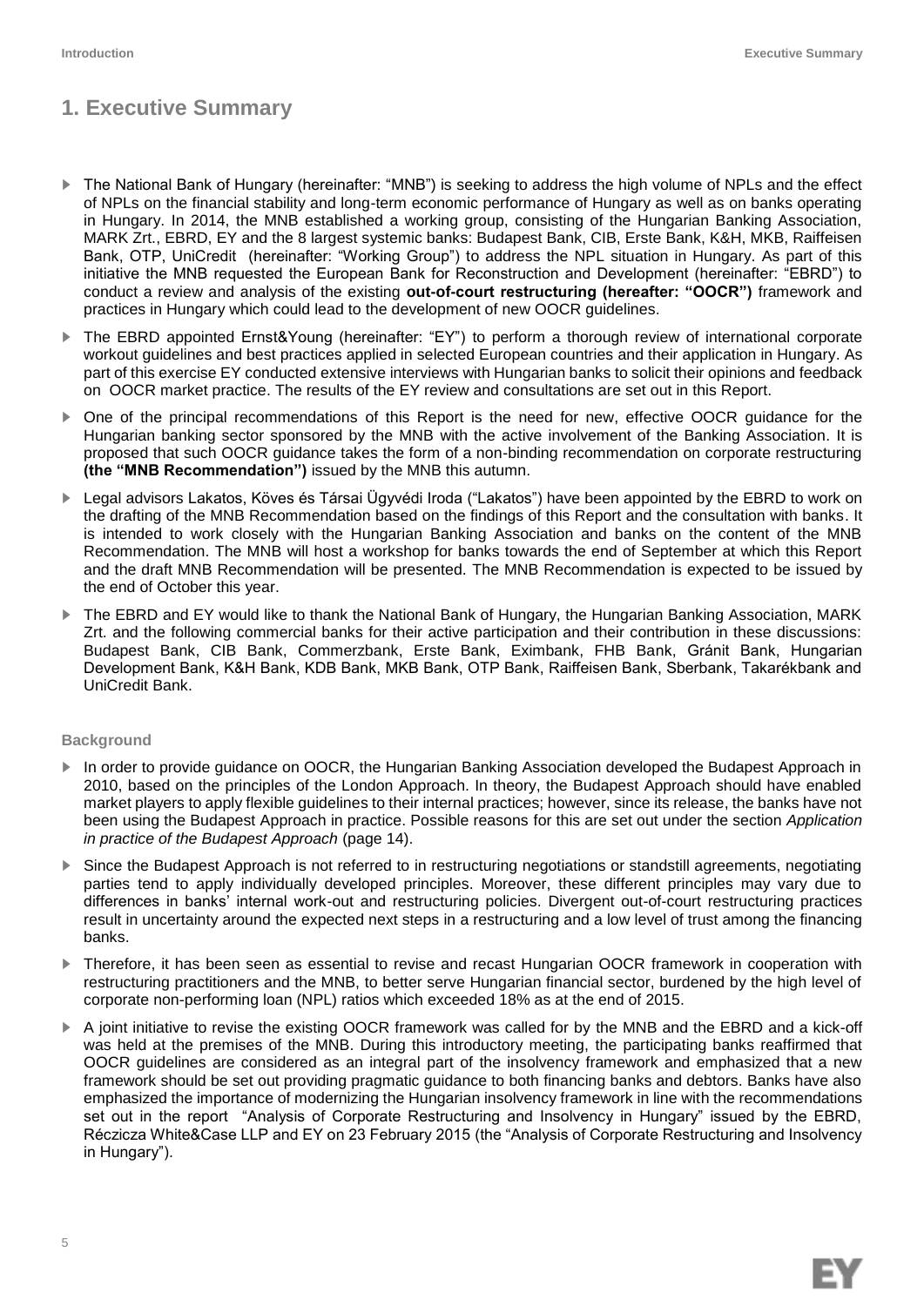# 1. Executive Summary

- The National Bank of Hungary (hereinafter: "MNB") is seeking to address the high volume of NPLs and the effect of NPLs on the financial stability and long-term economic performance of Hungary as well as on banks operating in Hungary. In 2014, the MNB established a working group, consisting of the Hungarian Banking Association, MARK Zrt., EBRD, EY and the 8 largest systemic banks: Budapest Bank, CIB, Erste Bank, K&H, MKB, Raiffeisen Bank, OTP, UniCredit (hereinafter: "Working Group") to address the NPL situation in Hungary. As part of this initiative the MNB requested the European Bank for Reconstruction and Development (hereinafter: "EBRD") to conduct a review and analysis of the existing **out-of-court restructuring (hereafter: "OOCR")** framework and practices in Hungary which could lead to the development of new OOCR guidelines.
- The EBRD appointed Ernst&Young (hereinafter: "EY") to perform a thorough review of international corporate workout guidelines and best practices applied in selected European countries and their application in Hungary. As part of this exercise EY conducted extensive interviews with Hungarian banks to solicit their opinions and feedback on OOCR market practice. The results of the EY review and consultations are set out in this Report.
- One of the principal recommendations of this Report is the need for new, effective OOCR guidance for the Hungarian banking sector sponsored by the MNB with the active involvement of the Banking Association. It is proposed that such OOCR guidance takes the form of a non-binding recommendation on corporate restructuring **(the "MNB Recommendation")** issued by the MNB this autumn.
- Legal advisors Lakatos, Köves és Társai Ügyvédi Iroda ("Lakatos") have been appointed by the EBRD to work on the drafting of the MNB Recommendation based on the findings of this Report and the consultation with banks. It is intended to work closely with the Hungarian Banking Association and banks on the content of the MNB Recommendation. The MNB will host a workshop for banks towards the end of September at which this Report and the draft MNB Recommendation will be presented. The MNB Recommendation is expected to be issued by the end of October this year.
- The EBRD and EY would like to thank the National Bank of Hungary, the Hungarian Banking Association, MARK Zrt. and the following commercial banks for their active participation and their contribution in these discussions: Budapest Bank, CIB Bank, Commerzbank, Erste Bank, Eximbank, FHB Bank, Gránit Bank, Hungarian Development Bank, K&H Bank, KDB Bank, MKB Bank, OTP Bank, Raiffeisen Bank, Sberbank, Takarékbank and UniCredit Bank.

### Background

- In order to provide guidance on OOCR, the Hungarian Banking Association developed the Budapest Approach in 2010, based on the principles of the London Approach. In theory, the Budapest Approach should have enabled market players to apply flexible guidelines to their internal practices; however, since its release, the banks have not been using the Budapest Approach in practice. Possible reasons for this are set out under the section *Application in practice of the Budapest Approach* (page 14).
- Since the Budapest Approach is not referred to in restructuring negotiations or standstill agreements, negotiating parties tend to apply individually developed principles. Moreover, these different principles may vary due to differences in banks' internal work-out and restructuring policies. Divergent out-of-court restructuring practices result in uncertainty around the expected next steps in a restructuring and a low level of trust among the financing banks.
- Therefore, it has been seen as essential to revise and recast Hungarian OOCR framework in cooperation with restructuring practitioners and the MNB, to better serve Hungarian financial sector, burdened by the high level of corporate non-performing loan (NPL) ratios which exceeded 18% as at the end of 2015.
- A joint initiative to revise the existing OOCR framework was called for by the MNB and the EBRD and a kick-off was held at the premises of the MNB. During this introductory meeting, the participating banks reaffirmed that OOCR guidelines are considered as an integral part of the insolvency framework and emphasized that a new framework should be set out providing pragmatic guidance to both financing banks and debtors. Banks have also emphasized the importance of modernizing the Hungarian insolvency framework in line with the recommendations set out in the report "Analysis of Corporate Restructuring and Insolvency in Hungary" issued by the EBRD, Réczicza White&Case LLP and EY on 23 February 2015 (the "Analysis of Corporate Restructuring and Insolvency in Hungary").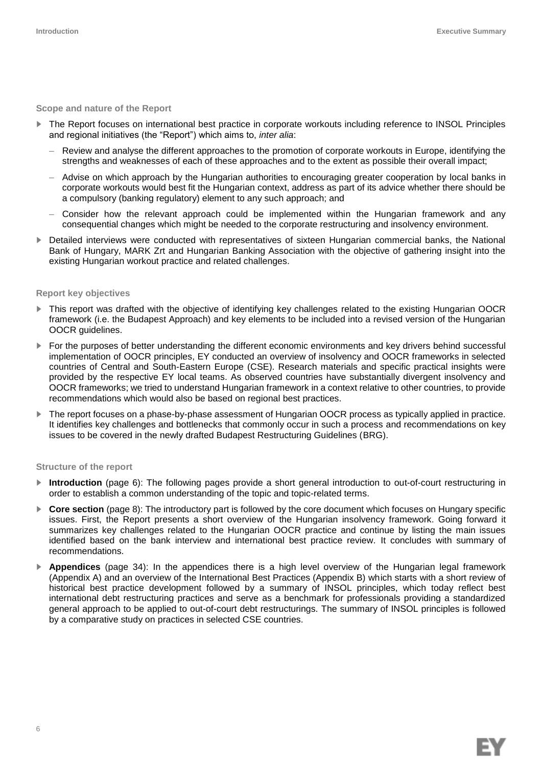### Scope and nature of the Report

- The Report focuses on international best practice in corporate workouts including reference to INSOL Principles and regional initiatives (the "Report") which aims to, *inter alia*:
  - Review and analyse the different approaches to the promotion of corporate workouts in Europe, identifying the strengths and weaknesses of each of these approaches and to the extent as possible their overall impact;
  - Advise on which approach by the Hungarian authorities to encouraging greater cooperation by local banks in corporate workouts would best fit the Hungarian context, address as part of its advice whether there should be a compulsory (banking regulatory) element to any such approach; and
  - Consider how the relevant approach could be implemented within the Hungarian framework and any consequential changes which might be needed to the corporate restructuring and insolvency environment.
- Detailed interviews were conducted with representatives of sixteen Hungarian commercial banks, the National Bank of Hungary, MARK Zrt and Hungarian Banking Association with the objective of gathering insight into the existing Hungarian workout practice and related challenges.

### Report key objectives

- This report was drafted with the objective of identifying key challenges related to the existing Hungarian OOCR framework (i.e. the Budapest Approach) and key elements to be included into a revised version of the Hungarian OOCR guidelines.
- For the purposes of better understanding the different economic environments and key drivers behind successful implementation of OOCR principles, EY conducted an overview of insolvency and OOCR frameworks in selected countries of Central and South-Eastern Europe (CSE). Research materials and specific practical insights were provided by the respective EY local teams. As observed countries have substantially divergent insolvency and OOCR frameworks; we tried to understand Hungarian framework in a context relative to other countries, to provide recommendations which would also be based on regional best practices.
- The report focuses on a phase-by-phase assessment of Hungarian OOCR process as typically applied in practice. It identifies key challenges and bottlenecks that commonly occur in such a process and recommendations on key issues to be covered in the newly drafted Budapest Restructuring Guidelines (BRG).

### Structure of the report

- **Introduction** (page 6): The following pages provide a short general introduction to out-of-court restructuring in order to establish a common understanding of the topic and topic-related terms.
- **Core section** (page 8): The introductory part is followed by the core document which focuses on Hungary specific issues. First, the Report presents a short overview of the Hungarian insolvency framework. Going forward it summarizes key challenges related to the Hungarian OOCR practice and continue by listing the main issues identified based on the bank interview and international best practice review. It concludes with summary of recommendations.
- **Appendices** (page 34): In the appendices there is a high level overview of the Hungarian legal framework (Appendix A) and an overview of the International Best Practices (Appendix B) which starts with a short review of historical best practice development followed by a summary of INSOL principles, which today reflect best international debt restructuring practices and serve as a benchmark for professionals providing a standardized general approach to be applied to out-of-court debt restructurings. The summary of INSOL principles is followed by a comparative study on practices in selected CSE countries.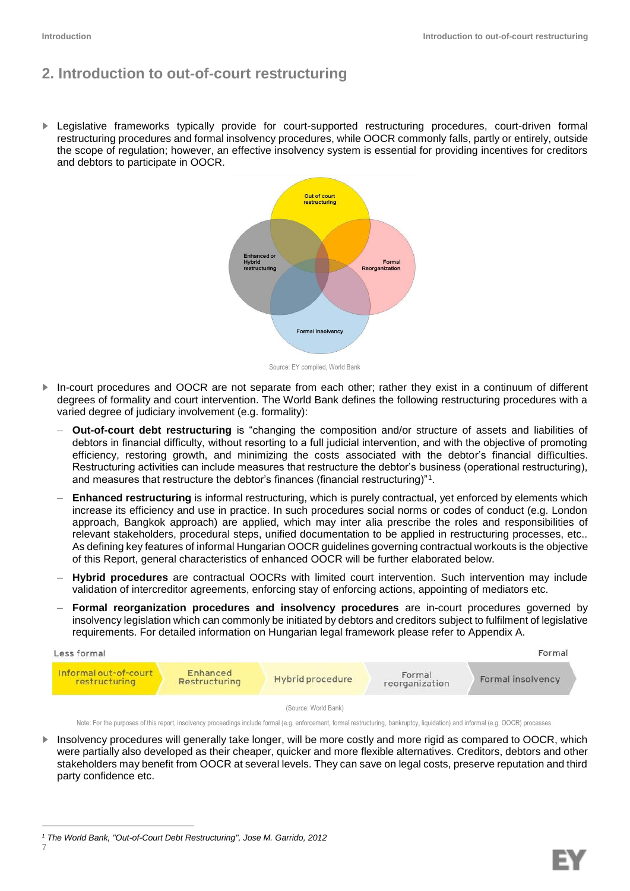## 2. Introduction to out-of-court restructuring

- Legislative frameworks typically provide for court-supported restructuring procedures, court-driven formal restructuring procedures and formal insolvency procedures, while OOCR commonly falls, partly or entirely, outside the scope of regulation; however, an effective insolvency system is essential for providing incentives for creditors and debtors to participate in OOCR.

Out of court restructuring

Enhanced or Hybrid restructuring

Formal Reorganization

Formal Insolvency

Source: EY compiled, World Bank

- In-court procedures and OOCR are not separate from each other; rather they exist in a continuum of different degrees of formality and court intervention. The World Bank defines the following restructuring procedures with a varied degree of judiciary involvement (e.g. formality):
  - **Out-of-court debt restructuring** is "changing the composition and/or structure of assets and liabilities of debtors in financial difficulty, without resorting to a full judicial intervention, and with the objective of promoting efficiency, restoring growth, and minimizing the costs associated with the debtor's financial difficulties. Restructuring activities can include measures that restructure the debtor's business (operational restructuring), and measures that restructure the debtor's finances (financial restructuring)"[1].
  - **Enhanced restructuring** is informal restructuring, which is purely contractual, yet enforced by elements which increase its efficiency and use in practice. In such procedures social norms or codes of conduct (e.g. London approach, Bangkok approach) are applied, which may inter alia prescribe the roles and responsibilities of relevant stakeholders, procedural steps, unified documentation to be applied in restructuring processes, etc.. As defining key features of informal Hungarian OOCR guidelines governing contractual workouts is the objective of this Report, general characteristics of enhanced OOCR will be further elaborated below.
  - **Hybrid procedures** are contractual OOCRs with limited court intervention. Such intervention may include validation of intercreditor agreements, enforcing stay of enforcing actions, appointing of mediators etc.
  - **Formal reorganization procedures and insolvency procedures** are in-court procedures governed by insolvency legislation which can commonly be initiated by debtors and creditors subject to fulfilment of legislative requirements. For detailed information on Hungarian legal framework please refer to Appendix A.

Less formal → Formal

| Informal out-of-court restructuring | Enhanced Restructuring | Hybrid procedure | Formal reorganization | Formal insolvency |
|---|---|---|---|---|

(Source: World Bank)

Note: For the purposes of this report, insolvency proceedings include formal (e.g. enforcement, formal restructuring, bankruptcy, liquidation) and informal (e.g. OOCR) processes.

- Insolvency procedures will generally take longer, will be more costly and more rigid as compared to OOCR, which were partially also developed as their cheaper, quicker and more flexible alternatives. Creditors, debtors and other stakeholders may benefit from OOCR at several levels. They can save on legal costs, preserve reputation and third party confidence etc.

[1] *The World Bank, "Out-of-Court Debt Restructuring", Jose M. Garrido, 2012*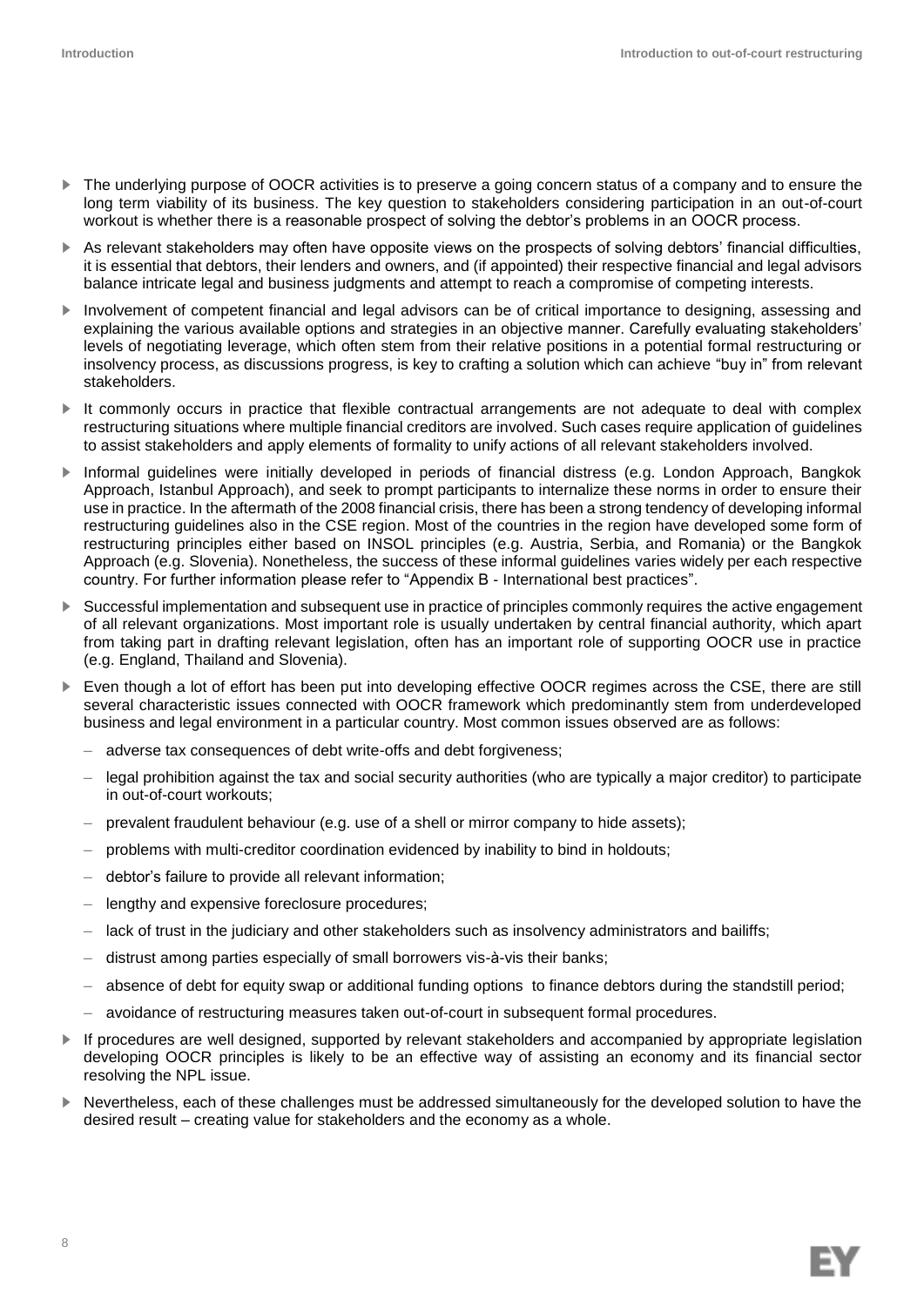- The underlying purpose of OOCR activities is to preserve a going concern status of a company and to ensure the long term viability of its business. The key question to stakeholders considering participation in an out-of-court workout is whether there is a reasonable prospect of solving the debtor's problems in an OOCR process.
- As relevant stakeholders may often have opposite views on the prospects of solving debtors' financial difficulties, it is essential that debtors, their lenders and owners, and (if appointed) their respective financial and legal advisors balance intricate legal and business judgments and attempt to reach a compromise of competing interests.
- Involvement of competent financial and legal advisors can be of critical importance to designing, assessing and explaining the various available options and strategies in an objective manner. Carefully evaluating stakeholders' levels of negotiating leverage, which often stem from their relative positions in a potential formal restructuring or insolvency process, as discussions progress, is key to crafting a solution which can achieve "buy in" from relevant stakeholders.
- It commonly occurs in practice that flexible contractual arrangements are not adequate to deal with complex restructuring situations where multiple financial creditors are involved. Such cases require application of guidelines to assist stakeholders and apply elements of formality to unify actions of all relevant stakeholders involved.
- Informal guidelines were initially developed in periods of financial distress (e.g. London Approach, Bangkok Approach, Istanbul Approach), and seek to prompt participants to internalize these norms in order to ensure their use in practice. In the aftermath of the 2008 financial crisis, there has been a strong tendency of developing informal restructuring guidelines also in the CSE region. Most of the countries in the region have developed some form of restructuring principles either based on INSOL principles (e.g. Austria, Serbia, and Romania) or the Bangkok Approach (e.g. Slovenia). Nonetheless, the success of these informal guidelines varies widely per each respective country. For further information please refer to "Appendix B - International best practices".
- Successful implementation and subsequent use in practice of principles commonly requires the active engagement of all relevant organizations. Most important role is usually undertaken by central financial authority, which apart from taking part in drafting relevant legislation, often has an important role of supporting OOCR use in practice (e.g. England, Thailand and Slovenia).
- Even though a lot of effort has been put into developing effective OOCR regimes across the CSE, there are still several characteristic issues connected with OOCR framework which predominantly stem from underdeveloped business and legal environment in a particular country. Most common issues observed are as follows:
  - adverse tax consequences of debt write-offs and debt forgiveness;
  - legal prohibition against the tax and social security authorities (who are typically a major creditor) to participate in out-of-court workouts;
  - prevalent fraudulent behaviour (e.g. use of a shell or mirror company to hide assets);
  - problems with multi-creditor coordination evidenced by inability to bind in holdouts;
  - debtor's failure to provide all relevant information;
  - lengthy and expensive foreclosure procedures;
  - lack of trust in the judiciary and other stakeholders such as insolvency administrators and bailiffs;
  - distrust among parties especially of small borrowers vis-à-vis their banks;
  - absence of debt for equity swap or additional funding options to finance debtors during the standstill period;
  - avoidance of restructuring measures taken out-of-court in subsequent formal procedures.
- If procedures are well designed, supported by relevant stakeholders and accompanied by appropriate legislation developing OOCR principles is likely to be an effective way of assisting an economy and its financial sector resolving the NPL issue.
- Nevertheless, each of these challenges must be addressed simultaneously for the developed solution to have the desired result – creating value for stakeholders and the economy as a whole.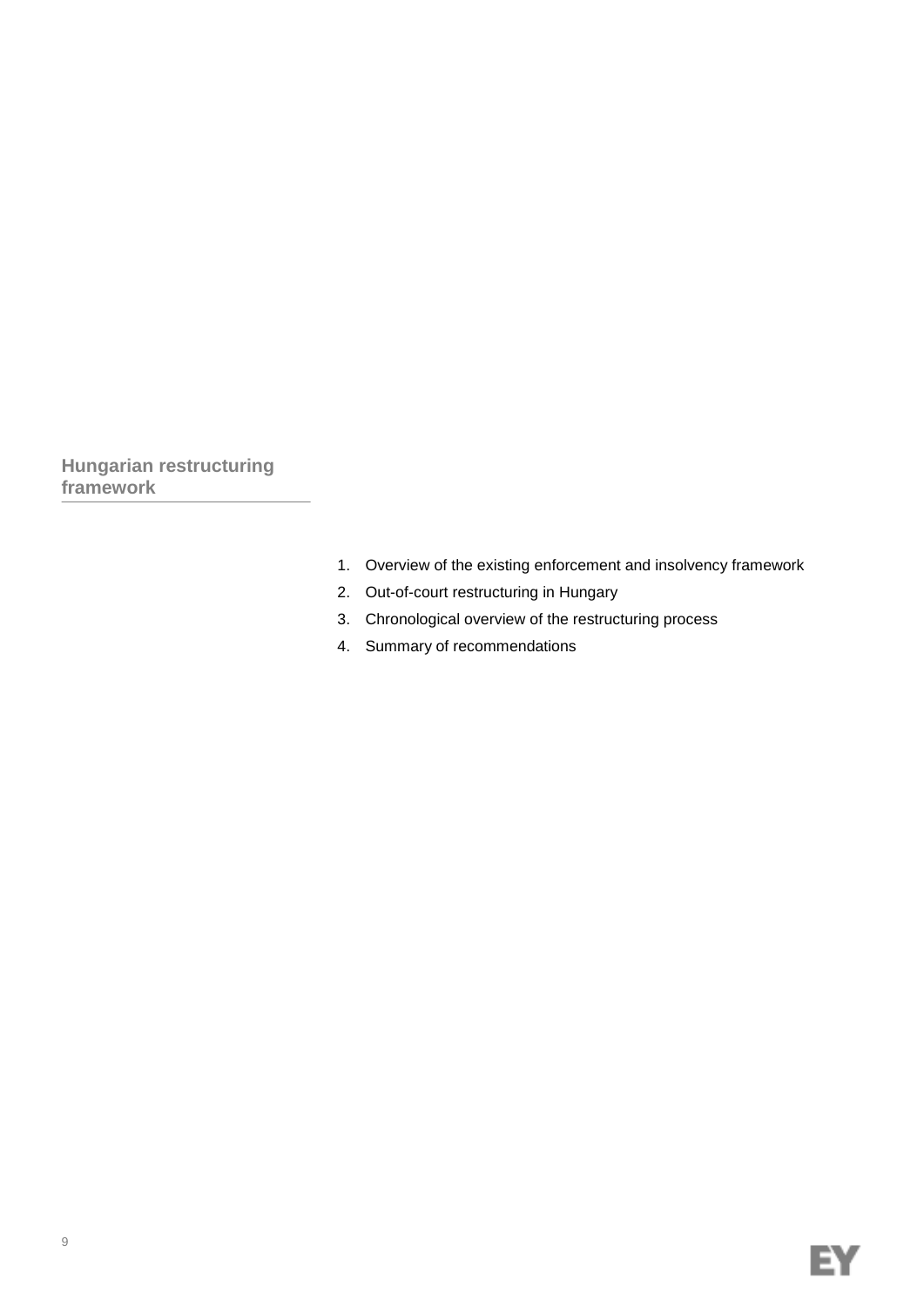# Hungarian restructuring framework

1. Overview of the existing enforcement and insolvency framework
2. Out-of-court restructuring in Hungary
3. Chronological overview of the restructuring process
4. Summary of recommendations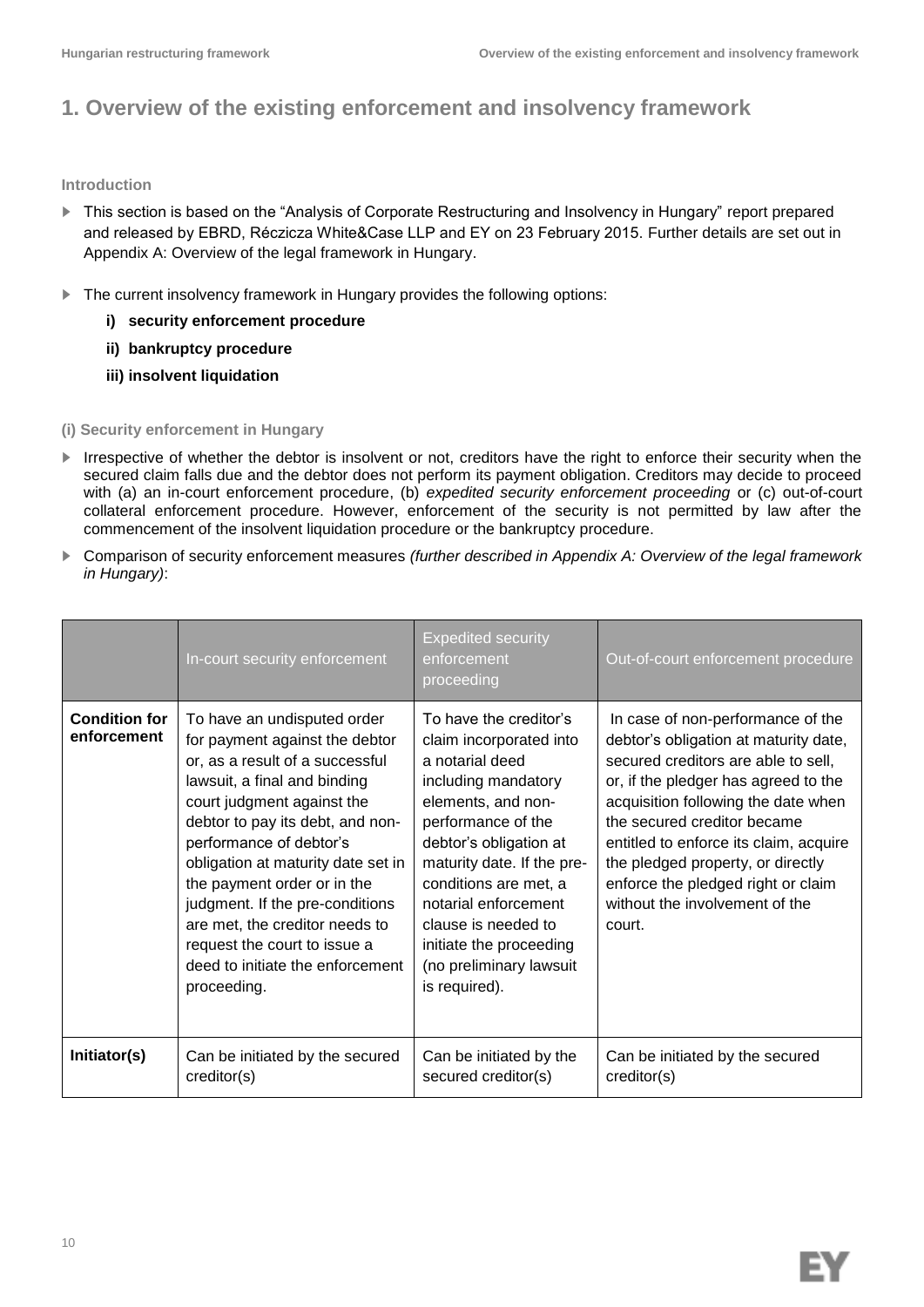# 1. Overview of the existing enforcement and insolvency framework

**Introduction**

- This section is based on the "Analysis of Corporate Restructuring and Insolvency in Hungary" report prepared and released by EBRD, Réczicza White&Case LLP and EY on 23 February 2015. Further details are set out in Appendix A: Overview of the legal framework in Hungary.
- The current insolvency framework in Hungary provides the following options:
  - **i) security enforcement procedure**
  - **ii) bankruptcy procedure**
  - **iii) insolvent liquidation**

**(i) Security enforcement in Hungary**

- Irrespective of whether the debtor is insolvent or not, creditors have the right to enforce their security when the secured claim falls due and the debtor does not perform its payment obligation. Creditors may decide to proceed with (a) an in-court enforcement procedure, (b) *expedited security enforcement proceeding* or (c) out-of-court collateral enforcement procedure. However, enforcement of the security is not permitted by law after the commencement of the insolvent liquidation procedure or the bankruptcy procedure.
- Comparison of security enforcement measures *(further described in Appendix A: Overview of the legal framework in Hungary)*:

| | In-court security enforcement | Expedited security enforcement proceeding | Out-of-court enforcement procedure |
|---|---|---|---|
| **Condition for enforcement** | To have an undisputed order for payment against the debtor or, as a result of a successful lawsuit, a final and binding court judgment against the debtor to pay its debt, and non-performance of debtor's obligation at maturity date set in the payment order or in the judgment. If the pre-conditions are met, the creditor needs to request the court to issue a deed to initiate the enforcement proceeding. | To have the creditor's claim incorporated into a notarial deed including mandatory elements, and non-performance of the debtor's obligation at maturity date. If the pre-conditions are met, a notarial enforcement clause is needed to initiate the proceeding (no preliminary lawsuit is required). | In case of non-performance of the debtor's obligation at maturity date, secured creditors are able to sell, or, if the pledger has agreed to the acquisition following the date when the secured creditor became entitled to enforce its claim, acquire the pledged property, or directly enforce the pledged right or claim without the involvement of the court. |
| **Initiator(s)** | Can be initiated by the secured creditor(s) | Can be initiated by the secured creditor(s) | Can be initiated by the secured creditor(s) |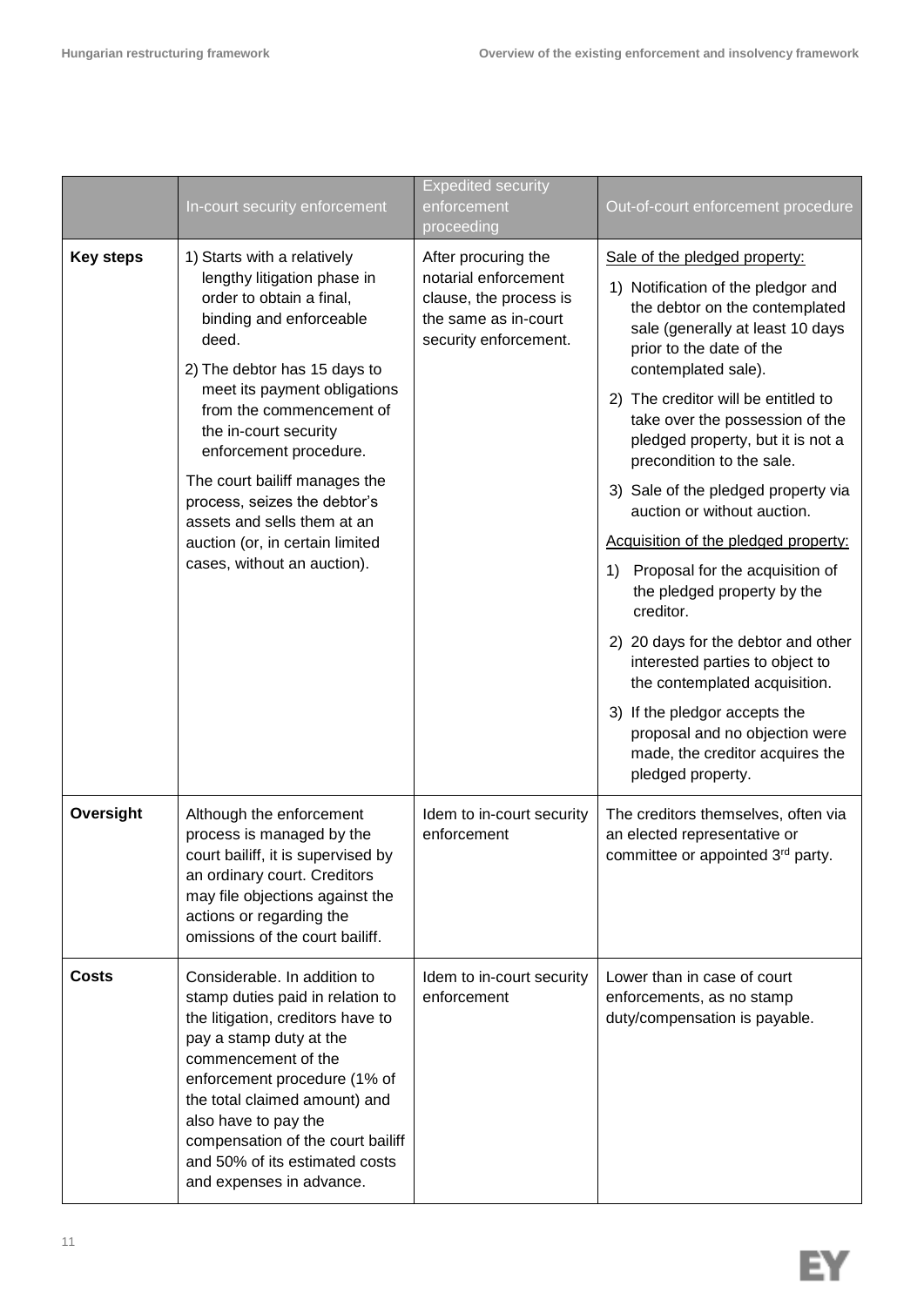| | In-court security enforcement | Expedited security enforcement proceeding | Out-of-court enforcement procedure |
|---|---|---|---|
| **Key steps** | 1) Starts with a relatively lengthy litigation phase in order to obtain a final, binding and enforceable deed.<br>2) The debtor has 15 days to meet its payment obligations from the commencement of the in-court security enforcement procedure.<br>The court bailiff manages the process, seizes the debtor's assets and sells them at an auction (or, in certain limited cases, without an auction). | After procuring the notarial enforcement clause, the process is the same as in-court security enforcement. | Sale of the pledged property:<br>1) Notification of the pledgor and the debtor on the contemplated sale (generally at least 10 days prior to the date of the contemplated sale).<br>2) The creditor will be entitled to take over the possession of the pledged property, but it is not a precondition to the sale.<br>3) Sale of the pledged property via auction or without auction.<br>Acquisition of the pledged property:<br>1) Proposal for the acquisition of the pledged property by the creditor.<br>2) 20 days for the debtor and other interested parties to object to the contemplated acquisition.<br>3) If the pledgor accepts the proposal and no objection were made, the creditor acquires the pledged property. |
| **Oversight** | Although the enforcement process is managed by the court bailiff, it is supervised by an ordinary court. Creditors may file objections against the actions or regarding the omissions of the court bailiff. | Idem to in-court security enforcement | The creditors themselves, often via an elected representative or committee or appointed 3rd party. |
| **Costs** | Considerable. In addition to stamp duties paid in relation to the litigation, creditors have to pay a stamp duty at the commencement of the enforcement procedure (1% of the total claimed amount) and also have to pay the compensation of the court bailiff and 50% of its estimated costs and expenses in advance. | Idem to in-court security enforcement | Lower than in case of court enforcements, as no stamp duty/compensation is payable. |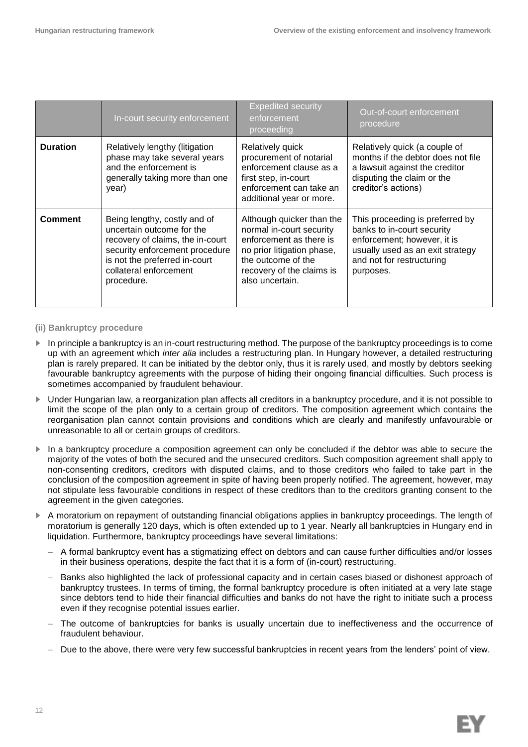|  | In-court security enforcement | Expedited security enforcement proceeding | Out-of-court enforcement procedure |
|---|---|---|---|
| **Duration** | Relatively lengthy (litigation phase may take several years and the enforcement is generally taking more than one year) | Relatively quick procurement of notarial enforcement clause as a first step, in-court enforcement can take an additional year or more. | Relatively quick (a couple of months if the debtor does not file a lawsuit against the creditor disputing the claim or the creditor's actions) |
| **Comment** | Being lengthy, costly and of uncertain outcome for the recovery of claims, the in-court security enforcement procedure is not the preferred in-court collateral enforcement procedure. | Although quicker than the normal in-court security enforcement as there is no prior litigation phase, the outcome of the recovery of the claims is also uncertain. | This proceeding is preferred by banks to in-court security enforcement; however, it is usually used as an exit strategy and not for restructuring purposes. |

**(ii) Bankruptcy procedure**

- In principle a bankruptcy is an in-court restructuring method. The purpose of the bankruptcy proceedings is to come up with an agreement which *inter alia* includes a restructuring plan. In Hungary however, a detailed restructuring plan is rarely prepared. It can be initiated by the debtor only, thus it is rarely used, and mostly by debtors seeking favourable bankruptcy agreements with the purpose of hiding their ongoing financial difficulties. Such process is sometimes accompanied by fraudulent behaviour.
- Under Hungarian law, a reorganization plan affects all creditors in a bankruptcy procedure, and it is not possible to limit the scope of the plan only to a certain group of creditors. The composition agreement which contains the reorganisation plan cannot contain provisions and conditions which are clearly and manifestly unfavourable or unreasonable to all or certain groups of creditors.
- In a bankruptcy procedure a composition agreement can only be concluded if the debtor was able to secure the majority of the votes of both the secured and the unsecured creditors. Such composition agreement shall apply to non-consenting creditors, creditors with disputed claims, and to those creditors who failed to take part in the conclusion of the composition agreement in spite of having been properly notified. The agreement, however, may not stipulate less favourable conditions in respect of these creditors than to the creditors granting consent to the agreement in the given categories.
- A moratorium on repayment of outstanding financial obligations applies in bankruptcy proceedings. The length of moratorium is generally 120 days, which is often extended up to 1 year. Nearly all bankruptcies in Hungary end in liquidation. Furthermore, bankruptcy proceedings have several limitations:
  - A formal bankruptcy event has a stigmatizing effect on debtors and can cause further difficulties and/or losses in their business operations, despite the fact that it is a form of (in-court) restructuring.
  - Banks also highlighted the lack of professional capacity and in certain cases biased or dishonest approach of bankruptcy trustees. In terms of timing, the formal bankruptcy procedure is often initiated at a very late stage since debtors tend to hide their financial difficulties and banks do not have the right to initiate such a process even if they recognise potential issues earlier.
  - The outcome of bankruptcies for banks is usually uncertain due to ineffectiveness and the occurrence of fraudulent behaviour.
  - Due to the above, there were very few successful bankruptcies in recent years from the lenders' point of view.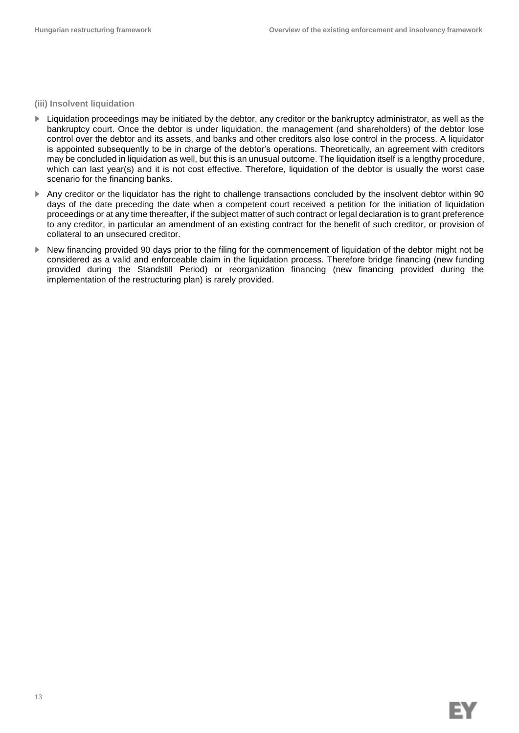### (iii) Insolvent liquidation

- Liquidation proceedings may be initiated by the debtor, any creditor or the bankruptcy administrator, as well as the bankruptcy court. Once the debtor is under liquidation, the management (and shareholders) of the debtor lose control over the debtor and its assets, and banks and other creditors also lose control in the process. A liquidator is appointed subsequently to be in charge of the debtor's operations. Theoretically, an agreement with creditors may be concluded in liquidation as well, but this is an unusual outcome. The liquidation itself is a lengthy procedure, which can last year(s) and it is not cost effective. Therefore, liquidation of the debtor is usually the worst case scenario for the financing banks.
- Any creditor or the liquidator has the right to challenge transactions concluded by the insolvent debtor within 90 days of the date preceding the date when a competent court received a petition for the initiation of liquidation proceedings or at any time thereafter, if the subject matter of such contract or legal declaration is to grant preference to any creditor, in particular an amendment of an existing contract for the benefit of such creditor, or provision of collateral to an unsecured creditor.
- New financing provided 90 days prior to the filing for the commencement of liquidation of the debtor might not be considered as a valid and enforceable claim in the liquidation process. Therefore bridge financing (new funding provided during the Standstill Period) or reorganization financing (new financing provided during the implementation of the restructuring plan) is rarely provided.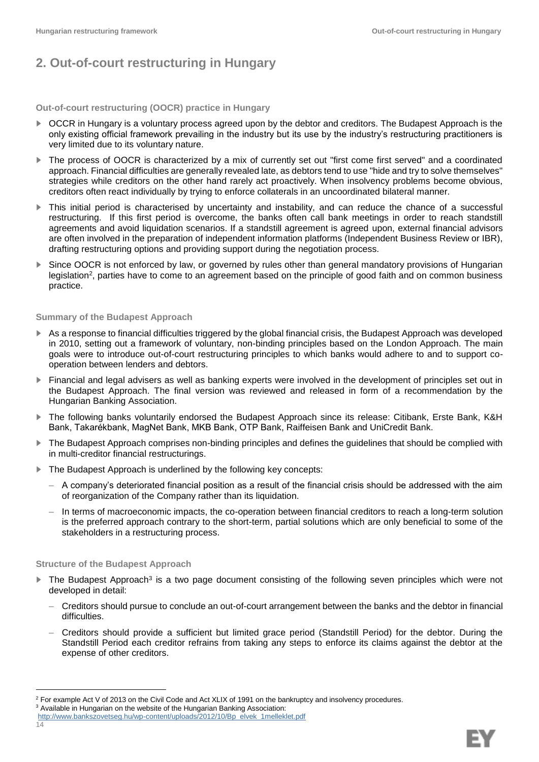## 2. Out-of-court restructuring in Hungary

### Out-of-court restructuring (OOCR) practice in Hungary

- OCCR in Hungary is a voluntary process agreed upon by the debtor and creditors. The Budapest Approach is the only existing official framework prevailing in the industry but its use by the industry's restructuring practitioners is very limited due to its voluntary nature.
- The process of OOCR is characterized by a mix of currently set out "first come first served" and a coordinated approach. Financial difficulties are generally revealed late, as debtors tend to use "hide and try to solve themselves" strategies while creditors on the other hand rarely act proactively. When insolvency problems become obvious, creditors often react individually by trying to enforce collaterals in an uncoordinated bilateral manner.
- This initial period is characterised by uncertainty and instability, and can reduce the chance of a successful restructuring. If this first period is overcome, the banks often call bank meetings in order to reach standstill agreements and avoid liquidation scenarios. If a standstill agreement is agreed upon, external financial advisors are often involved in the preparation of independent information platforms (Independent Business Review or IBR), drafting restructuring options and providing support during the negotiation process.
- Since OOCR is not enforced by law, or governed by rules other than general mandatory provisions of Hungarian legislation[2], parties have to come to an agreement based on the principle of good faith and on common business practice.

### Summary of the Budapest Approach

- As a response to financial difficulties triggered by the global financial crisis, the Budapest Approach was developed in 2010, setting out a framework of voluntary, non-binding principles based on the London Approach. The main goals were to introduce out-of-court restructuring principles to which banks would adhere to and to support co-operation between lenders and debtors.
- Financial and legal advisers as well as banking experts were involved in the development of principles set out in the Budapest Approach. The final version was reviewed and released in form of a recommendation by the Hungarian Banking Association.
- The following banks voluntarily endorsed the Budapest Approach since its release: Citibank, Erste Bank, K&H Bank, Takarékbank, MagNet Bank, MKB Bank, OTP Bank, Raiffeisen Bank and UniCredit Bank.
- The Budapest Approach comprises non-binding principles and defines the guidelines that should be complied with in multi-creditor financial restructurings.
- The Budapest Approach is underlined by the following key concepts:
  - A company's deteriorated financial position as a result of the financial crisis should be addressed with the aim of reorganization of the Company rather than its liquidation.
  - In terms of macroeconomic impacts, the co-operation between financial creditors to reach a long-term solution is the preferred approach contrary to the short-term, partial solutions which are only beneficial to some of the stakeholders in a restructuring process.

### Structure of the Budapest Approach

- The Budapest Approach[3] is a two page document consisting of the following seven principles which were not developed in detail:
  - Creditors should pursue to conclude an out-of-court arrangement between the banks and the debtor in financial difficulties.
  - Creditors should provide a sufficient but limited grace period (Standstill Period) for the debtor. During the Standstill Period each creditor refrains from taking any steps to enforce its claims against the debtor at the expense of other creditors.

---

[2] For example Act V of 2013 on the Civil Code and Act XLIX of 1991 on the bankruptcy and insolvency procedures.

[3] Available in Hungarian on the website of the Hungarian Banking Association: http://www.bankszovetseg.hu/wp-content/uploads/2012/10/Bp_elvek_1melleklet.pdf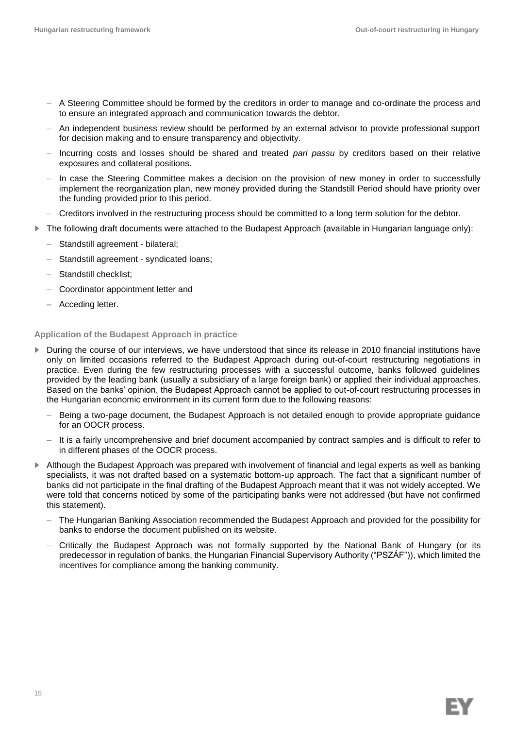- A Steering Committee should be formed by the creditors in order to manage and co-ordinate the process and to ensure an integrated approach and communication towards the debtor.
  - An independent business review should be performed by an external advisor to provide professional support for decision making and to ensure transparency and objectivity.
  - Incurring costs and losses should be shared and treated *pari passu* by creditors based on their relative exposures and collateral positions.
  - In case the Steering Committee makes a decision on the provision of new money in order to successfully implement the reorganization plan, new money provided during the Standstill Period should have priority over the funding provided prior to this period.
  - Creditors involved in the restructuring process should be committed to a long term solution for the debtor.
- The following draft documents were attached to the Budapest Approach (available in Hungarian language only):
  - Standstill agreement - bilateral;
  - Standstill agreement - syndicated loans;
  - Standstill checklist;
  - Coordinator appointment letter and
  - Acceding letter.

**Application of the Budapest Approach in practice**

- During the course of our interviews, we have understood that since its release in 2010 financial institutions have only on limited occasions referred to the Budapest Approach during out-of-court restructuring negotiations in practice. Even during the few restructuring processes with a successful outcome, banks followed guidelines provided by the leading bank (usually a subsidiary of a large foreign bank) or applied their individual approaches. Based on the banks' opinion, the Budapest Approach cannot be applied to out-of-court restructuring processes in the Hungarian economic environment in its current form due to the following reasons:
  - Being a two-page document, the Budapest Approach is not detailed enough to provide appropriate guidance for an OOCR process.
  - It is a fairly uncomprehensive and brief document accompanied by contract samples and is difficult to refer to in different phases of the OOCR process.
- Although the Budapest Approach was prepared with involvement of financial and legal experts as well as banking specialists, it was not drafted based on a systematic bottom-up approach. The fact that a significant number of banks did not participate in the final drafting of the Budapest Approach meant that it was not widely accepted. We were told that concerns noticed by some of the participating banks were not addressed (but have not confirmed this statement).
  - The Hungarian Banking Association recommended the Budapest Approach and provided for the possibility for banks to endorse the document published on its website.
  - Critically the Budapest Approach was not formally supported by the National Bank of Hungary (or its predecessor in regulation of banks, the Hungarian Financial Supervisory Authority ("PSZÁF")), which limited the incentives for compliance among the banking community.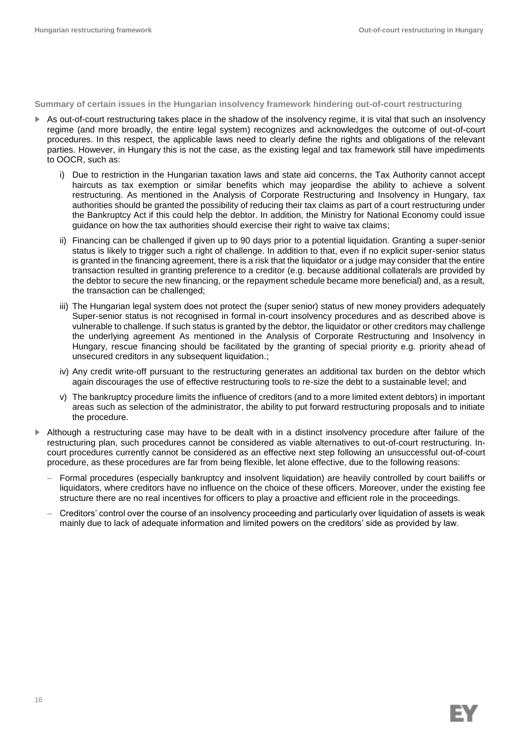**Summary of certain issues in the Hungarian insolvency framework hindering out-of-court restructuring**

- As out-of-court restructuring takes place in the shadow of the insolvency regime, it is vital that such an insolvency regime (and more broadly, the entire legal system) recognizes and acknowledges the outcome of out-of-court procedures. In this respect, the applicable laws need to clearly define the rights and obligations of the relevant parties. However, in Hungary this is not the case, as the existing legal and tax framework still have impediments to OOCR, such as:
  - i) Due to restriction in the Hungarian taxation laws and state aid concerns, the Tax Authority cannot accept haircuts as tax exemption or similar benefits which may jeopardise the ability to achieve a solvent restructuring. As mentioned in the Analysis of Corporate Restructuring and Insolvency in Hungary, tax authorities should be granted the possibility of reducing their tax claims as part of a court restructuring under the Bankruptcy Act if this could help the debtor. In addition, the Ministry for National Economy could issue guidance on how the tax authorities should exercise their right to waive tax claims;
  - ii) Financing can be challenged if given up to 90 days prior to a potential liquidation. Granting a super-senior status is likely to trigger such a right of challenge. In addition to that, even if no explicit super-senior status is granted in the financing agreement, there is a risk that the liquidator or a judge may consider that the entire transaction resulted in granting preference to a creditor (e.g. because additional collaterals are provided by the debtor to secure the new financing, or the repayment schedule became more beneficial) and, as a result, the transaction can be challenged;
  - iii) The Hungarian legal system does not protect the (super senior) status of new money providers adequately Super-senior status is not recognised in formal in-court insolvency procedures and as described above is vulnerable to challenge. If such status is granted by the debtor, the liquidator or other creditors may challenge the underlying agreement As mentioned in the Analysis of Corporate Restructuring and Insolvency in Hungary, rescue financing should be facilitated by the granting of special priority e.g. priority ahead of unsecured creditors in any subsequent liquidation.;
  - iv) Any credit write-off pursuant to the restructuring generates an additional tax burden on the debtor which again discourages the use of effective restructuring tools to re-size the debt to a sustainable level; and
  - v) The bankruptcy procedure limits the influence of creditors (and to a more limited extent debtors) in important areas such as selection of the administrator, the ability to put forward restructuring proposals and to initiate the procedure.
- Although a restructuring case may have to be dealt with in a distinct insolvency procedure after failure of the restructuring plan, such procedures cannot be considered as viable alternatives to out-of-court restructuring. In-court procedures currently cannot be considered as an effective next step following an unsuccessful out-of-court procedure, as these procedures are far from being flexible, let alone effective, due to the following reasons:
  - Formal procedures (especially bankruptcy and insolvent liquidation) are heavily controlled by court bailiffs or liquidators, where creditors have no influence on the choice of these officers. Moreover, under the existing fee structure there are no real incentives for officers to play a proactive and efficient role in the proceedings.
  - Creditors' control over the course of an insolvency proceeding and particularly over liquidation of assets is weak mainly due to lack of adequate information and limited powers on the creditors' side as provided by law.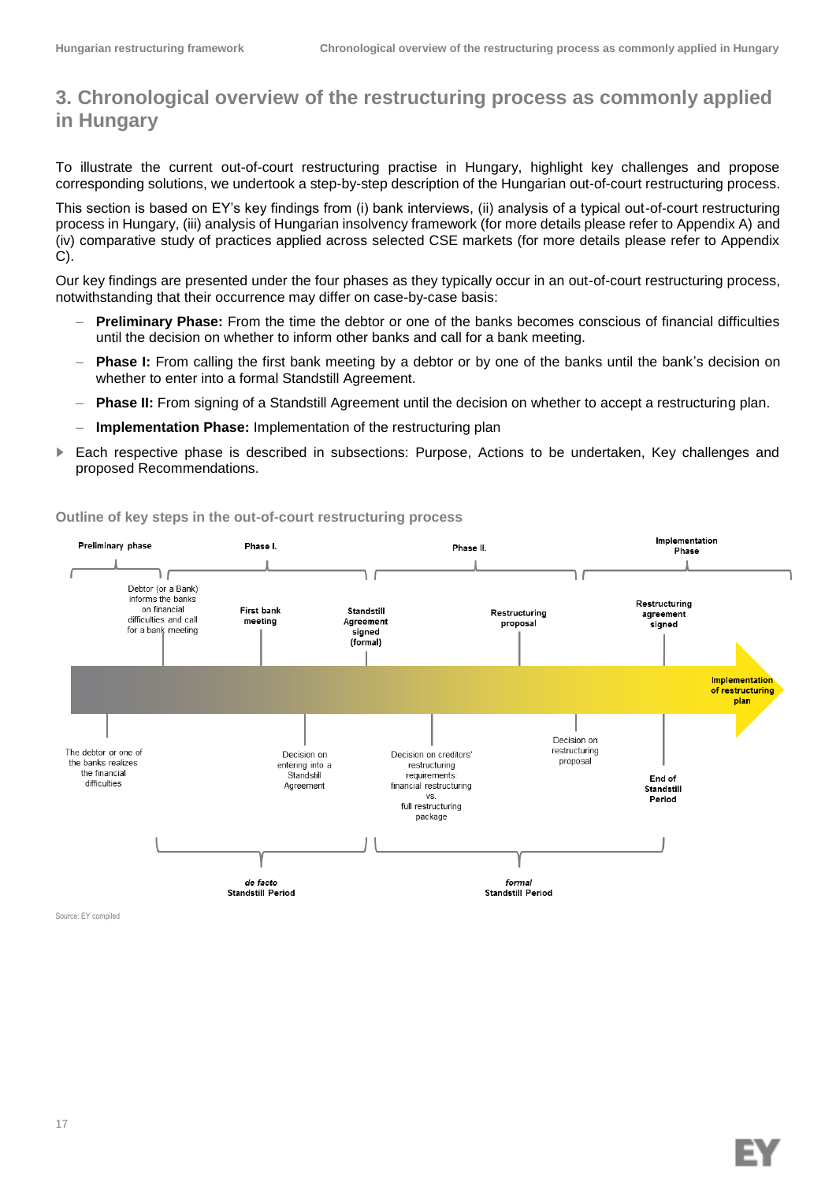# 3. Chronological overview of the restructuring process as commonly applied in Hungary

To illustrate the current out-of-court restructuring practise in Hungary, highlight key challenges and propose corresponding solutions, we undertook a step-by-step description of the Hungarian out-of-court restructuring process.

This section is based on EY's key findings from (i) bank interviews, (ii) analysis of a typical out-of-court restructuring process in Hungary, (iii) analysis of Hungarian insolvency framework (for more details please refer to Appendix A) and (iv) comparative study of practices applied across selected CSE markets (for more details please refer to Appendix C).

Our key findings are presented under the four phases as they typically occur in an out-of-court restructuring process, notwithstanding that their occurrence may differ on case-by-case basis:

- **Preliminary Phase:** From the time the debtor or one of the banks becomes conscious of financial difficulties until the decision on whether to inform other banks and call for a bank meeting.
- **Phase I:** From calling the first bank meeting by a debtor or by one of the banks until the bank's decision on whether to enter into a formal Standstill Agreement.
- **Phase II:** From signing of a Standstill Agreement until the decision on whether to accept a restructuring plan.
- **Implementation Phase:** Implementation of the restructuring plan

- Each respective phase is described in subsections: Purpose, Actions to be undertaken, Key challenges and proposed Recommendations.

**Outline of key steps in the out-of-court restructuring process**

Preliminary phase | Phase I. | Phase II. | Implementation Phase

Above timeline:
- Debtor (or a Bank) informs the banks on financial difficulties and call for a bank meeting
- First bank meeting
- Standstill Agreement signed (formal)
- Restructuring proposal
- Restructuring agreement signed
- Implementation of restructuring plan

Below timeline:
- The debtor or one of the banks realizes the financial difficulties
- Decision on entering into a Standstill Agreement
- Decision on creditors' restructuring requirements: financial restructuring vs. full restructuring package
- Decision on restructuring proposal
- End of Standstill Period

*de facto* Standstill Period | *formal* Standstill Period

Source: EY compiled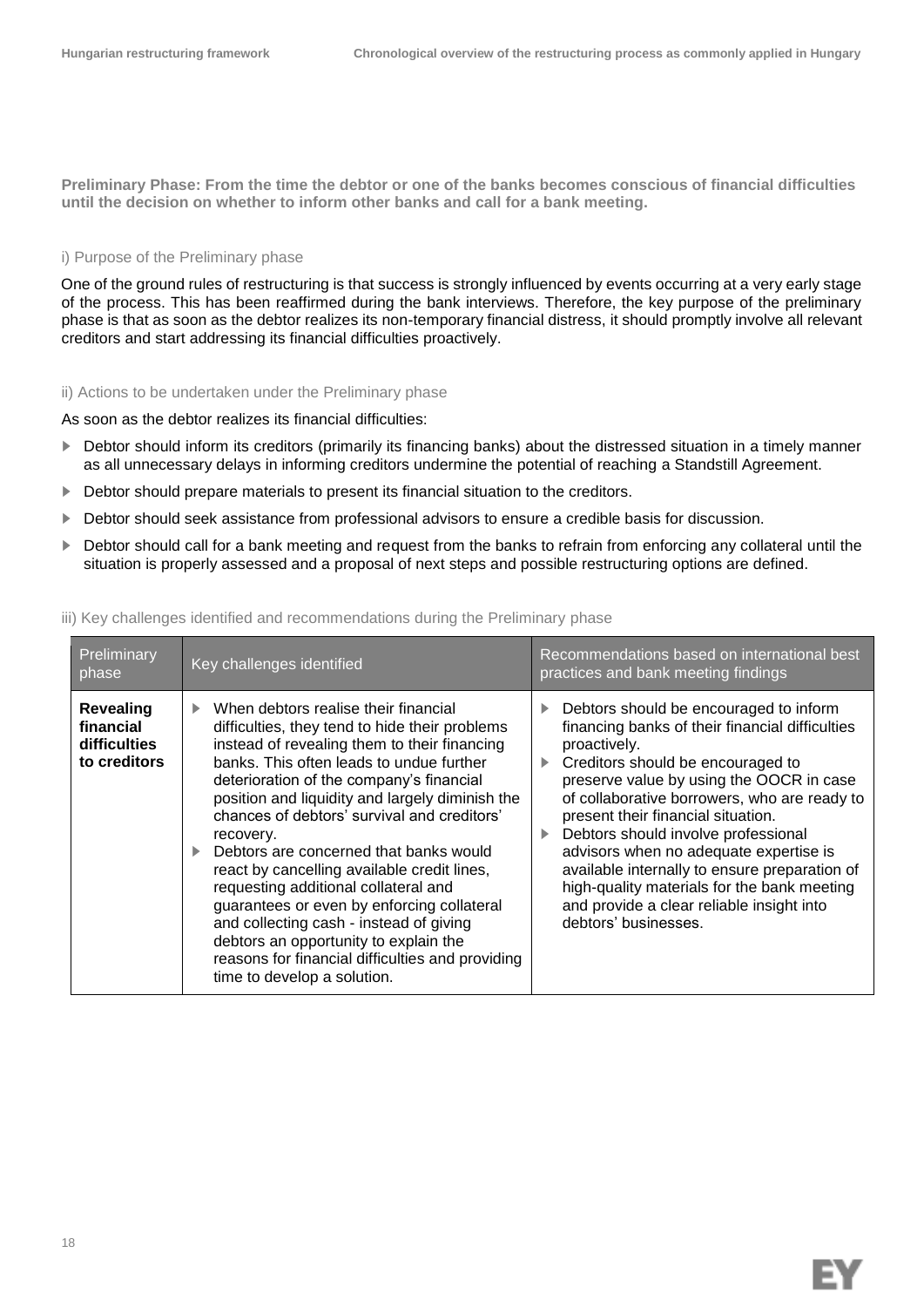**Preliminary Phase: From the time the debtor or one of the banks becomes conscious of financial difficulties until the decision on whether to inform other banks and call for a bank meeting.**

### i) Purpose of the Preliminary phase

One of the ground rules of restructuring is that success is strongly influenced by events occurring at a very early stage of the process. This has been reaffirmed during the bank interviews. Therefore, the key purpose of the preliminary phase is that as soon as the debtor realizes its non-temporary financial distress, it should promptly involve all relevant creditors and start addressing its financial difficulties proactively.

### ii) Actions to be undertaken under the Preliminary phase

As soon as the debtor realizes its financial difficulties:

- Debtor should inform its creditors (primarily its financing banks) about the distressed situation in a timely manner as all unnecessary delays in informing creditors undermine the potential of reaching a Standstill Agreement.
- Debtor should prepare materials to present its financial situation to the creditors.
- Debtor should seek assistance from professional advisors to ensure a credible basis for discussion.
- Debtor should call for a bank meeting and request from the banks to refrain from enforcing any collateral until the situation is properly assessed and a proposal of next steps and possible restructuring options are defined.

### iii) Key challenges identified and recommendations during the Preliminary phase

| Preliminary phase | Key challenges identified | Recommendations based on international best practices and bank meeting findings |
|---|---|---|
| **Revealing financial difficulties to creditors** | ▶ When debtors realise their financial difficulties, they tend to hide their problems instead of revealing them to their financing banks. This often leads to undue further deterioration of the company's financial position and liquidity and largely diminish the chances of debtors' survival and creditors' recovery.<br>▶ Debtors are concerned that banks would react by cancelling available credit lines, requesting additional collateral and guarantees or even by enforcing collateral and collecting cash - instead of giving debtors an opportunity to explain the reasons for financial difficulties and providing time to develop a solution. | ▶ Debtors should be encouraged to inform financing banks of their financial difficulties proactively.<br>▶ Creditors should be encouraged to preserve value by using the OOCR in case of collaborative borrowers, who are ready to present their financial situation.<br>▶ Debtors should involve professional advisors when no adequate expertise is available internally to ensure preparation of high-quality materials for the bank meeting and provide a clear reliable insight into debtors' businesses. |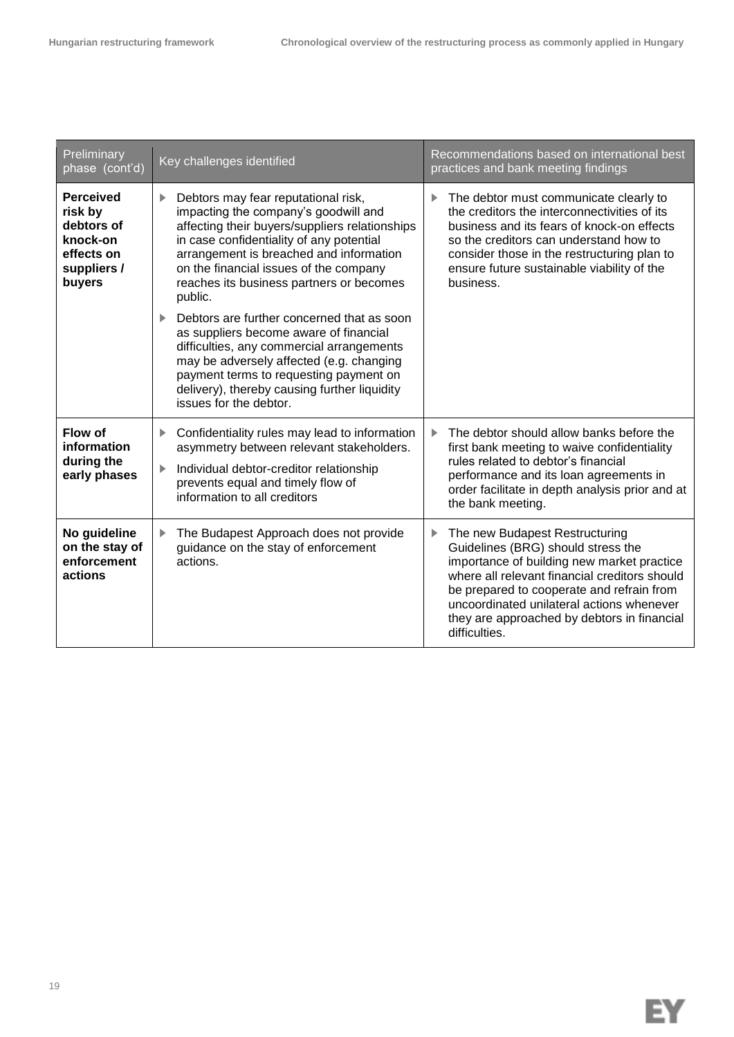| Preliminary phase (cont'd) | Key challenges identified | Recommendations based on international best practices and bank meeting findings |
|---|---|---|
| **Perceived risk by debtors of knock-on effects on suppliers / buyers** | ▶ Debtors may fear reputational risk, impacting the company's goodwill and affecting their buyers/suppliers relationships in case confidentiality of any potential arrangement is breached and information on the financial issues of the company reaches its business partners or becomes public.<br>▶ Debtors are further concerned that as soon as suppliers become aware of financial difficulties, any commercial arrangements may be adversely affected (e.g. changing payment terms to requesting payment on delivery), thereby causing further liquidity issues for the debtor. | ▶ The debtor must communicate clearly to the creditors the interconnectivities of its business and its fears of knock-on effects so the creditors can understand how to consider those in the restructuring plan to ensure future sustainable viability of the business. |
| **Flow of information during the early phases** | ▶ Confidentiality rules may lead to information asymmetry between relevant stakeholders.<br>▶ Individual debtor-creditor relationship prevents equal and timely flow of information to all creditors | ▶ The debtor should allow banks before the first bank meeting to waive confidentiality rules related to debtor's financial performance and its loan agreements in order facilitate in depth analysis prior and at the bank meeting. |
| **No guideline on the stay of enforcement actions** | ▶ The Budapest Approach does not provide guidance on the stay of enforcement actions. | ▶ The new Budapest Restructuring Guidelines (BRG) should stress the importance of building new market practice where all relevant financial creditors should be prepared to cooperate and refrain from uncoordinated unilateral actions whenever they are approached by debtors in financial difficulties. |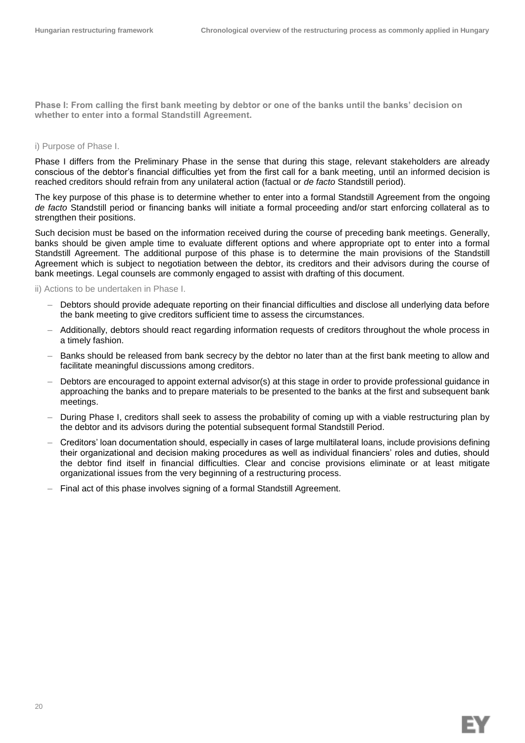**Phase I: From calling the first bank meeting by debtor or one of the banks until the banks' decision on whether to enter into a formal Standstill Agreement.**

i) Purpose of Phase I.

Phase I differs from the Preliminary Phase in the sense that during this stage, relevant stakeholders are already conscious of the debtor's financial difficulties yet from the first call for a bank meeting, until an informed decision is reached creditors should refrain from any unilateral action (factual or *de facto* Standstill period).

The key purpose of this phase is to determine whether to enter into a formal Standstill Agreement from the ongoing *de facto* Standstill period or financing banks will initiate a formal proceeding and/or start enforcing collateral as to strengthen their positions.

Such decision must be based on the information received during the course of preceding bank meetings. Generally, banks should be given ample time to evaluate different options and where appropriate opt to enter into a formal Standstill Agreement. The additional purpose of this phase is to determine the main provisions of the Standstill Agreement which is subject to negotiation between the debtor, its creditors and their advisors during the course of bank meetings. Legal counsels are commonly engaged to assist with drafting of this document.

ii) Actions to be undertaken in Phase I.

- Debtors should provide adequate reporting on their financial difficulties and disclose all underlying data before the bank meeting to give creditors sufficient time to assess the circumstances.
- Additionally, debtors should react regarding information requests of creditors throughout the whole process in a timely fashion.
- Banks should be released from bank secrecy by the debtor no later than at the first bank meeting to allow and facilitate meaningful discussions among creditors.
- Debtors are encouraged to appoint external advisor(s) at this stage in order to provide professional guidance in approaching the banks and to prepare materials to be presented to the banks at the first and subsequent bank meetings.
- During Phase I, creditors shall seek to assess the probability of coming up with a viable restructuring plan by the debtor and its advisors during the potential subsequent formal Standstill Period.
- Creditors' loan documentation should, especially in cases of large multilateral loans, include provisions defining their organizational and decision making procedures as well as individual financiers' roles and duties, should the debtor find itself in financial difficulties. Clear and concise provisions eliminate or at least mitigate organizational issues from the very beginning of a restructuring process.
- Final act of this phase involves signing of a formal Standstill Agreement.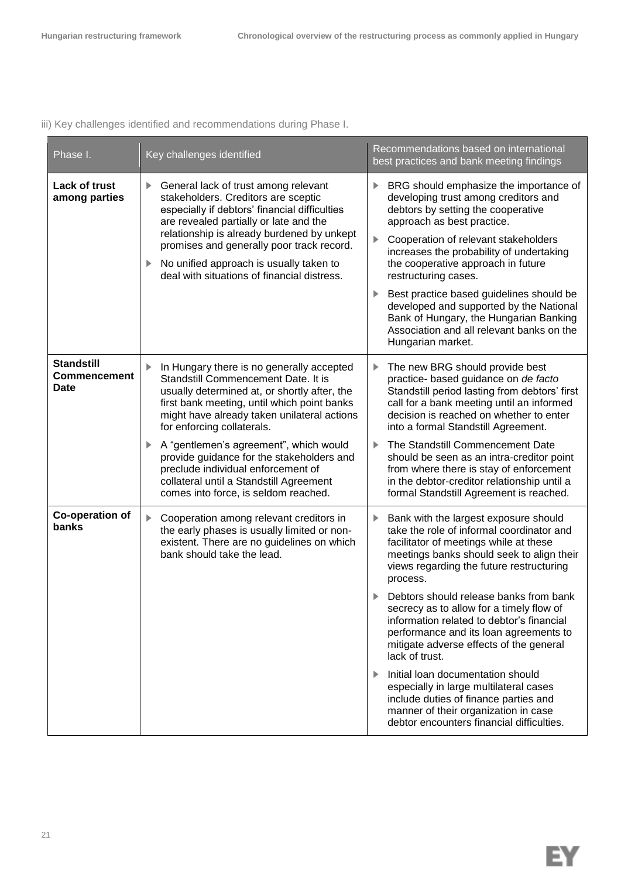iii) Key challenges identified and recommendations during Phase I.

| Phase I. | Key challenges identified | Recommendations based on international best practices and bank meeting findings |
|---|---|---|
| **Lack of trust among parties** | ▶ General lack of trust among relevant stakeholders. Creditors are sceptic especially if debtors' financial difficulties are revealed partially or late and the relationship is already burdened by unkept promises and generally poor track record.<br>▶ No unified approach is usually taken to deal with situations of financial distress. | ▶ BRG should emphasize the importance of developing trust among creditors and debtors by setting the cooperative approach as best practice.<br>▶ Cooperation of relevant stakeholders increases the probability of undertaking the cooperative approach in future restructuring cases.<br>▶ Best practice based guidelines should be developed and supported by the National Bank of Hungary, the Hungarian Banking Association and all relevant banks on the Hungarian market. |
| **Standstill Commencement Date** | ▶ In Hungary there is no generally accepted Standstill Commencement Date. It is usually determined at, or shortly after, the first bank meeting, until which point banks might have already taken unilateral actions for enforcing collaterals.<br>▶ A "gentlemen's agreement", which would provide guidance for the stakeholders and preclude individual enforcement of collateral until a Standstill Agreement comes into force, is seldom reached. | ▶ The new BRG should provide best practice- based guidance on *de facto* Standstill period lasting from debtors' first call for a bank meeting until an informed decision is reached on whether to enter into a formal Standstill Agreement.<br>▶ The Standstill Commencement Date should be seen as an intra-creditor point from where there is stay of enforcement in the debtor-creditor relationship until a formal Standstill Agreement is reached. |
| **Co-operation of banks** | ▶ Cooperation among relevant creditors in the early phases is usually limited or non-existent. There are no guidelines on which bank should take the lead. | ▶ Bank with the largest exposure should take the role of informal coordinator and facilitator of meetings while at these meetings banks should seek to align their views regarding the future restructuring process.<br>▶ Debtors should release banks from bank secrecy as to allow for a timely flow of information related to debtor's financial performance and its loan agreements to mitigate adverse effects of the general lack of trust.<br>▶ Initial loan documentation should especially in large multilateral cases include duties of finance parties and manner of their organization in case debtor encounters financial difficulties. |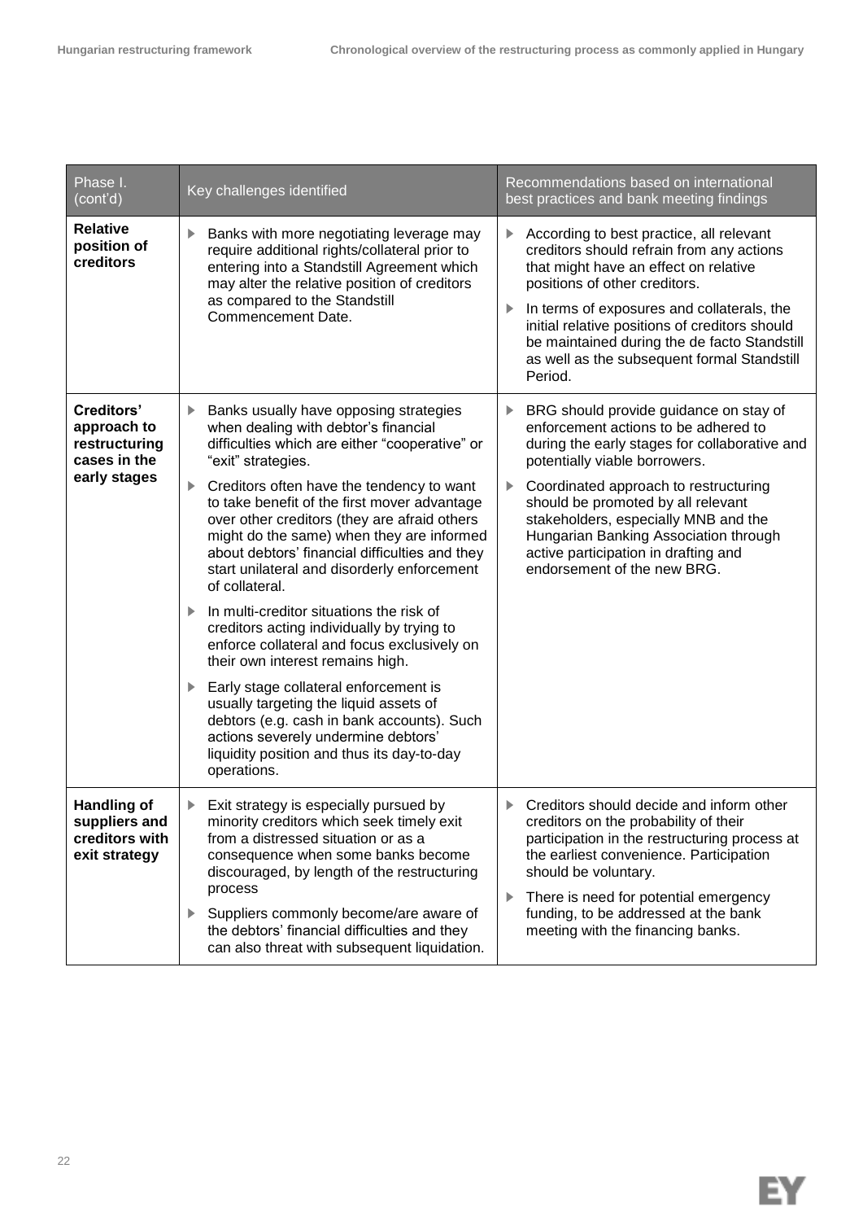| Phase I. (cont'd) | Key challenges identified | Recommendations based on international best practices and bank meeting findings |
|---|---|---|
| **Relative position of creditors** | ▸ Banks with more negotiating leverage may require additional rights/collateral prior to entering into a Standstill Agreement which may alter the relative position of creditors as compared to the Standstill Commencement Date. | ▸ According to best practice, all relevant creditors should refrain from any actions that might have an effect on relative positions of other creditors.<br>▸ In terms of exposures and collaterals, the initial relative positions of creditors should be maintained during the de facto Standstill as well as the subsequent formal Standstill Period. |
| **Creditors' approach to restructuring cases in the early stages** | ▸ Banks usually have opposing strategies when dealing with debtor's financial difficulties which are either "cooperative" or "exit" strategies.<br>▸ Creditors often have the tendency to want to take benefit of the first mover advantage over other creditors (they are afraid others might do the same) when they are informed about debtors' financial difficulties and they start unilateral and disorderly enforcement of collateral.<br>▸ In multi-creditor situations the risk of creditors acting individually by trying to enforce collateral and focus exclusively on their own interest remains high.<br>▸ Early stage collateral enforcement is usually targeting the liquid assets of debtors (e.g. cash in bank accounts). Such actions severely undermine debtors' liquidity position and thus its day-to-day operations. | ▸ BRG should provide guidance on stay of enforcement actions to be adhered to during the early stages for collaborative and potentially viable borrowers.<br>▸ Coordinated approach to restructuring should be promoted by all relevant stakeholders, especially MNB and the Hungarian Banking Association through active participation in drafting and endorsement of the new BRG. |
| **Handling of suppliers and creditors with exit strategy** | ▸ Exit strategy is especially pursued by minority creditors which seek timely exit from a distressed situation or as a consequence when some banks become discouraged, by length of the restructuring process<br>▸ Suppliers commonly become/are aware of the debtors' financial difficulties and they can also threat with subsequent liquidation. | ▸ Creditors should decide and inform other creditors on the probability of their participation in the restructuring process at the earliest convenience. Participation should be voluntary.<br>▸ There is need for potential emergency funding, to be addressed at the bank meeting with the financing banks. |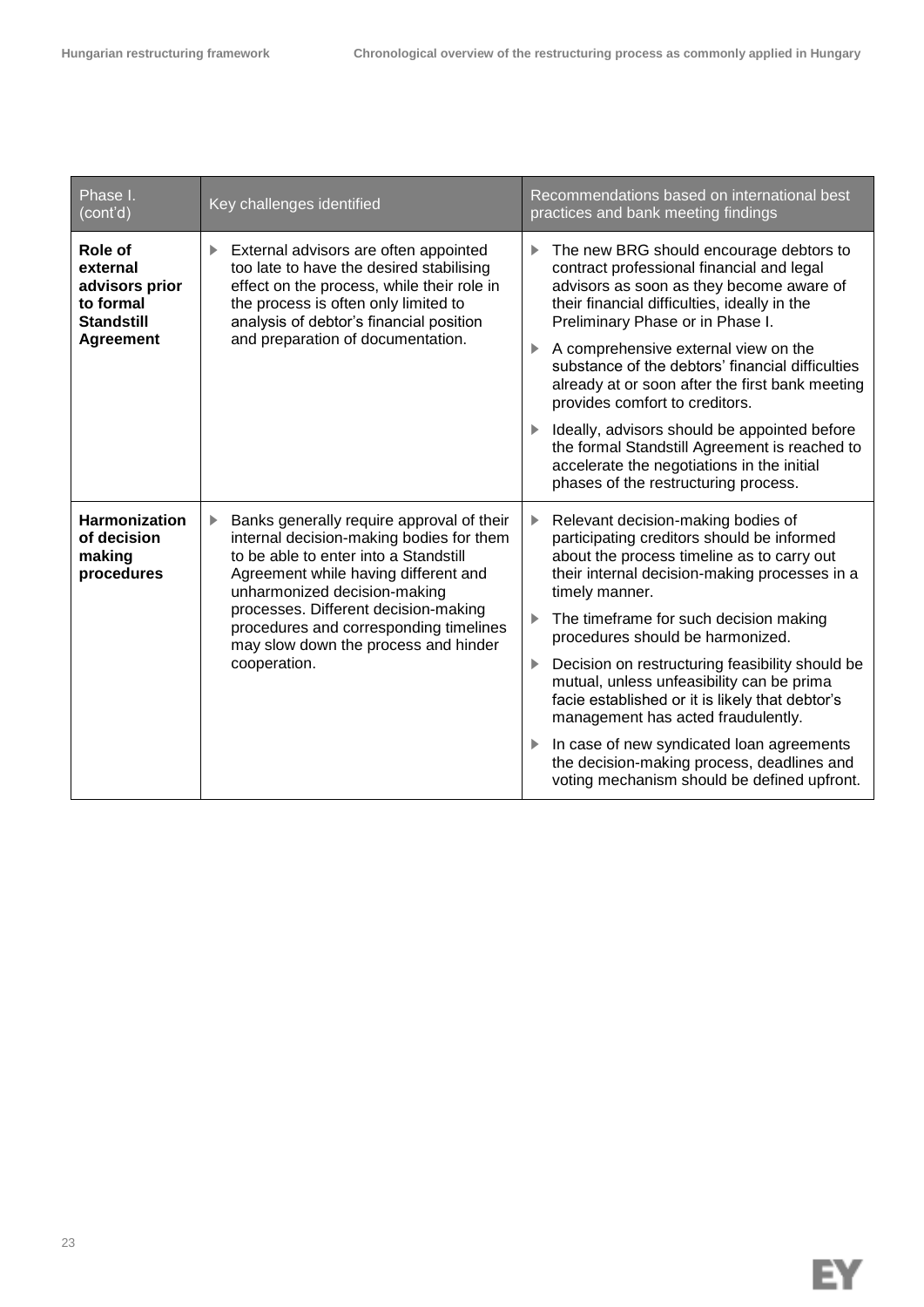| Phase I. (cont'd) | Key challenges identified | Recommendations based on international best practices and bank meeting findings |
|---|---|---|
| **Role of external advisors prior to formal Standstill Agreement** | ▶ External advisors are often appointed too late to have the desired stabilising effect on the process, while their role in the process is often only limited to analysis of debtor's financial position and preparation of documentation. | ▶ The new BRG should encourage debtors to contract professional financial and legal advisors as soon as they become aware of their financial difficulties, ideally in the Preliminary Phase or in Phase I.<br>▶ A comprehensive external view on the substance of the debtors' financial difficulties already at or soon after the first bank meeting provides comfort to creditors.<br>▶ Ideally, advisors should be appointed before the formal Standstill Agreement is reached to accelerate the negotiations in the initial phases of the restructuring process. |
| **Harmonization of decision making procedures** | ▶ Banks generally require approval of their internal decision-making bodies for them to be able to enter into a Standstill Agreement while having different and unharmonized decision-making processes. Different decision-making procedures and corresponding timelines may slow down the process and hinder cooperation. | ▶ Relevant decision-making bodies of participating creditors should be informed about the process timeline as to carry out their internal decision-making processes in a timely manner.<br>▶ The timeframe for such decision making procedures should be harmonized.<br>▶ Decision on restructuring feasibility should be mutual, unless unfeasibility can be prima facie established or it is likely that debtor's management has acted fraudulently.<br>▶ In case of new syndicated loan agreements the decision-making process, deadlines and voting mechanism should be defined upfront. |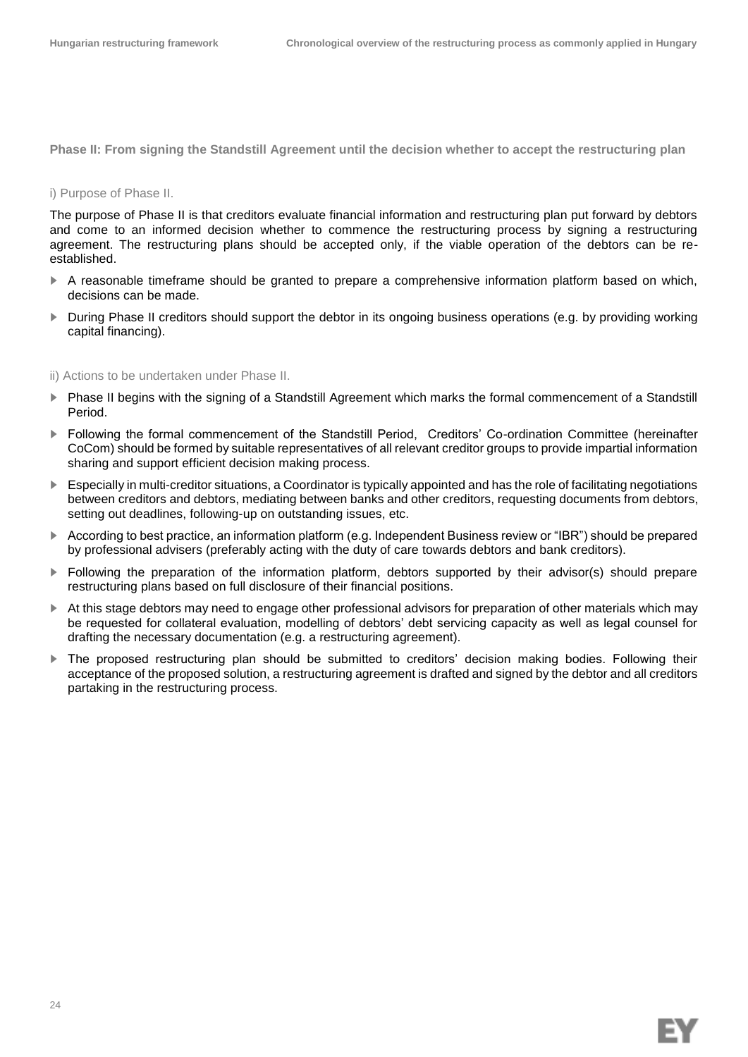## Phase II: From signing the Standstill Agreement until the decision whether to accept the restructuring plan

### i) Purpose of Phase II.

The purpose of Phase II is that creditors evaluate financial information and restructuring plan put forward by debtors and come to an informed decision whether to commence the restructuring process by signing a restructuring agreement. The restructuring plans should be accepted only, if the viable operation of the debtors can be re-established.

- A reasonable timeframe should be granted to prepare a comprehensive information platform based on which, decisions can be made.
- During Phase II creditors should support the debtor in its ongoing business operations (e.g. by providing working capital financing).

### ii) Actions to be undertaken under Phase II.

- Phase II begins with the signing of a Standstill Agreement which marks the formal commencement of a Standstill Period.
- Following the formal commencement of the Standstill Period, Creditors' Co-ordination Committee (hereinafter CoCom) should be formed by suitable representatives of all relevant creditor groups to provide impartial information sharing and support efficient decision making process.
- Especially in multi-creditor situations, a Coordinator is typically appointed and has the role of facilitating negotiations between creditors and debtors, mediating between banks and other creditors, requesting documents from debtors, setting out deadlines, following-up on outstanding issues, etc.
- According to best practice, an information platform (e.g. Independent Business review or "IBR") should be prepared by professional advisers (preferably acting with the duty of care towards debtors and bank creditors).
- Following the preparation of the information platform, debtors supported by their advisor(s) should prepare restructuring plans based on full disclosure of their financial positions.
- At this stage debtors may need to engage other professional advisors for preparation of other materials which may be requested for collateral evaluation, modelling of debtors' debt servicing capacity as well as legal counsel for drafting the necessary documentation (e.g. a restructuring agreement).
- The proposed restructuring plan should be submitted to creditors' decision making bodies. Following their acceptance of the proposed solution, a restructuring agreement is drafted and signed by the debtor and all creditors partaking in the restructuring process.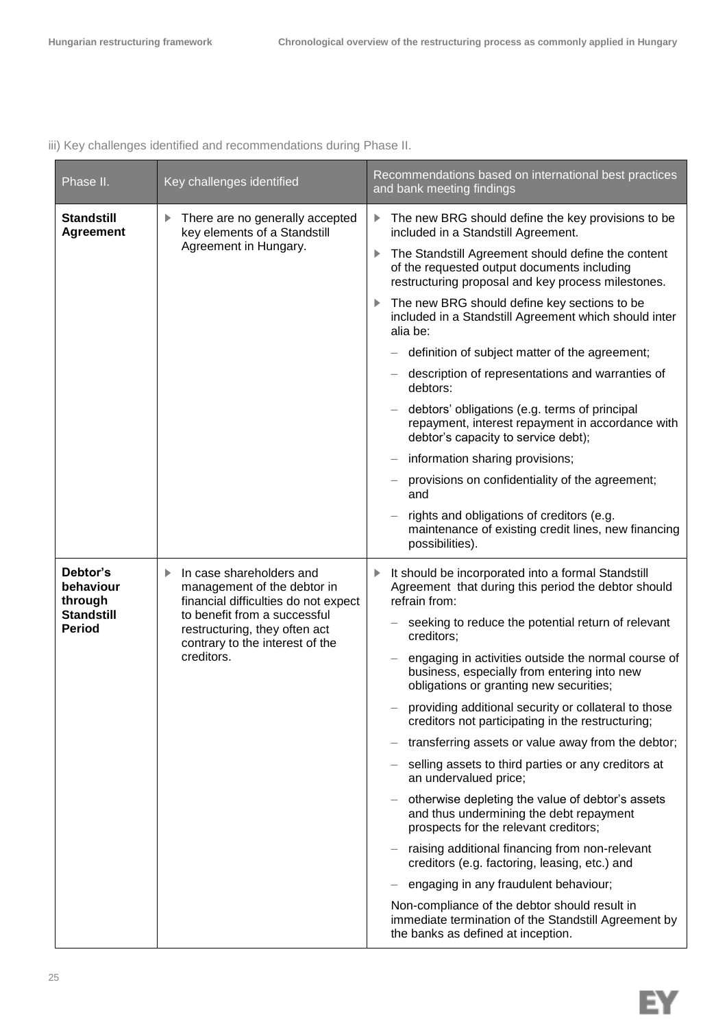iii) Key challenges identified and recommendations during Phase II.

| Phase II. | Key challenges identified | Recommendations based on international best practices and bank meeting findings |
|---|---|---|
| **Standstill Agreement** | ▶ There are no generally accepted key elements of a Standstill Agreement in Hungary. | ▶ The new BRG should define the key provisions to be included in a Standstill Agreement.<br>▶ The Standstill Agreement should define the content of the requested output documents including restructuring proposal and key process milestones.<br>▶ The new BRG should define key sections to be included in a Standstill Agreement which should inter alia be:<br>– definition of subject matter of the agreement;<br>– description of representations and warranties of debtors:<br>– debtors' obligations (e.g. terms of principal repayment, interest repayment in accordance with debtor's capacity to service debt);<br>– information sharing provisions;<br>– provisions on confidentiality of the agreement; and<br>– rights and obligations of creditors (e.g. maintenance of existing credit lines, new financing possibilities). |
| **Debtor's behaviour through Standstill Period** | ▶ In case shareholders and management of the debtor in financial difficulties do not expect to benefit from a successful restructuring, they often act contrary to the interest of the creditors. | ▶ It should be incorporated into a formal Standstill Agreement that during this period the debtor should refrain from:<br>– seeking to reduce the potential return of relevant creditors;<br>– engaging in activities outside the normal course of business, especially from entering into new obligations or granting new securities;<br>– providing additional security or collateral to those creditors not participating in the restructuring;<br>– transferring assets or value away from the debtor;<br>– selling assets to third parties or any creditors at an undervalued price;<br>– otherwise depleting the value of debtor's assets and thus undermining the debt repayment prospects for the relevant creditors;<br>– raising additional financing from non-relevant creditors (e.g. factoring, leasing, etc.) and<br>– engaging in any fraudulent behaviour;<br>Non-compliance of the debtor should result in immediate termination of the Standstill Agreement by the banks as defined at inception. |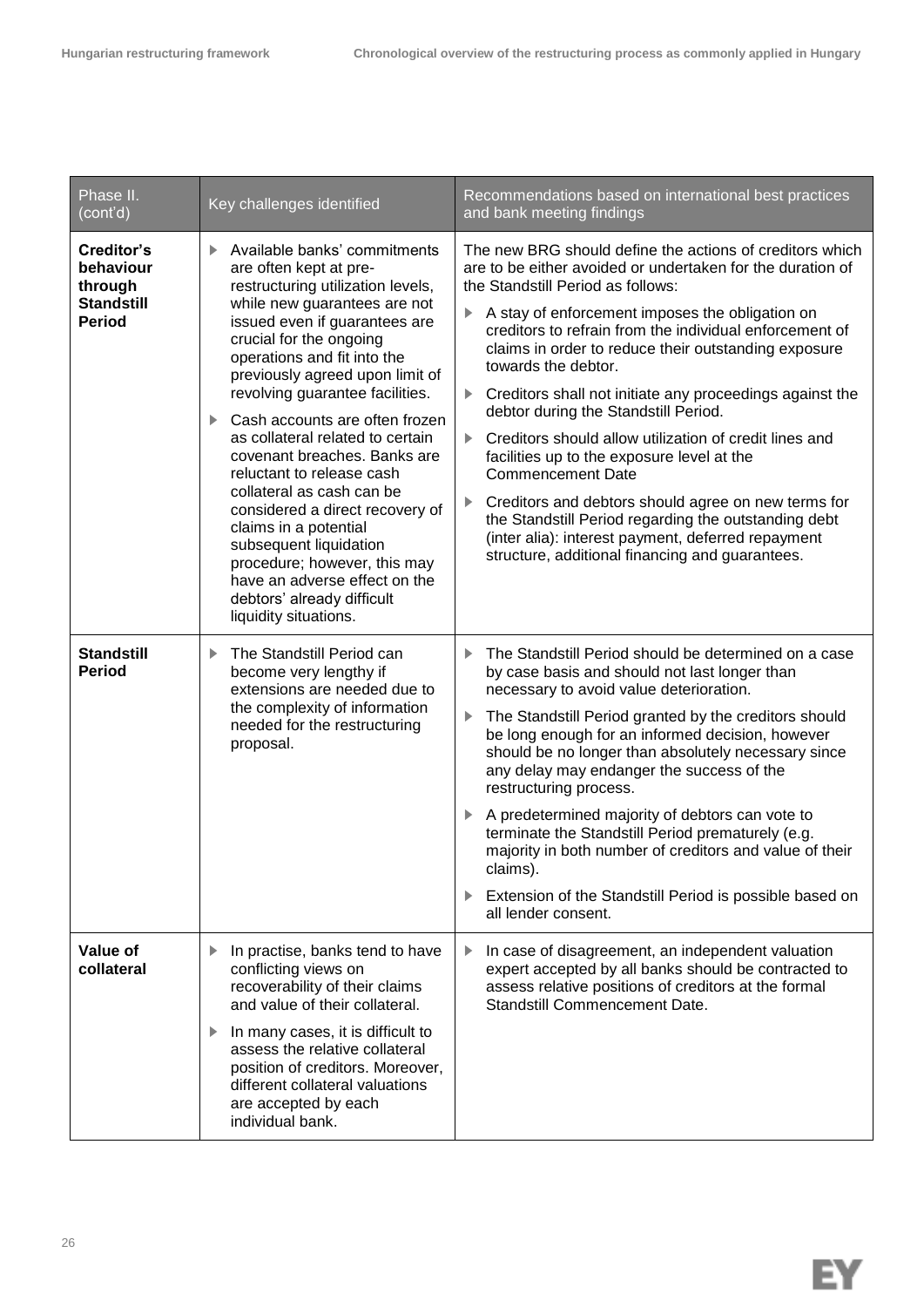| Phase II. (cont'd) | Key challenges identified | Recommendations based on international best practices and bank meeting findings |
|---|---|---|
| **Creditor's behaviour through Standstill Period** | ▶ Available banks' commitments are often kept at pre-restructuring utilization levels, while new guarantees are not issued even if guarantees are crucial for the ongoing operations and fit into the previously agreed upon limit of revolving guarantee facilities.<br>▶ Cash accounts are often frozen as collateral related to certain covenant breaches. Banks are reluctant to release cash collateral as cash can be considered a direct recovery of claims in a potential subsequent liquidation procedure; however, this may have an adverse effect on the debtors' already difficult liquidity situations. | The new BRG should define the actions of creditors which are to be either avoided or undertaken for the duration of the Standstill Period as follows:<br>▶ A stay of enforcement imposes the obligation on creditors to refrain from the individual enforcement of claims in order to reduce their outstanding exposure towards the debtor.<br>▶ Creditors shall not initiate any proceedings against the debtor during the Standstill Period.<br>▶ Creditors should allow utilization of credit lines and facilities up to the exposure level at the Commencement Date<br>▶ Creditors and debtors should agree on new terms for the Standstill Period regarding the outstanding debt (inter alia): interest payment, deferred repayment structure, additional financing and guarantees. |
| **Standstill Period** | ▶ The Standstill Period can become very lengthy if extensions are needed due to the complexity of information needed for the restructuring proposal. | ▶ The Standstill Period should be determined on a case by case basis and should not last longer than necessary to avoid value deterioration.<br>▶ The Standstill Period granted by the creditors should be long enough for an informed decision, however should be no longer than absolutely necessary since any delay may endanger the success of the restructuring process.<br>▶ A predetermined majority of debtors can vote to terminate the Standstill Period prematurely (e.g. majority in both number of creditors and value of their claims).<br>▶ Extension of the Standstill Period is possible based on all lender consent. |
| **Value of collateral** | ▶ In practise, banks tend to have conflicting views on recoverability of their claims and value of their collateral.<br>▶ In many cases, it is difficult to assess the relative collateral position of creditors. Moreover, different collateral valuations are accepted by each individual bank. | ▶ In case of disagreement, an independent valuation expert accepted by all banks should be contracted to assess relative positions of creditors at the formal Standstill Commencement Date. |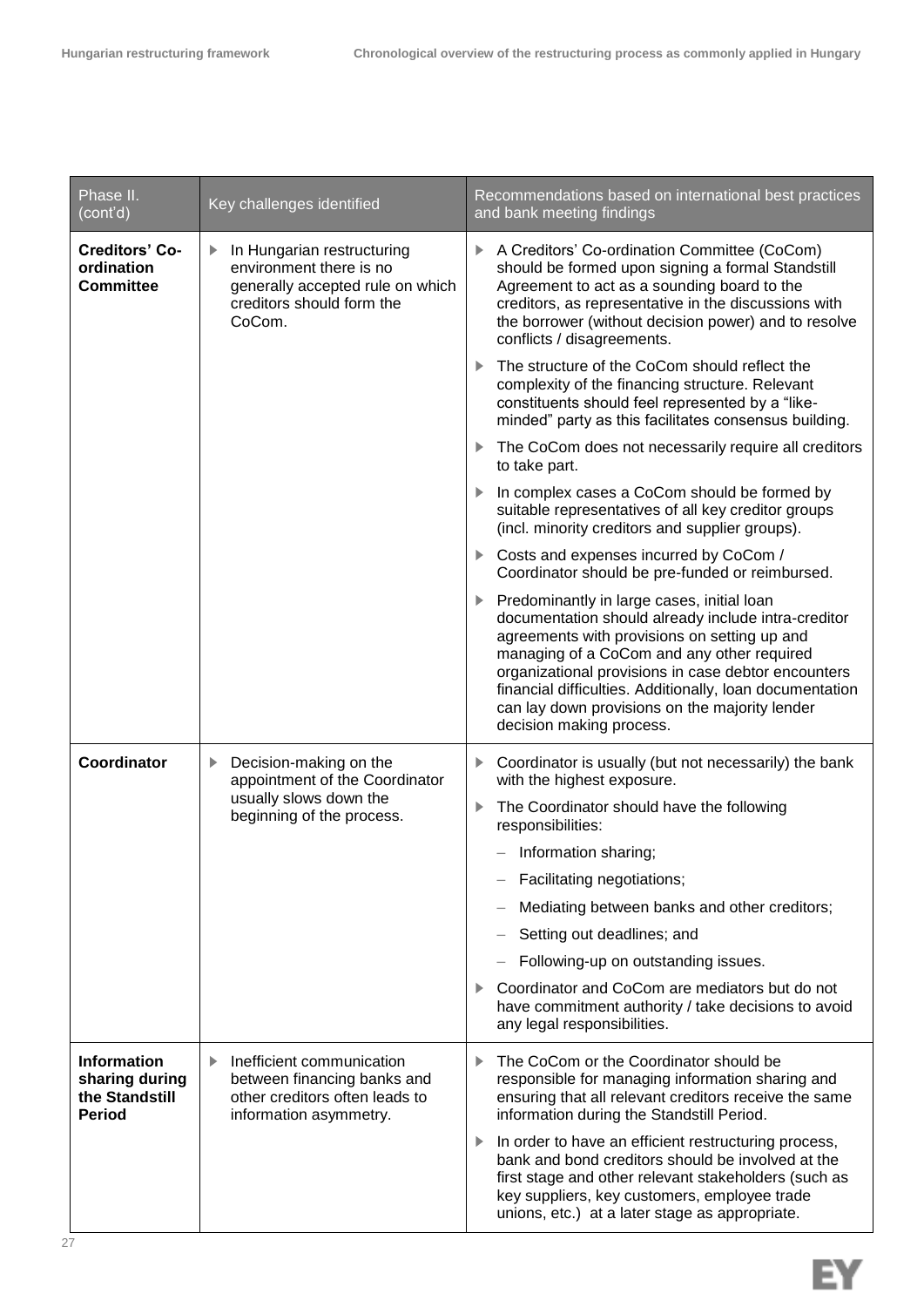| Phase II. (cont'd) | Key challenges identified | Recommendations based on international best practices and bank meeting findings |
|---|---|---|
| **Creditors' Co-ordination Committee** | ▶ In Hungarian restructuring environment there is no generally accepted rule on which creditors should form the CoCom. | ▶ A Creditors' Co-ordination Committee (CoCom) should be formed upon signing a formal Standstill Agreement to act as a sounding board to the creditors, as representative in the discussions with the borrower (without decision power) and to resolve conflicts / disagreements.<br>▶ The structure of the CoCom should reflect the complexity of the financing structure. Relevant constituents should feel represented by a "like-minded" party as this facilitates consensus building.<br>▶ The CoCom does not necessarily require all creditors to take part.<br>▶ In complex cases a CoCom should be formed by suitable representatives of all key creditor groups (incl. minority creditors and supplier groups).<br>▶ Costs and expenses incurred by CoCom / Coordinator should be pre-funded or reimbursed.<br>▶ Predominantly in large cases, initial loan documentation should already include intra-creditor agreements with provisions on setting up and managing of a CoCom and any other required organizational provisions in case debtor encounters financial difficulties. Additionally, loan documentation can lay down provisions on the majority lender decision making process. |
| **Coordinator** | ▶ Decision-making on the appointment of the Coordinator usually slows down the beginning of the process. | ▶ Coordinator is usually (but not necessarily) the bank with the highest exposure.<br>▶ The Coordinator should have the following responsibilities:<br>– Information sharing;<br>– Facilitating negotiations;<br>– Mediating between banks and other creditors;<br>– Setting out deadlines; and<br>– Following-up on outstanding issues.<br>▶ Coordinator and CoCom are mediators but do not have commitment authority / take decisions to avoid any legal responsibilities. |
| **Information sharing during the Standstill Period** | ▶ Inefficient communication between financing banks and other creditors often leads to information asymmetry. | ▶ The CoCom or the Coordinator should be responsible for managing information sharing and ensuring that all relevant creditors receive the same information during the Standstill Period.<br>▶ In order to have an efficient restructuring process, bank and bond creditors should be involved at the first stage and other relevant stakeholders (such as key suppliers, key customers, employee trade unions, etc.) at a later stage as appropriate. |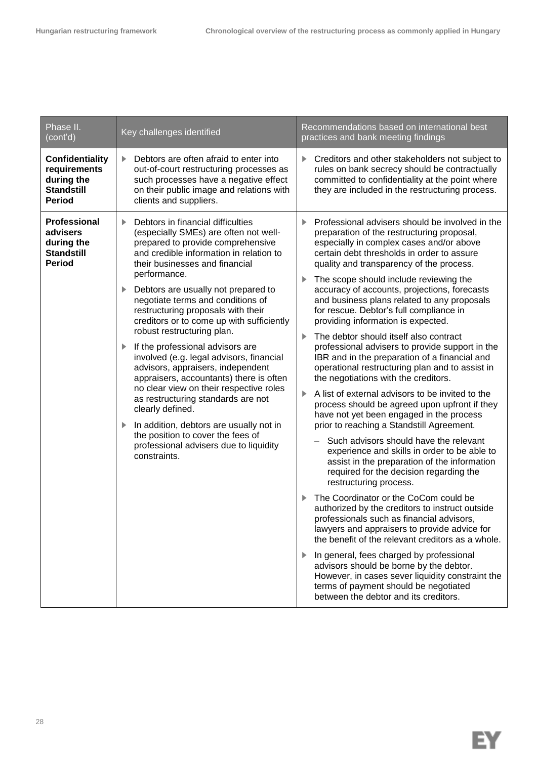| Phase II. (cont'd) | Key challenges identified | Recommendations based on international best practices and bank meeting findings |
|---|---|---|
| **Confidentiality requirements during the Standstill Period** | ▶ Debtors are often afraid to enter into out-of-court restructuring processes as such processes have a negative effect on their public image and relations with clients and suppliers. | ▶ Creditors and other stakeholders not subject to rules on bank secrecy should be contractually committed to confidentiality at the point where they are included in the restructuring process. |
| **Professional advisers during the Standstill Period** | ▶ Debtors in financial difficulties (especially SMEs) are often not well-prepared to provide comprehensive and credible information in relation to their businesses and financial performance.<br>▶ Debtors are usually not prepared to negotiate terms and conditions of restructuring proposals with their creditors or to come up with sufficiently robust restructuring plan.<br>▶ If the professional advisors are involved (e.g. legal advisors, financial advisors, appraisers, independent appraisers, accountants) there is often no clear view on their respective roles as restructuring standards are not clearly defined.<br>▶ In addition, debtors are usually not in the position to cover the fees of professional advisers due to liquidity constraints. | ▶ Professional advisers should be involved in the preparation of the restructuring proposal, especially in complex cases and/or above certain debt thresholds in order to assure quality and transparency of the process.<br>▶ The scope should include reviewing the accuracy of accounts, projections, forecasts and business plans related to any proposals for rescue. Debtor's full compliance in providing information is expected.<br>▶ The debtor should itself also contract professional advisers to provide support in the IBR and in the preparation of a financial and operational restructuring plan and to assist in the negotiations with the creditors.<br>▶ A list of external advisors to be invited to the process should be agreed upon upfront if they have not yet been engaged in the process prior to reaching a Standstill Agreement.<br>– Such advisors should have the relevant experience and skills in order to be able to assist in the preparation of the information required for the decision regarding the restructuring process.<br>▶ The Coordinator or the CoCom could be authorized by the creditors to instruct outside professionals such as financial advisors, lawyers and appraisers to provide advice for the benefit of the relevant creditors as a whole.<br>▶ In general, fees charged by professional advisors should be borne by the debtor. However, in cases sever liquidity constraint the terms of payment should be negotiated between the debtor and its creditors. |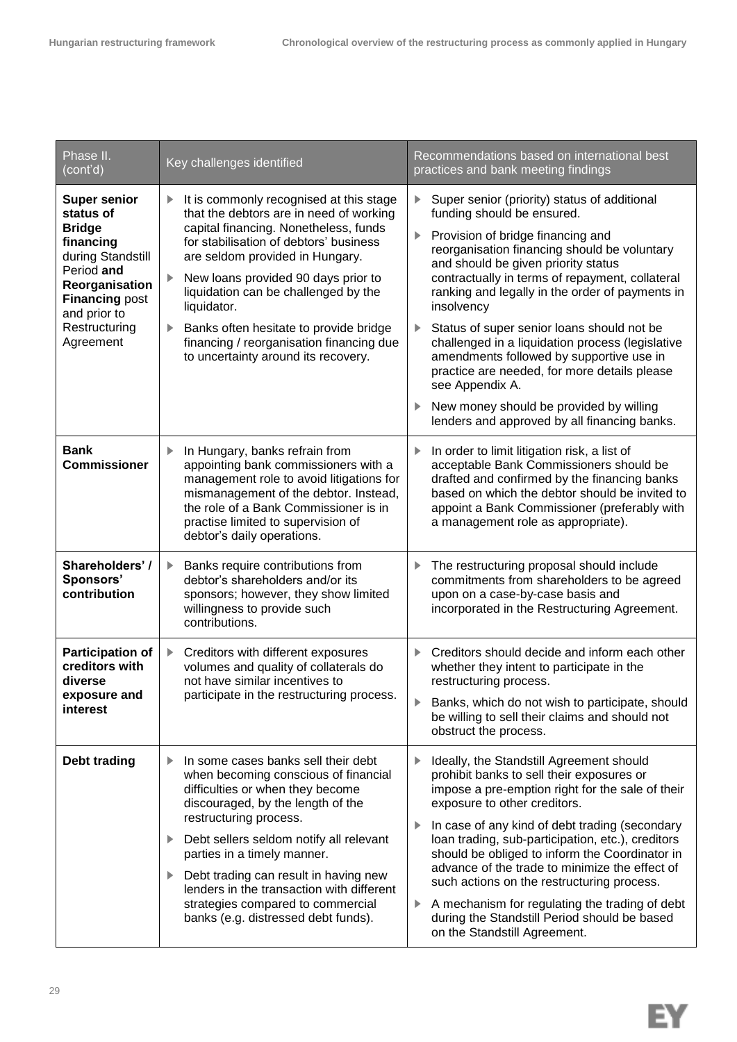| Phase II. (cont'd) | Key challenges identified | Recommendations based on international best practices and bank meeting findings |
|---|---|---|
| **Super senior status of Bridge financing** during Standstill Period **and Reorganisation Financing** post and prior to Restructuring Agreement | ▶ It is commonly recognised at this stage that the debtors are in need of working capital financing. Nonetheless, funds for stabilisation of debtors' business are seldom provided in Hungary.<br>▶ New loans provided 90 days prior to liquidation can be challenged by the liquidator.<br>▶ Banks often hesitate to provide bridge financing / reorganisation financing due to uncertainty around its recovery. | ▶ Super senior (priority) status of additional funding should be ensured.<br>▶ Provision of bridge financing and reorganisation financing should be voluntary and should be given priority status contractually in terms of repayment, collateral ranking and legally in the order of payments in insolvency<br>▶ Status of super senior loans should not be challenged in a liquidation process (legislative amendments followed by supportive use in practice are needed, for more details please see Appendix A.<br>▶ New money should be provided by willing lenders and approved by all financing banks. |
| **Bank Commissioner** | ▶ In Hungary, banks refrain from appointing bank commissioners with a management role to avoid litigations for mismanagement of the debtor. Instead, the role of a Bank Commissioner is in practise limited to supervision of debtor's daily operations. | ▶ In order to limit litigation risk, a list of acceptable Bank Commissioners should be drafted and confirmed by the financing banks based on which the debtor should be invited to appoint a Bank Commissioner (preferably with a management role as appropriate). |
| **Shareholders' / Sponsors' contribution** | ▶ Banks require contributions from debtor's shareholders and/or its sponsors; however, they show limited willingness to provide such contributions. | ▶ The restructuring proposal should include commitments from shareholders to be agreed upon on a case-by-case basis and incorporated in the Restructuring Agreement. |
| **Participation of creditors with diverse exposure and interest** | ▶ Creditors with different exposures volumes and quality of collaterals do not have similar incentives to participate in the restructuring process. | ▶ Creditors should decide and inform each other whether they intent to participate in the restructuring process.<br>▶ Banks, which do not wish to participate, should be willing to sell their claims and should not obstruct the process. |
| **Debt trading** | ▶ In some cases banks sell their debt when becoming conscious of financial difficulties or when they become discouraged, by the length of the restructuring process.<br>▶ Debt sellers seldom notify all relevant parties in a timely manner.<br>▶ Debt trading can result in having new lenders in the transaction with different strategies compared to commercial banks (e.g. distressed debt funds). | ▶ Ideally, the Standstill Agreement should prohibit banks to sell their exposures or impose a pre-emption right for the sale of their exposure to other creditors.<br>▶ In case of any kind of debt trading (secondary loan trading, sub-participation, etc.), creditors should be obliged to inform the Coordinator in advance of the trade to minimize the effect of such actions on the restructuring process.<br>▶ A mechanism for regulating the trading of debt during the Standstill Period should be based on the Standstill Agreement. |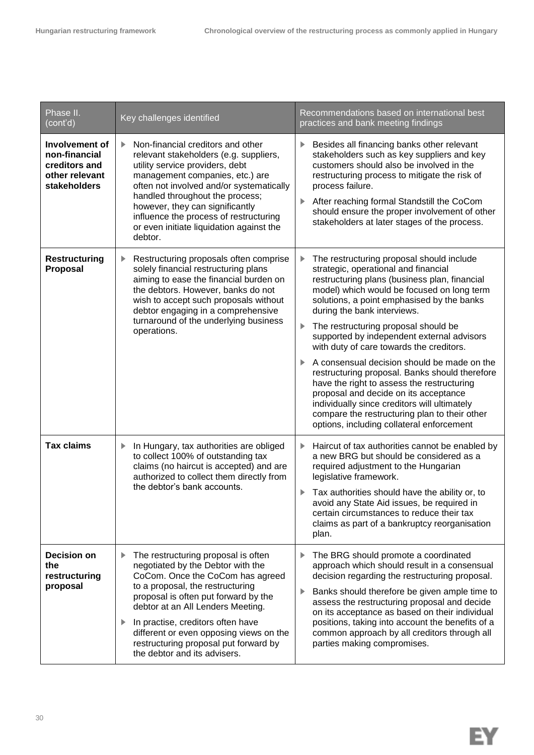| Phase II. (cont'd) | Key challenges identified | Recommendations based on international best practices and bank meeting findings |
|---|---|---|
| **Involvement of non-financial creditors and other relevant stakeholders** | ▶ Non-financial creditors and other relevant stakeholders (e.g. suppliers, utility service providers, debt management companies, etc.) are often not involved and/or systematically handled throughout the process; however, they can significantly influence the process of restructuring or even initiate liquidation against the debtor. | ▶ Besides all financing banks other relevant stakeholders such as key suppliers and key customers should also be involved in the restructuring process to mitigate the risk of process failure.<br>▶ After reaching formal Standstill the CoCom should ensure the proper involvement of other stakeholders at later stages of the process. |
| **Restructuring Proposal** | ▶ Restructuring proposals often comprise solely financial restructuring plans aiming to ease the financial burden on the debtors. However, banks do not wish to accept such proposals without debtor engaging in a comprehensive turnaround of the underlying business operations. | ▶ The restructuring proposal should include strategic, operational and financial restructuring plans (business plan, financial model) which would be focused on long term solutions, a point emphasised by the banks during the bank interviews.<br>▶ The restructuring proposal should be supported by independent external advisors with duty of care towards the creditors.<br>▶ A consensual decision should be made on the restructuring proposal. Banks should therefore have the right to assess the restructuring proposal and decide on its acceptance individually since creditors will ultimately compare the restructuring plan to their other options, including collateral enforcement |
| **Tax claims** | ▶ In Hungary, tax authorities are obliged to collect 100% of outstanding tax claims (no haircut is accepted) and are authorized to collect them directly from the debtor's bank accounts. | ▶ Haircut of tax authorities cannot be enabled by a new BRG but should be considered as a required adjustment to the Hungarian legislative framework.<br>▶ Tax authorities should have the ability or, to avoid any State Aid issues, be required in certain circumstances to reduce their tax claims as part of a bankruptcy reorganisation plan. |
| **Decision on the restructuring proposal** | ▶ The restructuring proposal is often negotiated by the Debtor with the CoCom. Once the CoCom has agreed to a proposal, the restructuring proposal is often put forward by the debtor at an All Lenders Meeting.<br>▶ In practise, creditors often have different or even opposing views on the restructuring proposal put forward by the debtor and its advisers. | ▶ The BRG should promote a coordinated approach which should result in a consensual decision regarding the restructuring proposal.<br>▶ Banks should therefore be given ample time to assess the restructuring proposal and decide on its acceptance as based on their individual positions, taking into account the benefits of a common approach by all creditors through all parties making compromises. |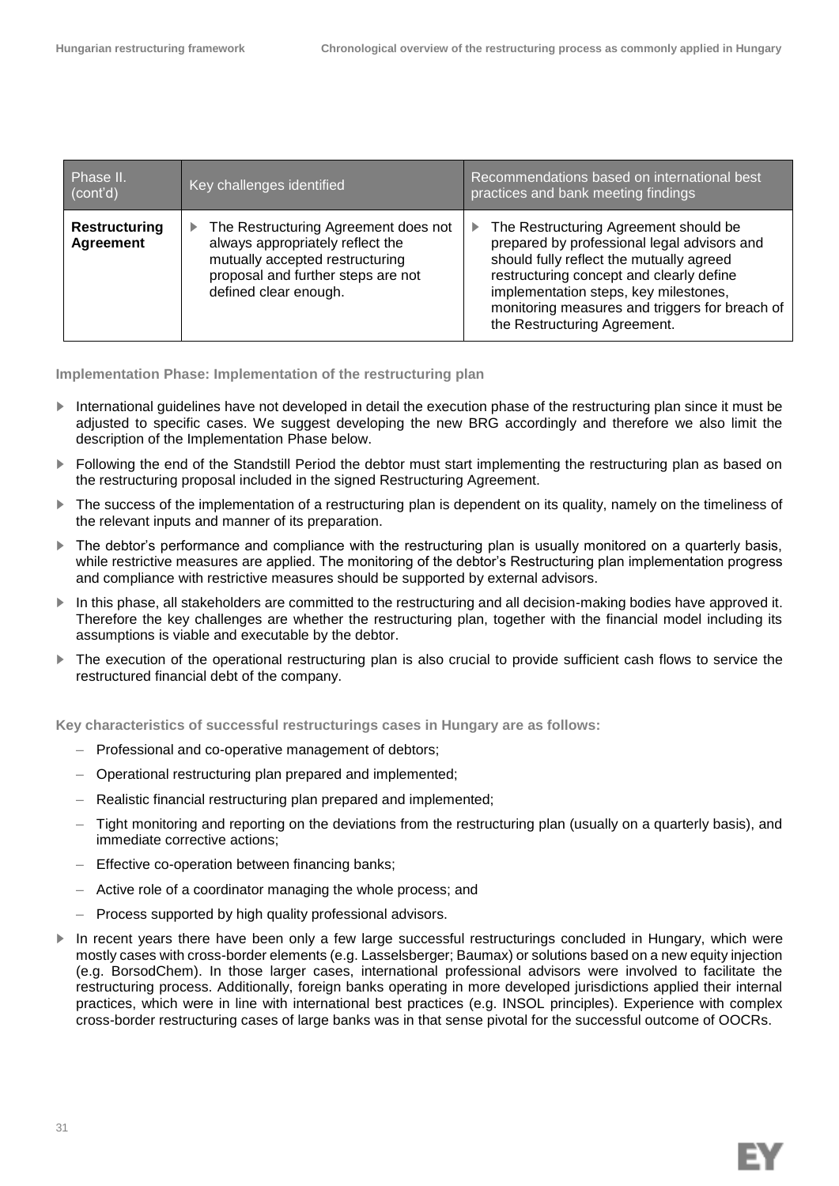| Phase II. (cont'd) | Key challenges identified | Recommendations based on international best practices and bank meeting findings |
| --- | --- | --- |
| **Restructuring Agreement** | ▶ The Restructuring Agreement does not always appropriately reflect the mutually accepted restructuring proposal and further steps are not defined clear enough. | ▶ The Restructuring Agreement should be prepared by professional legal advisors and should fully reflect the mutually agreed restructuring concept and clearly define implementation steps, key milestones, monitoring measures and triggers for breach of the Restructuring Agreement. |

**Implementation Phase: Implementation of the restructuring plan**

- International guidelines have not developed in detail the execution phase of the restructuring plan since it must be adjusted to specific cases. We suggest developing the new BRG accordingly and therefore we also limit the description of the Implementation Phase below.
- Following the end of the Standstill Period the debtor must start implementing the restructuring plan as based on the restructuring proposal included in the signed Restructuring Agreement.
- The success of the implementation of a restructuring plan is dependent on its quality, namely on the timeliness of the relevant inputs and manner of its preparation.
- The debtor's performance and compliance with the restructuring plan is usually monitored on a quarterly basis, while restrictive measures are applied. The monitoring of the debtor's Restructuring plan implementation progress and compliance with restrictive measures should be supported by external advisors.
- In this phase, all stakeholders are committed to the restructuring and all decision-making bodies have approved it. Therefore the key challenges are whether the restructuring plan, together with the financial model including its assumptions is viable and executable by the debtor.
- The execution of the operational restructuring plan is also crucial to provide sufficient cash flows to service the restructured financial debt of the company.

**Key characteristics of successful restructurings cases in Hungary are as follows:**

- Professional and co-operative management of debtors;
- Operational restructuring plan prepared and implemented;
- Realistic financial restructuring plan prepared and implemented;
- Tight monitoring and reporting on the deviations from the restructuring plan (usually on a quarterly basis), and immediate corrective actions;
- Effective co-operation between financing banks;
- Active role of a coordinator managing the whole process; and
- Process supported by high quality professional advisors.

- In recent years there have been only a few large successful restructurings concluded in Hungary, which were mostly cases with cross-border elements (e.g. Lasselsberger; Baumax) or solutions based on a new equity injection (e.g. BorsodChem). In those larger cases, international professional advisors were involved to facilitate the restructuring process. Additionally, foreign banks operating in more developed jurisdictions applied their internal practices, which were in line with international best practices (e.g. INSOL principles). Experience with complex cross-border restructuring cases of large banks was in that sense pivotal for the successful outcome of OOCRs.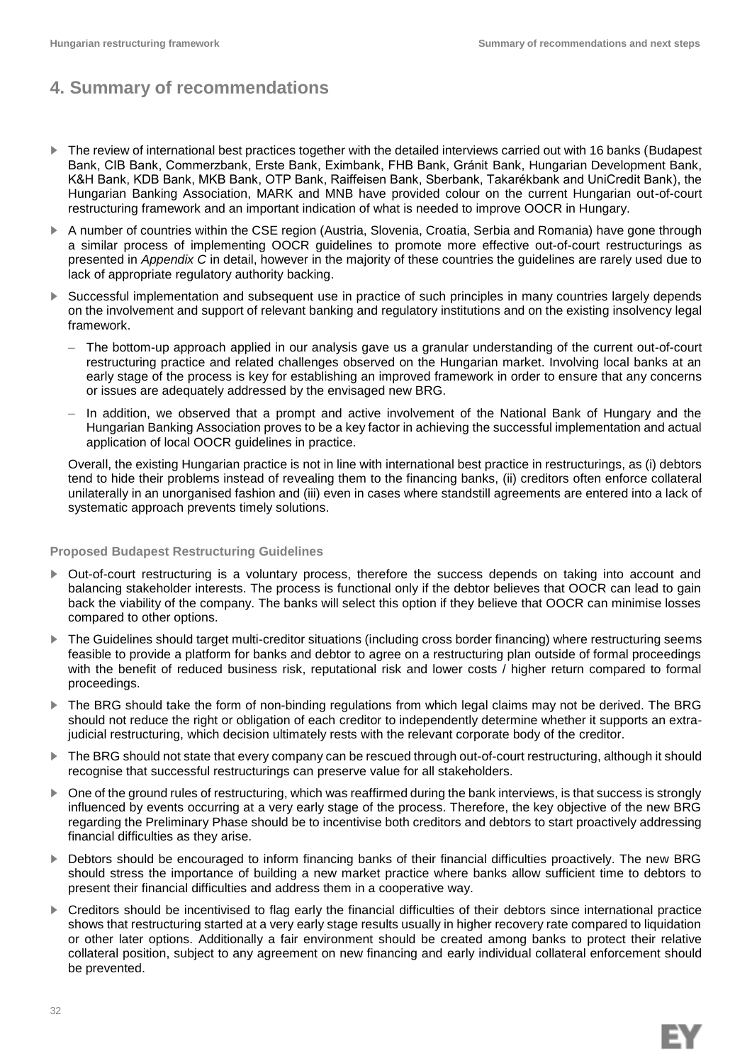# 4. Summary of recommendations

- The review of international best practices together with the detailed interviews carried out with 16 banks (Budapest Bank, CIB Bank, Commerzbank, Erste Bank, Eximbank, FHB Bank, Gránit Bank, Hungarian Development Bank, K&H Bank, KDB Bank, MKB Bank, OTP Bank, Raiffeisen Bank, Sberbank, Takarékbank and UniCredit Bank), the Hungarian Banking Association, MARK and MNB have provided colour on the current Hungarian out-of-court restructuring framework and an important indication of what is needed to improve OOCR in Hungary.
- A number of countries within the CSE region (Austria, Slovenia, Croatia, Serbia and Romania) have gone through a similar process of implementing OOCR guidelines to promote more effective out-of-court restructurings as presented in *Appendix C* in detail, however in the majority of these countries the guidelines are rarely used due to lack of appropriate regulatory authority backing.
- Successful implementation and subsequent use in practice of such principles in many countries largely depends on the involvement and support of relevant banking and regulatory institutions and on the existing insolvency legal framework.
  - The bottom-up approach applied in our analysis gave us a granular understanding of the current out-of-court restructuring practice and related challenges observed on the Hungarian market. Involving local banks at an early stage of the process is key for establishing an improved framework in order to ensure that any concerns or issues are adequately addressed by the envisaged new BRG.
  - In addition, we observed that a prompt and active involvement of the National Bank of Hungary and the Hungarian Banking Association proves to be a key factor in achieving the successful implementation and actual application of local OOCR guidelines in practice.

  Overall, the existing Hungarian practice is not in line with international best practice in restructurings, as (i) debtors tend to hide their problems instead of revealing them to the financing banks, (ii) creditors often enforce collateral unilaterally in an unorganised fashion and (iii) even in cases where standstill agreements are entered into a lack of systematic approach prevents timely solutions.

### Proposed Budapest Restructuring Guidelines

- Out-of-court restructuring is a voluntary process, therefore the success depends on taking into account and balancing stakeholder interests. The process is functional only if the debtor believes that OOCR can lead to gain back the viability of the company. The banks will select this option if they believe that OOCR can minimise losses compared to other options.
- The Guidelines should target multi-creditor situations (including cross border financing) where restructuring seems feasible to provide a platform for banks and debtor to agree on a restructuring plan outside of formal proceedings with the benefit of reduced business risk, reputational risk and lower costs / higher return compared to formal proceedings.
- The BRG should take the form of non-binding regulations from which legal claims may not be derived. The BRG should not reduce the right or obligation of each creditor to independently determine whether it supports an extra-judicial restructuring, which decision ultimately rests with the relevant corporate body of the creditor.
- The BRG should not state that every company can be rescued through out-of-court restructuring, although it should recognise that successful restructurings can preserve value for all stakeholders.
- One of the ground rules of restructuring, which was reaffirmed during the bank interviews, is that success is strongly influenced by events occurring at a very early stage of the process. Therefore, the key objective of the new BRG regarding the Preliminary Phase should be to incentivise both creditors and debtors to start proactively addressing financial difficulties as they arise.
- Debtors should be encouraged to inform financing banks of their financial difficulties proactively. The new BRG should stress the importance of building a new market practice where banks allow sufficient time to debtors to present their financial difficulties and address them in a cooperative way.
- Creditors should be incentivised to flag early the financial difficulties of their debtors since international practice shows that restructuring started at a very early stage results usually in higher recovery rate compared to liquidation or other later options. Additionally a fair environment should be created among banks to protect their relative collateral position, subject to any agreement on new financing and early individual collateral enforcement should be prevented.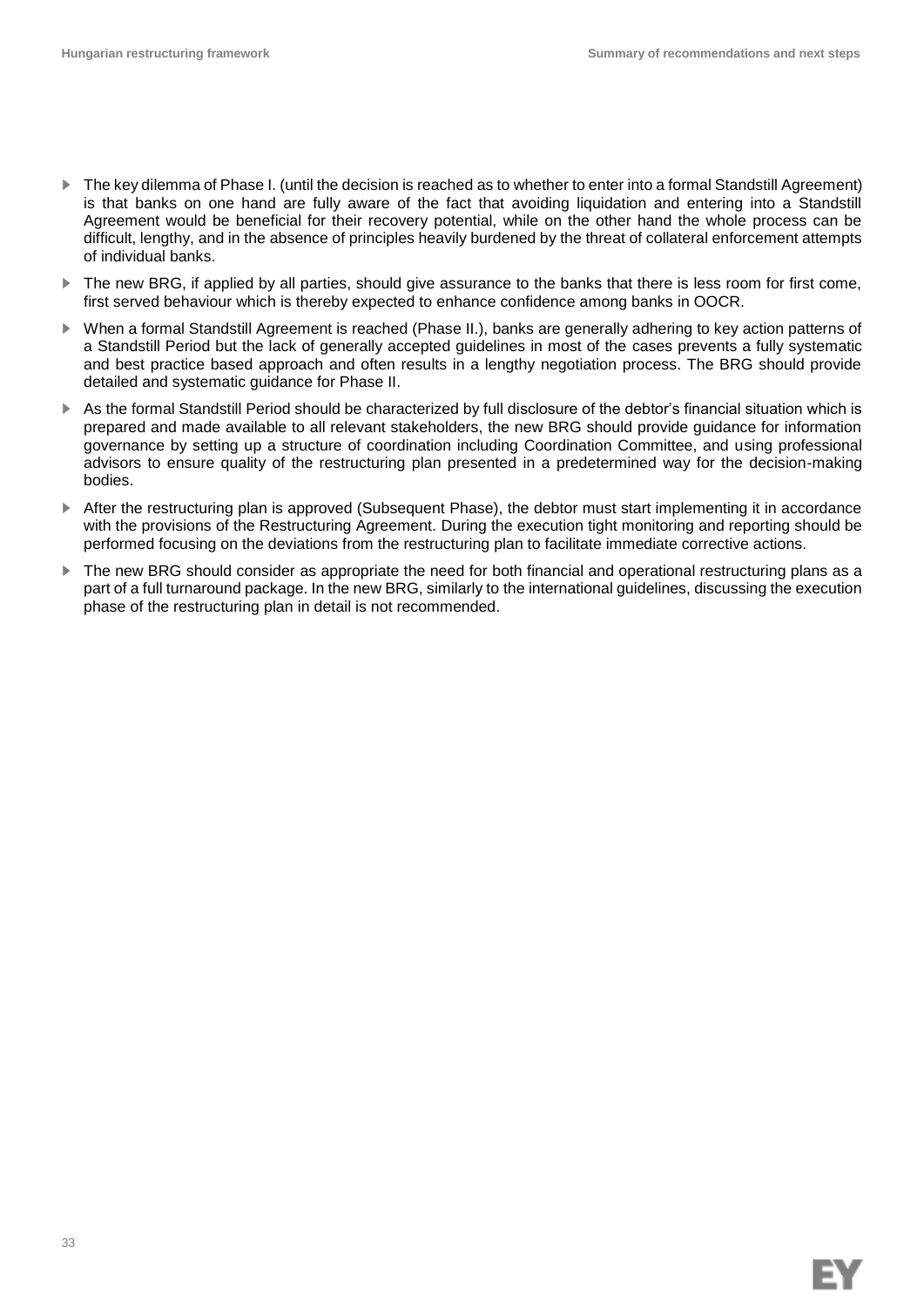- The key dilemma of Phase I. (until the decision is reached as to whether to enter into a formal Standstill Agreement) is that banks on one hand are fully aware of the fact that avoiding liquidation and entering into a Standstill Agreement would be beneficial for their recovery potential, while on the other hand the whole process can be difficult, lengthy, and in the absence of principles heavily burdened by the threat of collateral enforcement attempts of individual banks.
- The new BRG, if applied by all parties, should give assurance to the banks that there is less room for first come, first served behaviour which is thereby expected to enhance confidence among banks in OOCR.
- When a formal Standstill Agreement is reached (Phase II.), banks are generally adhering to key action patterns of a Standstill Period but the lack of generally accepted guidelines in most of the cases prevents a fully systematic and best practice based approach and often results in a lengthy negotiation process. The BRG should provide detailed and systematic guidance for Phase II.
- As the formal Standstill Period should be characterized by full disclosure of the debtor's financial situation which is prepared and made available to all relevant stakeholders, the new BRG should provide guidance for information governance by setting up a structure of coordination including Coordination Committee, and using professional advisors to ensure quality of the restructuring plan presented in a predetermined way for the decision-making bodies.
- After the restructuring plan is approved (Subsequent Phase), the debtor must start implementing it in accordance with the provisions of the Restructuring Agreement. During the execution tight monitoring and reporting should be performed focusing on the deviations from the restructuring plan to facilitate immediate corrective actions.
- The new BRG should consider as appropriate the need for both financial and operational restructuring plans as a part of a full turnaround package. In the new BRG, similarly to the international guidelines, discussing the execution phase of the restructuring plan in detail is not recommended.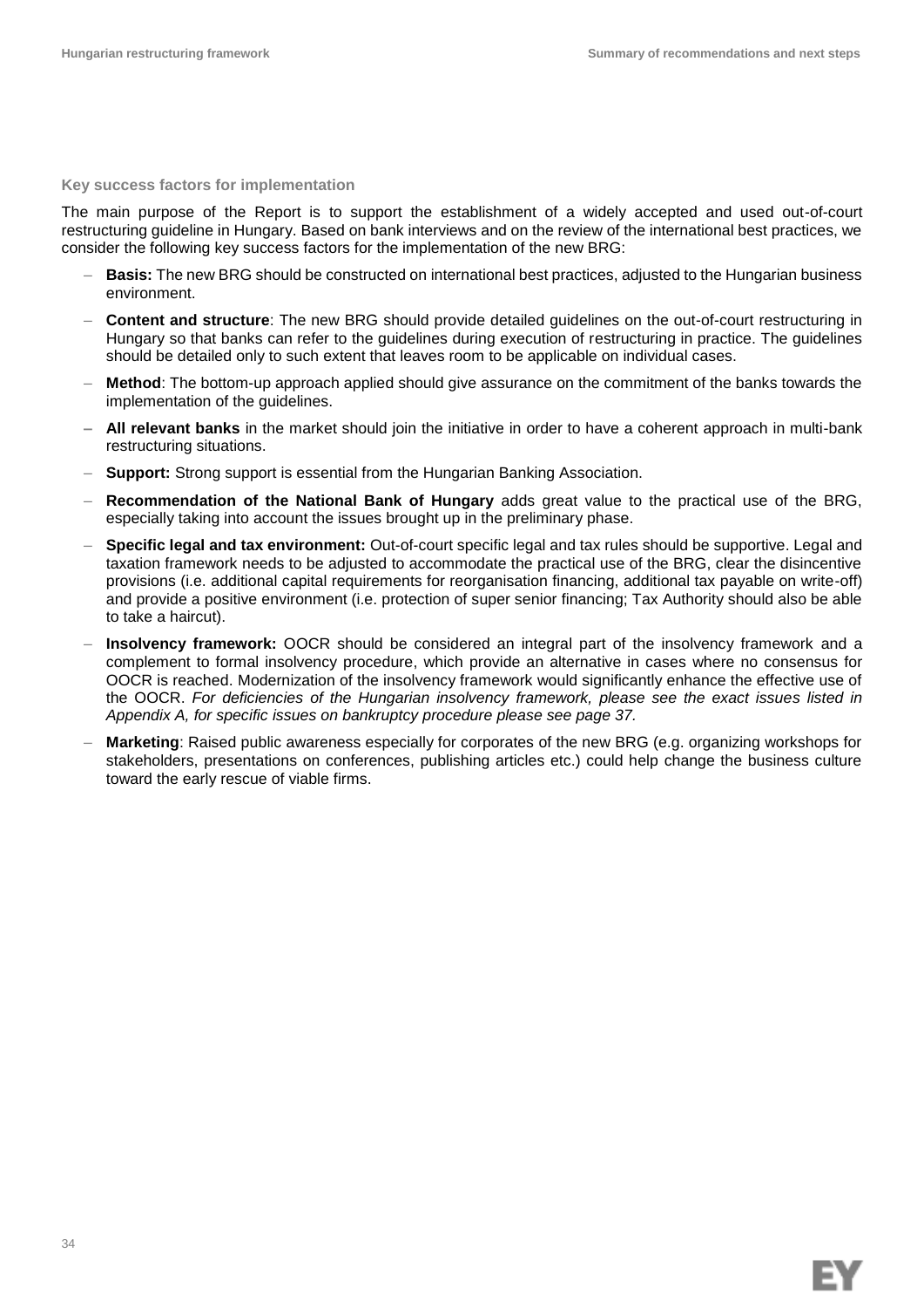### Key success factors for implementation

The main purpose of the Report is to support the establishment of a widely accepted and used out-of-court restructuring guideline in Hungary. Based on bank interviews and on the review of the international best practices, we consider the following key success factors for the implementation of the new BRG:

- **Basis:** The new BRG should be constructed on international best practices, adjusted to the Hungarian business environment.
- **Content and structure**: The new BRG should provide detailed guidelines on the out-of-court restructuring in Hungary so that banks can refer to the guidelines during execution of restructuring in practice. The guidelines should be detailed only to such extent that leaves room to be applicable on individual cases.
- **Method**: The bottom-up approach applied should give assurance on the commitment of the banks towards the implementation of the guidelines.
- **All relevant banks** in the market should join the initiative in order to have a coherent approach in multi-bank restructuring situations.
- **Support:** Strong support is essential from the Hungarian Banking Association.
- **Recommendation of the National Bank of Hungary** adds great value to the practical use of the BRG, especially taking into account the issues brought up in the preliminary phase.
- **Specific legal and tax environment:** Out-of-court specific legal and tax rules should be supportive. Legal and taxation framework needs to be adjusted to accommodate the practical use of the BRG, clear the disincentive provisions (i.e. additional capital requirements for reorganisation financing, additional tax payable on write-off) and provide a positive environment (i.e. protection of super senior financing; Tax Authority should also be able to take a haircut).
- **Insolvency framework:** OOCR should be considered an integral part of the insolvency framework and a complement to formal insolvency procedure, which provide an alternative in cases where no consensus for OOCR is reached. Modernization of the insolvency framework would significantly enhance the effective use of the OOCR. *For deficiencies of the Hungarian insolvency framework, please see the exact issues listed in Appendix A, for specific issues on bankruptcy procedure please see page 37.*
- **Marketing**: Raised public awareness especially for corporates of the new BRG (e.g. organizing workshops for stakeholders, presentations on conferences, publishing articles etc.) could help change the business culture toward the early rescue of viable firms.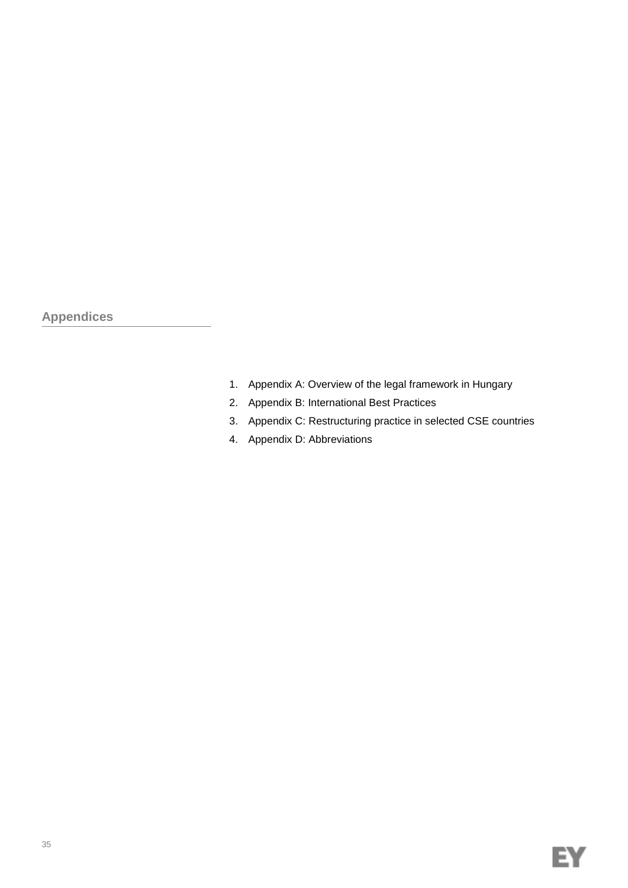## Appendices

1. Appendix A: Overview of the legal framework in Hungary
2. Appendix B: International Best Practices
3. Appendix C: Restructuring practice in selected CSE countries
4. Appendix D: Abbreviations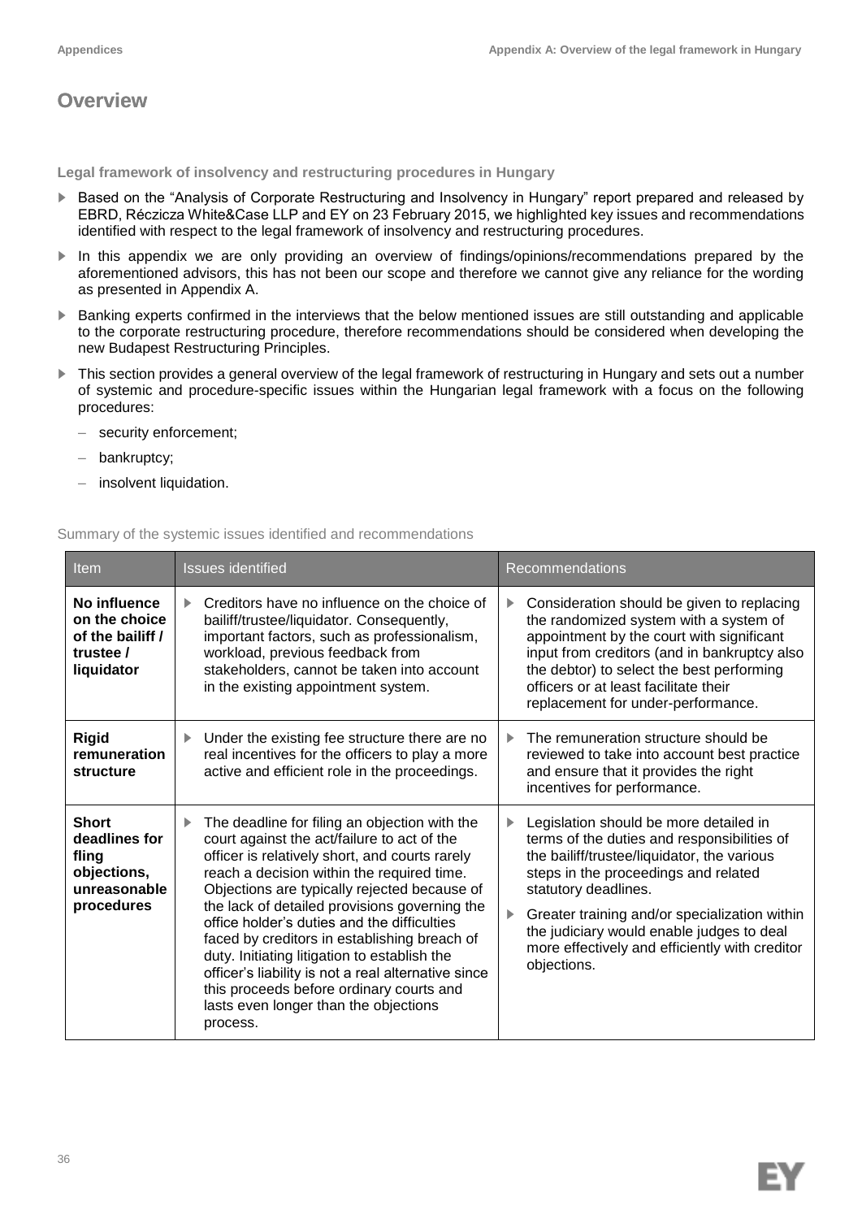# Overview

**Legal framework of insolvency and restructuring procedures in Hungary**

- Based on the "Analysis of Corporate Restructuring and Insolvency in Hungary" report prepared and released by EBRD, Réczicza White&Case LLP and EY on 23 February 2015, we highlighted key issues and recommendations identified with respect to the legal framework of insolvency and restructuring procedures.
- In this appendix we are only providing an overview of findings/opinions/recommendations prepared by the aforementioned advisors, this has not been our scope and therefore we cannot give any reliance for the wording as presented in Appendix A.
- Banking experts confirmed in the interviews that the below mentioned issues are still outstanding and applicable to the corporate restructuring procedure, therefore recommendations should be considered when developing the new Budapest Restructuring Principles.
- This section provides a general overview of the legal framework of restructuring in Hungary and sets out a number of systemic and procedure-specific issues within the Hungarian legal framework with a focus on the following procedures:
  - security enforcement;
  - bankruptcy;
  - insolvent liquidation.

Summary of the systemic issues identified and recommendations

| Item | Issues identified | Recommendations |
| --- | --- | --- |
| **No influence on the choice of the bailiff / trustee / liquidator** | Creditors have no influence on the choice of bailiff/trustee/liquidator. Consequently, important factors, such as professionalism, workload, previous feedback from stakeholders, cannot be taken into account in the existing appointment system. | Consideration should be given to replacing the randomized system with a system of appointment by the court with significant input from creditors (and in bankruptcy also the debtor) to select the best performing officers or at least facilitate their replacement for under-performance. |
| **Rigid remuneration structure** | Under the existing fee structure there are no real incentives for the officers to play a more active and efficient role in the proceedings. | The remuneration structure should be reviewed to take into account best practice and ensure that it provides the right incentives for performance. |
| **Short deadlines for fling objections, unreasonable procedures** | The deadline for filing an objection with the court against the act/failure to act of the officer is relatively short, and courts rarely reach a decision within the required time. Objections are typically rejected because of the lack of detailed provisions governing the office holder's duties and the difficulties faced by creditors in establishing breach of duty. Initiating litigation to establish the officer's liability is not a real alternative since this proceeds before ordinary courts and lasts even longer than the objections process. | • Legislation should be more detailed in terms of the duties and responsibilities of the bailiff/trustee/liquidator, the various steps in the proceedings and related statutory deadlines.<br>• Greater training and/or specialization within the judiciary would enable judges to deal more effectively and efficiently with creditor objections. |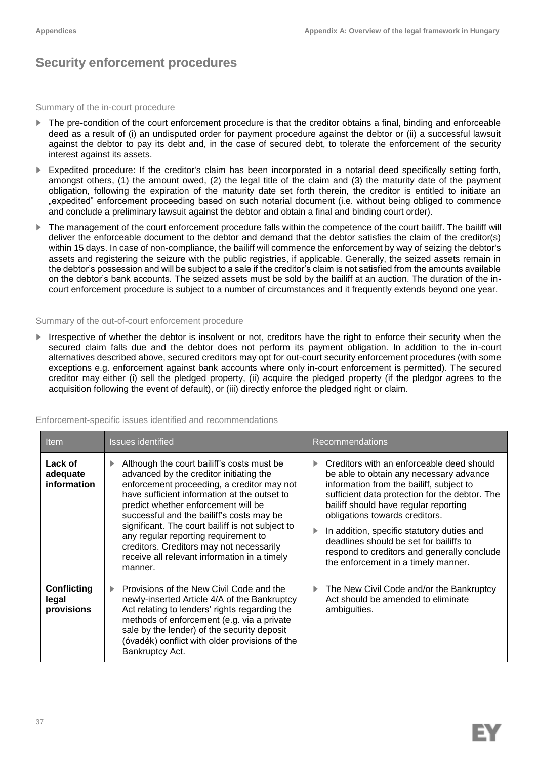# Security enforcement procedures

### Summary of the in-court procedure

- The pre-condition of the court enforcement procedure is that the creditor obtains a final, binding and enforceable deed as a result of (i) an undisputed order for payment procedure against the debtor or (ii) a successful lawsuit against the debtor to pay its debt and, in the case of secured debt, to tolerate the enforcement of the security interest against its assets.
- Expedited procedure: If the creditor's claim has been incorporated in a notarial deed specifically setting forth, amongst others, (1) the amount owed, (2) the legal title of the claim and (3) the maturity date of the payment obligation, following the expiration of the maturity date set forth therein, the creditor is entitled to initiate an „expedited" enforcement proceeding based on such notarial document (i.e. without being obliged to commence and conclude a preliminary lawsuit against the debtor and obtain a final and binding court order).
- The management of the court enforcement procedure falls within the competence of the court bailiff. The bailiff will deliver the enforceable document to the debtor and demand that the debtor satisfies the claim of the creditor(s) within 15 days. In case of non-compliance, the bailiff will commence the enforcement by way of seizing the debtor's assets and registering the seizure with the public registries, if applicable. Generally, the seized assets remain in the debtor's possession and will be subject to a sale if the creditor's claim is not satisfied from the amounts available on the debtor's bank accounts. The seized assets must be sold by the bailiff at an auction. The duration of the in-court enforcement procedure is subject to a number of circumstances and it frequently extends beyond one year.

### Summary of the out-of-court enforcement procedure

- Irrespective of whether the debtor is insolvent or not, creditors have the right to enforce their security when the secured claim falls due and the debtor does not perform its payment obligation. In addition to the in-court alternatives described above, secured creditors may opt for out-court security enforcement procedures (with some exceptions e.g. enforcement against bank accounts where only in-court enforcement is permitted). The secured creditor may either (i) sell the pledged property, (ii) acquire the pledged property (if the pledgor agrees to the acquisition following the event of default), or (iii) directly enforce the pledged right or claim.

### Enforcement-specific issues identified and recommendations

| Item | Issues identified | Recommendations |
|---|---|---|
| **Lack of adequate information** | Although the court bailiff's costs must be advanced by the creditor initiating the enforcement proceeding, a creditor may not have sufficient information at the outset to predict whether enforcement will be successful and the bailiff's costs may be significant. The court bailiff is not subject to any regular reporting requirement to creditors. Creditors may not necessarily receive all relevant information in a timely manner. | Creditors with an enforceable deed should be able to obtain any necessary advance information from the bailiff, subject to sufficient data protection for the debtor. The bailiff should have regular reporting obligations towards creditors.<br>In addition, specific statutory duties and deadlines should be set for bailiffs to respond to creditors and generally conclude the enforcement in a timely manner. |
| **Conflicting legal provisions** | Provisions of the New Civil Code and the newly-inserted Article 4/A of the Bankruptcy Act relating to lenders' rights regarding the methods of enforcement (e.g. via a private sale by the lender) of the security deposit (óvadék) conflict with older provisions of the Bankruptcy Act. | The New Civil Code and/or the Bankruptcy Act should be amended to eliminate ambiguities. |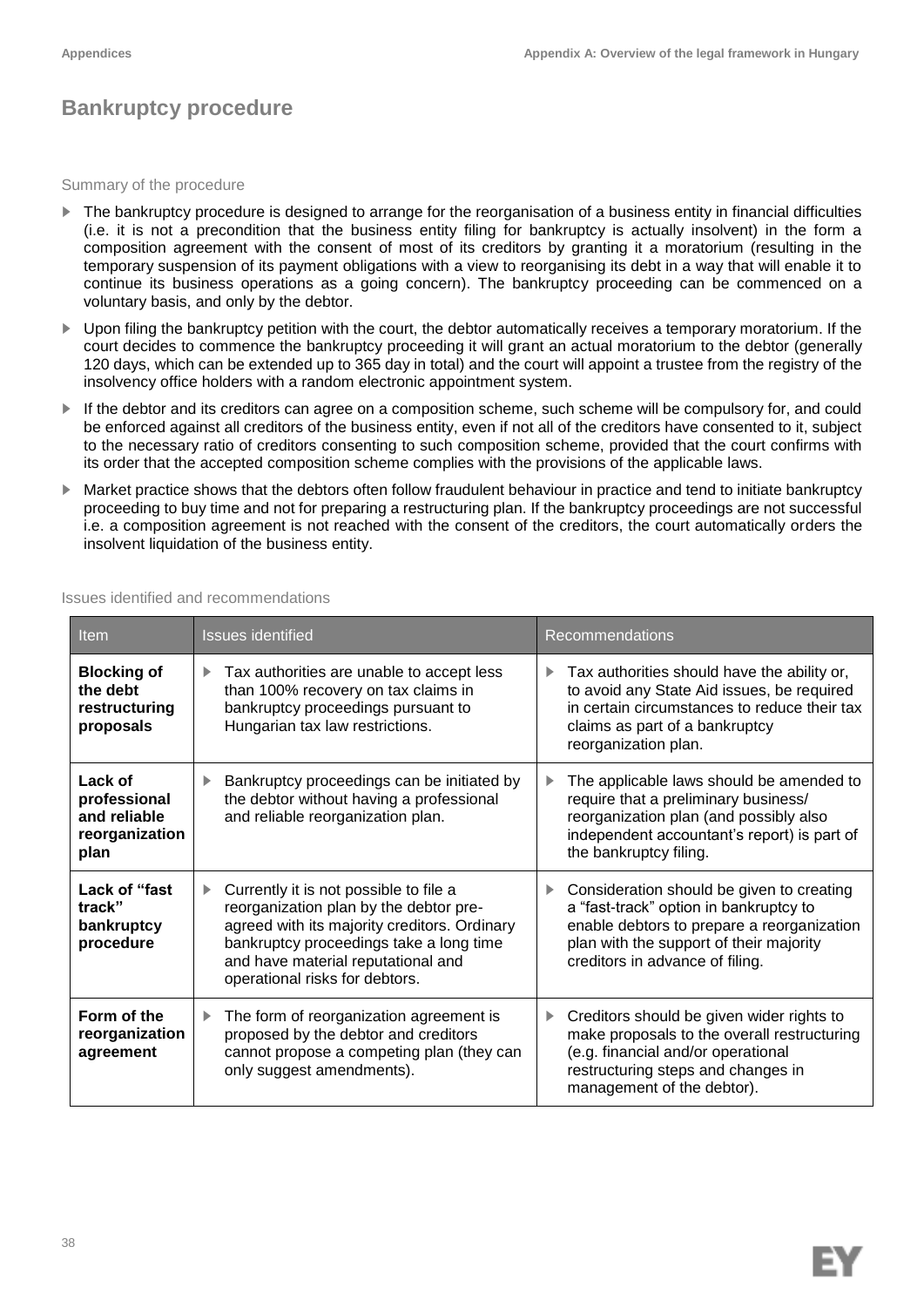# Bankruptcy procedure

Summary of the procedure

- The bankruptcy procedure is designed to arrange for the reorganisation of a business entity in financial difficulties (i.e. it is not a precondition that the business entity filing for bankruptcy is actually insolvent) in the form a composition agreement with the consent of most of its creditors by granting it a moratorium (resulting in the temporary suspension of its payment obligations with a view to reorganising its debt in a way that will enable it to continue its business operations as a going concern). The bankruptcy proceeding can be commenced on a voluntary basis, and only by the debtor.
- Upon filing the bankruptcy petition with the court, the debtor automatically receives a temporary moratorium. If the court decides to commence the bankruptcy proceeding it will grant an actual moratorium to the debtor (generally 120 days, which can be extended up to 365 day in total) and the court will appoint a trustee from the registry of the insolvency office holders with a random electronic appointment system.
- If the debtor and its creditors can agree on a composition scheme, such scheme will be compulsory for, and could be enforced against all creditors of the business entity, even if not all of the creditors have consented to it, subject to the necessary ratio of creditors consenting to such composition scheme, provided that the court confirms with its order that the accepted composition scheme complies with the provisions of the applicable laws.
- Market practice shows that the debtors often follow fraudulent behaviour in practice and tend to initiate bankruptcy proceeding to buy time and not for preparing a restructuring plan. If the bankruptcy proceedings are not successful i.e. a composition agreement is not reached with the consent of the creditors, the court automatically orders the insolvent liquidation of the business entity.

Issues identified and recommendations

| Item | Issues identified | Recommendations |
|---|---|---|
| **Blocking of the debt restructuring proposals** | Tax authorities are unable to accept less than 100% recovery on tax claims in bankruptcy proceedings pursuant to Hungarian tax law restrictions. | Tax authorities should have the ability or, to avoid any State Aid issues, be required in certain circumstances to reduce their tax claims as part of a bankruptcy reorganization plan. |
| **Lack of professional and reliable reorganization plan** | Bankruptcy proceedings can be initiated by the debtor without having a professional and reliable reorganization plan. | The applicable laws should be amended to require that a preliminary business/ reorganization plan (and possibly also independent accountant's report) is part of the bankruptcy filing. |
| **Lack of "fast track" bankruptcy procedure** | Currently it is not possible to file a reorganization plan by the debtor pre-agreed with its majority creditors. Ordinary bankruptcy proceedings take a long time and have material reputational and operational risks for debtors. | Consideration should be given to creating a "fast-track" option in bankruptcy to enable debtors to prepare a reorganization plan with the support of their majority creditors in advance of filing. |
| **Form of the reorganization agreement** | The form of reorganization agreement is proposed by the debtor and creditors cannot propose a competing plan (they can only suggest amendments). | Creditors should be given wider rights to make proposals to the overall restructuring (e.g. financial and/or operational restructuring steps and changes in management of the debtor). |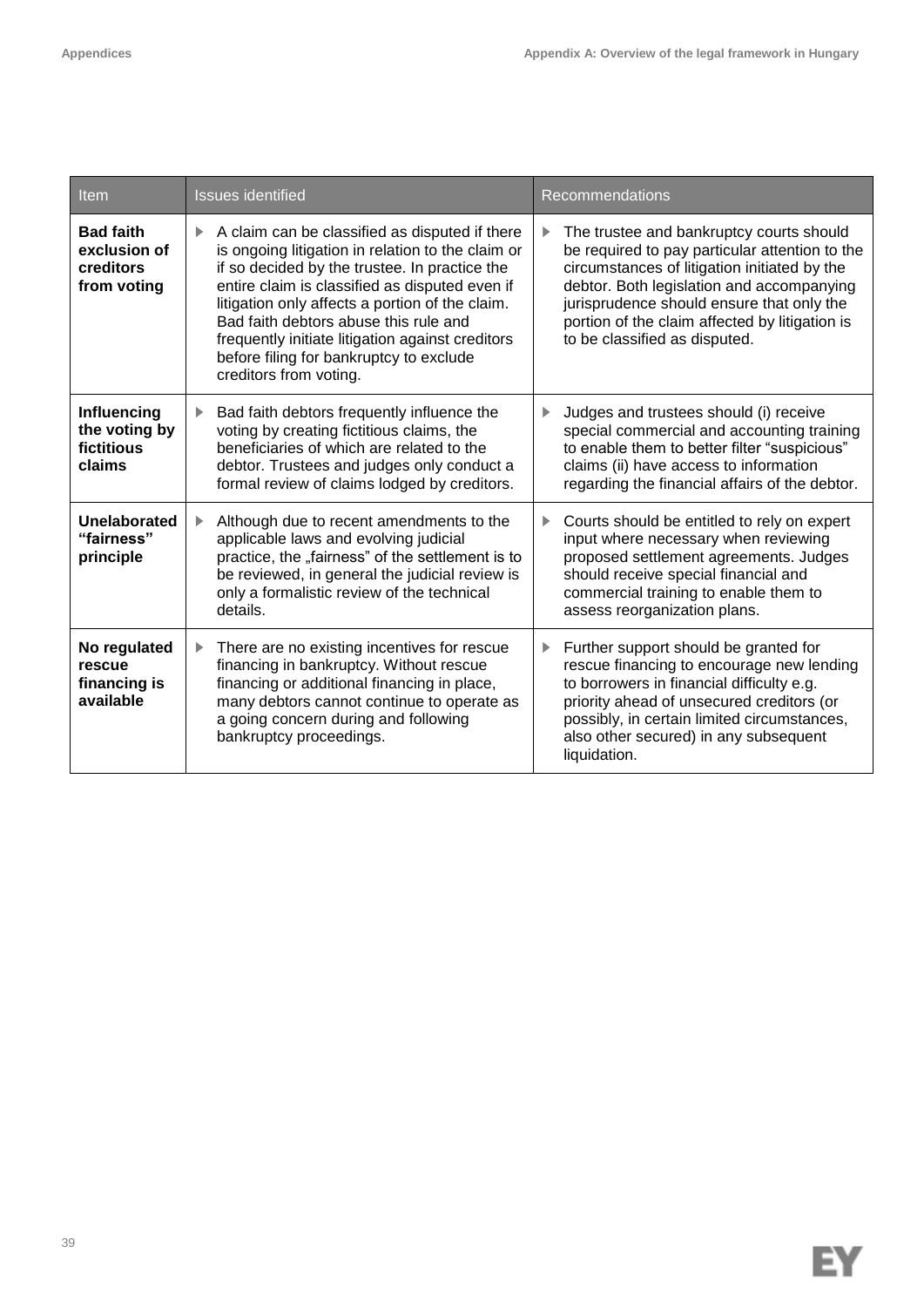| Item | Issues identified | Recommendations |
|---|---|---|
| **Bad faith exclusion of creditors from voting** | ▶ A claim can be classified as disputed if there is ongoing litigation in relation to the claim or if so decided by the trustee. In practice the entire claim is classified as disputed even if litigation only affects a portion of the claim. Bad faith debtors abuse this rule and frequently initiate litigation against creditors before filing for bankruptcy to exclude creditors from voting. | ▶ The trustee and bankruptcy courts should be required to pay particular attention to the circumstances of litigation initiated by the debtor. Both legislation and accompanying jurisprudence should ensure that only the portion of the claim affected by litigation is to be classified as disputed. |
| **Influencing the voting by fictitious claims** | ▶ Bad faith debtors frequently influence the voting by creating fictitious claims, the beneficiaries of which are related to the debtor. Trustees and judges only conduct a formal review of claims lodged by creditors. | ▶ Judges and trustees should (i) receive special commercial and accounting training to enable them to better filter "suspicious" claims (ii) have access to information regarding the financial affairs of the debtor. |
| **Unelaborated "fairness" principle** | ▶ Although due to recent amendments to the applicable laws and evolving judicial practice, the „fairness" of the settlement is to be reviewed, in general the judicial review is only a formalistic review of the technical details. | ▶ Courts should be entitled to rely on expert input where necessary when reviewing proposed settlement agreements. Judges should receive special financial and commercial training to enable them to assess reorganization plans. |
| **No regulated rescue financing is available** | ▶ There are no existing incentives for rescue financing in bankruptcy. Without rescue financing or additional financing in place, many debtors cannot continue to operate as a going concern during and following bankruptcy proceedings. | ▶ Further support should be granted for rescue financing to encourage new lending to borrowers in financial difficulty e.g. priority ahead of unsecured creditors (or possibly, in certain limited circumstances, also other secured) in any subsequent liquidation. |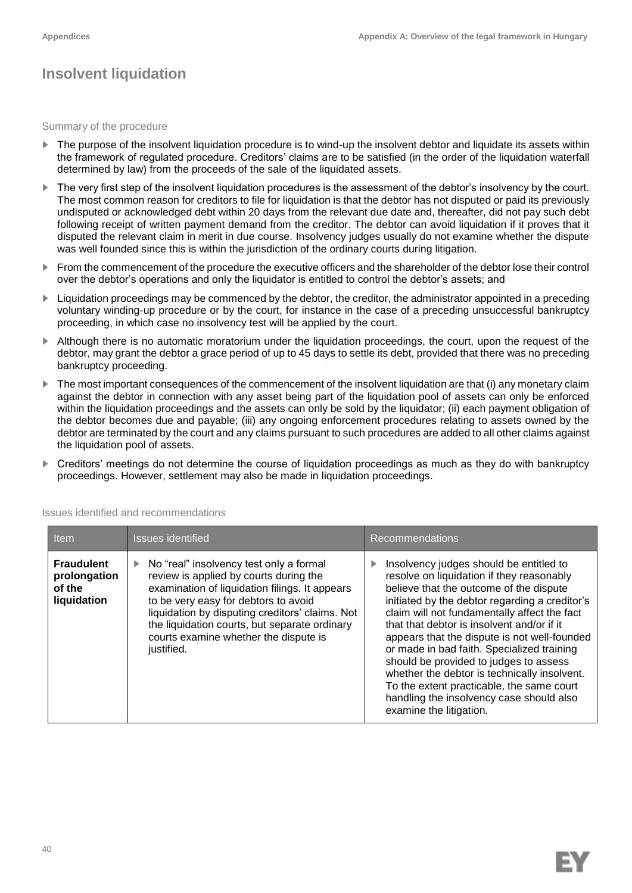# Insolvent liquidation

Summary of the procedure

- The purpose of the insolvent liquidation procedure is to wind-up the insolvent debtor and liquidate its assets within the framework of regulated procedure. Creditors' claims are to be satisfied (in the order of the liquidation waterfall determined by law) from the proceeds of the sale of the liquidated assets.
- The very first step of the insolvent liquidation procedures is the assessment of the debtor's insolvency by the court. The most common reason for creditors to file for liquidation is that the debtor has not disputed or paid its previously undisputed or acknowledged debt within 20 days from the relevant due date and, thereafter, did not pay such debt following receipt of written payment demand from the creditor. The debtor can avoid liquidation if it proves that it disputed the relevant claim in merit in due course. Insolvency judges usually do not examine whether the dispute was well founded since this is within the jurisdiction of the ordinary courts during litigation.
- From the commencement of the procedure the executive officers and the shareholder of the debtor lose their control over the debtor's operations and only the liquidator is entitled to control the debtor's assets; and
- Liquidation proceedings may be commenced by the debtor, the creditor, the administrator appointed in a preceding voluntary winding-up procedure or by the court, for instance in the case of a preceding unsuccessful bankruptcy proceeding, in which case no insolvency test will be applied by the court.
- Although there is no automatic moratorium under the liquidation proceedings, the court, upon the request of the debtor, may grant the debtor a grace period of up to 45 days to settle its debt, provided that there was no preceding bankruptcy proceeding.
- The most important consequences of the commencement of the insolvent liquidation are that (i) any monetary claim against the debtor in connection with any asset being part of the liquidation pool of assets can only be enforced within the liquidation proceedings and the assets can only be sold by the liquidator; (ii) each payment obligation of the debtor becomes due and payable; (iii) any ongoing enforcement procedures relating to assets owned by the debtor are terminated by the court and any claims pursuant to such procedures are added to all other claims against the liquidation pool of assets.
- Creditors' meetings do not determine the course of liquidation proceedings as much as they do with bankruptcy proceedings. However, settlement may also be made in liquidation proceedings.

Issues identified and recommendations

| Item | Issues identified | Recommendations |
|---|---|---|
| **Fraudulent prolongation of the liquidation** | No "real" insolvency test only a formal review is applied by courts during the examination of liquidation filings. It appears to be very easy for debtors to avoid liquidation by disputing creditors' claims. Not the liquidation courts, but separate ordinary courts examine whether the dispute is justified. | Insolvency judges should be entitled to resolve on liquidation if they reasonably believe that the outcome of the dispute initiated by the debtor regarding a creditor's claim will not fundamentally affect the fact that that debtor is insolvent and/or if it appears that the dispute is not well-founded or made in bad faith. Specialized training should be provided to judges to assess whether the debtor is technically insolvent. To the extent practicable, the same court handling the insolvency case should also examine the litigation. |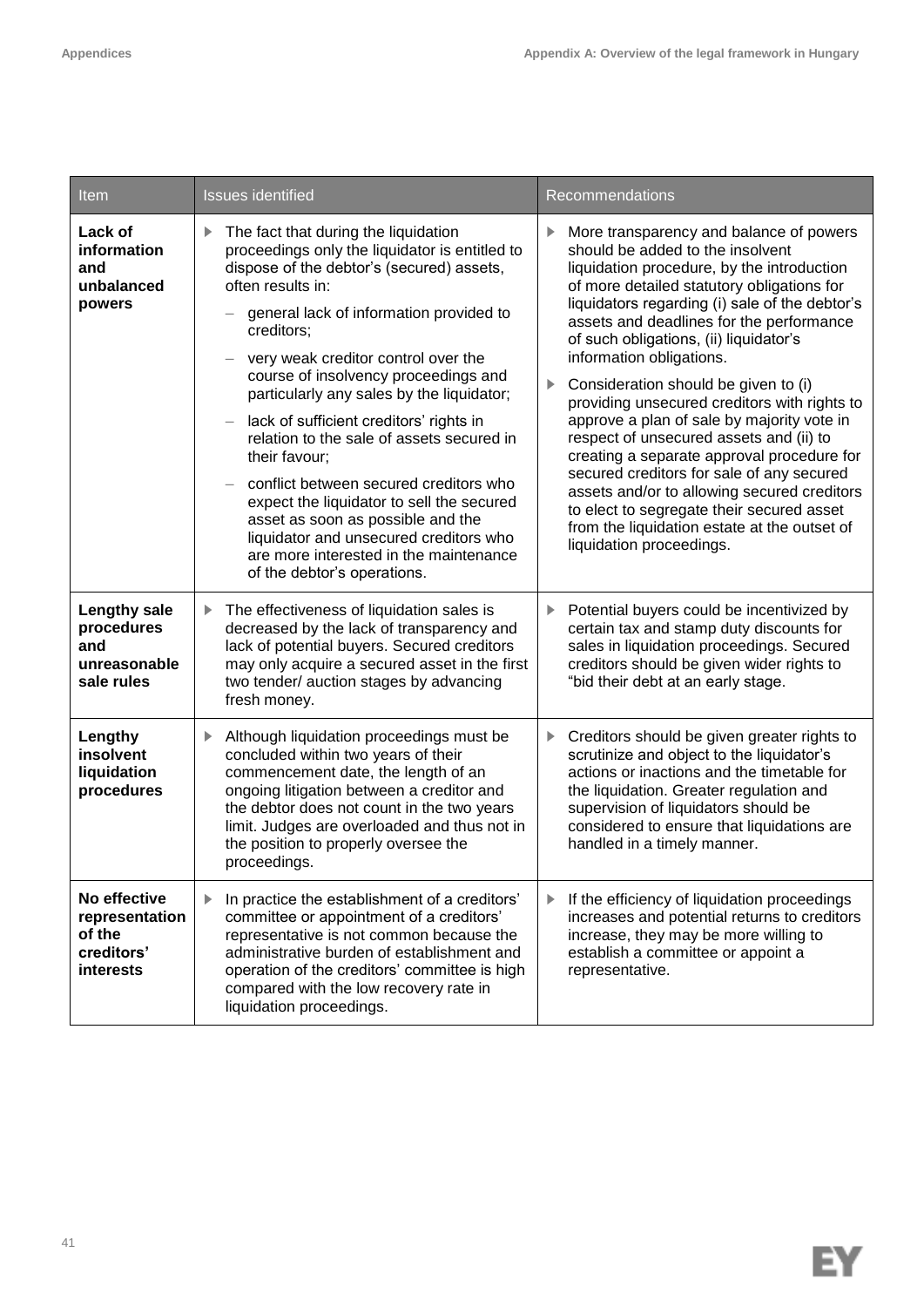| Item | Issues identified | Recommendations |
|---|---|---|
| **Lack of information and unbalanced powers** | ▶ The fact that during the liquidation proceedings only the liquidator is entitled to dispose of the debtor's (secured) assets, often results in: <br> – general lack of information provided to creditors; <br> – very weak creditor control over the course of insolvency proceedings and particularly any sales by the liquidator; <br> – lack of sufficient creditors' rights in relation to the sale of assets secured in their favour; <br> – conflict between secured creditors who expect the liquidator to sell the secured asset as soon as possible and the liquidator and unsecured creditors who are more interested in the maintenance of the debtor's operations. | ▶ More transparency and balance of powers should be added to the insolvent liquidation procedure, by the introduction of more detailed statutory obligations for liquidators regarding (i) sale of the debtor's assets and deadlines for the performance of such obligations, (ii) liquidator's information obligations. <br> ▶ Consideration should be given to (i) providing unsecured creditors with rights to approve a plan of sale by majority vote in respect of unsecured assets and (ii) to creating a separate approval procedure for secured creditors for sale of any secured assets and/or to allowing secured creditors to elect to segregate their secured asset from the liquidation estate at the outset of liquidation proceedings. |
| **Lengthy sale procedures and unreasonable sale rules** | ▶ The effectiveness of liquidation sales is decreased by the lack of transparency and lack of potential buyers. Secured creditors may only acquire a secured asset in the first two tender/ auction stages by advancing fresh money. | ▶ Potential buyers could be incentivized by certain tax and stamp duty discounts for sales in liquidation proceedings. Secured creditors should be given wider rights to "bid their debt at an early stage. |
| **Lengthy insolvent liquidation procedures** | ▶ Although liquidation proceedings must be concluded within two years of their commencement date, the length of an ongoing litigation between a creditor and the debtor does not count in the two years limit. Judges are overloaded and thus not in the position to properly oversee the proceedings. | ▶ Creditors should be given greater rights to scrutinize and object to the liquidator's actions or inactions and the timetable for the liquidation. Greater regulation and supervision of liquidators should be considered to ensure that liquidations are handled in a timely manner. |
| **No effective representation of the creditors' interests** | ▶ In practice the establishment of a creditors' committee or appointment of a creditors' representative is not common because the administrative burden of establishment and operation of the creditors' committee is high compared with the low recovery rate in liquidation proceedings. | ▶ If the efficiency of liquidation proceedings increases and potential returns to creditors increase, they may be more willing to establish a committee or appoint a representative. |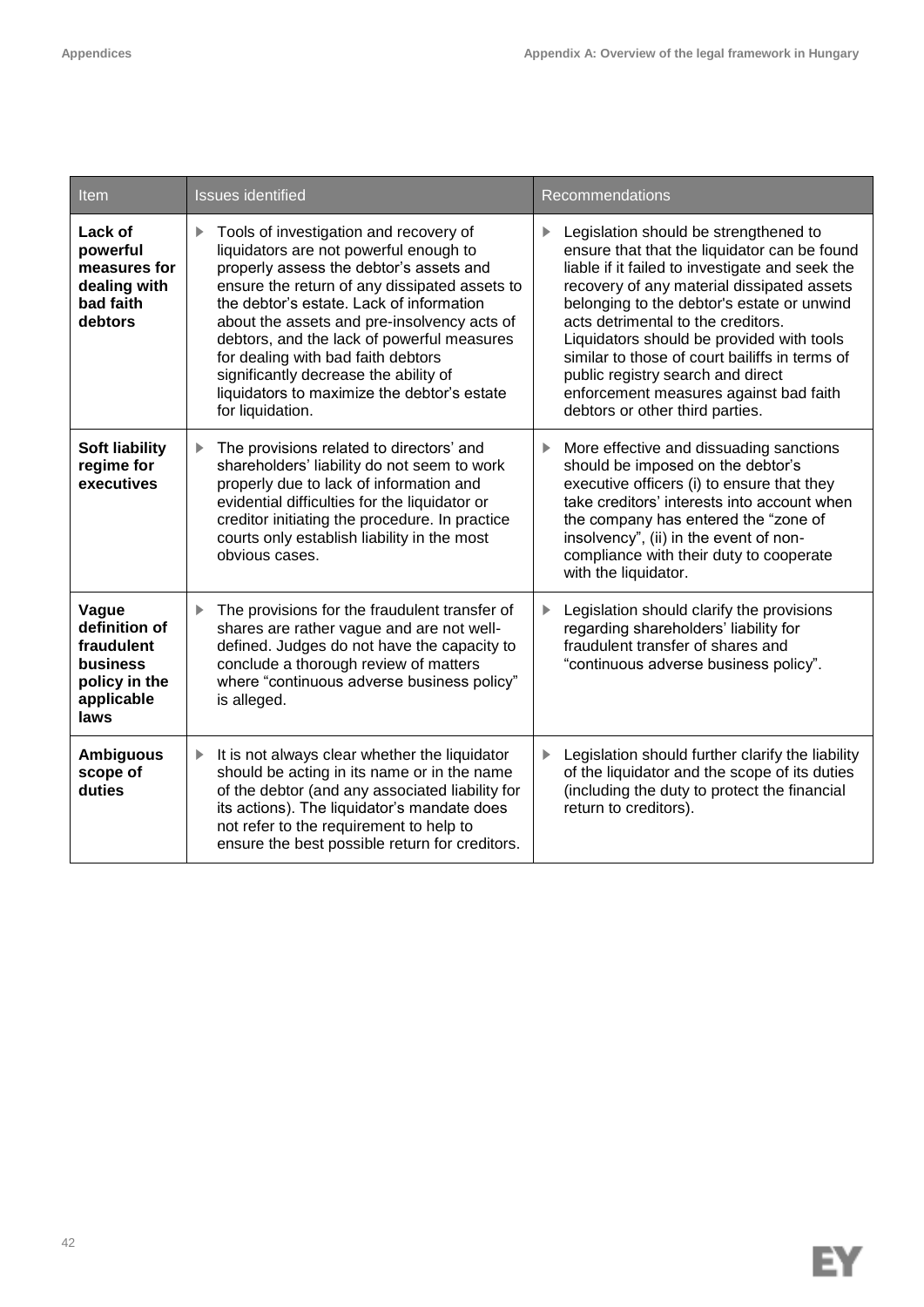| Item | Issues identified | Recommendations |
| --- | --- | --- |
| **Lack of powerful measures for dealing with bad faith debtors** | ▶ Tools of investigation and recovery of liquidators are not powerful enough to properly assess the debtor's assets and ensure the return of any dissipated assets to the debtor's estate. Lack of information about the assets and pre-insolvency acts of debtors, and the lack of powerful measures for dealing with bad faith debtors significantly decrease the ability of liquidators to maximize the debtor's estate for liquidation. | ▶ Legislation should be strengthened to ensure that that the liquidator can be found liable if it failed to investigate and seek the recovery of any material dissipated assets belonging to the debtor's estate or unwind acts detrimental to the creditors. Liquidators should be provided with tools similar to those of court bailiffs in terms of public registry search and direct enforcement measures against bad faith debtors or other third parties. |
| **Soft liability regime for executives** | ▶ The provisions related to directors' and shareholders' liability do not seem to work properly due to lack of information and evidential difficulties for the liquidator or creditor initiating the procedure. In practice courts only establish liability in the most obvious cases. | ▶ More effective and dissuading sanctions should be imposed on the debtor's executive officers (i) to ensure that they take creditors' interests into account when the company has entered the "zone of insolvency", (ii) in the event of non-compliance with their duty to cooperate with the liquidator. |
| **Vague definition of fraudulent business policy in the applicable laws** | ▶ The provisions for the fraudulent transfer of shares are rather vague and are not well-defined. Judges do not have the capacity to conclude a thorough review of matters where "continuous adverse business policy" is alleged. | ▶ Legislation should clarify the provisions regarding shareholders' liability for fraudulent transfer of shares and "continuous adverse business policy". |
| **Ambiguous scope of duties** | ▶ It is not always clear whether the liquidator should be acting in its name or in the name of the debtor (and any associated liability for its actions). The liquidator's mandate does not refer to the requirement to help to ensure the best possible return for creditors. | ▶ Legislation should further clarify the liability of the liquidator and the scope of its duties (including the duty to protect the financial return to creditors). |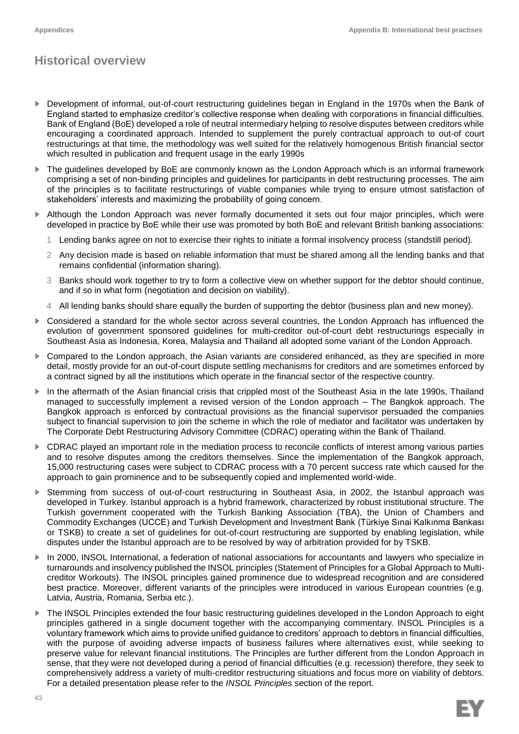# Historical overview

- Development of informal, out-of-court restructuring guidelines began in England in the 1970s when the Bank of England started to emphasize creditor's collective response when dealing with corporations in financial difficulties. Bank of England (BoE) developed a role of neutral intermediary helping to resolve disputes between creditors while encouraging a coordinated approach. Intended to supplement the purely contractual approach to out-of court restructurings at that time, the methodology was well suited for the relatively homogenous British financial sector which resulted in publication and frequent usage in the early 1990s
- The guidelines developed by BoE are commonly known as the London Approach which is an informal framework comprising a set of non-binding principles and guidelines for participants in debt restructuring processes. The aim of the principles is to facilitate restructurings of viable companies while trying to ensure utmost satisfaction of stakeholders' interests and maximizing the probability of going concern.
- Although the London Approach was never formally documented it sets out four major principles, which were developed in practice by BoE while their use was promoted by both BoE and relevant British banking associations:
  1. Lending banks agree on not to exercise their rights to initiate a formal insolvency process (standstill period).
  2. Any decision made is based on reliable information that must be shared among all the lending banks and that remains confidential (information sharing).
  3. Banks should work together to try to form a collective view on whether support for the debtor should continue, and if so in what form (negotiation and decision on viability).
  4. All lending banks should share equally the burden of supporting the debtor (business plan and new money).
- Considered a standard for the whole sector across several countries, the London Approach has influenced the evolution of government sponsored guidelines for multi-creditor out-of-court debt restructurings especially in Southeast Asia as Indonesia, Korea, Malaysia and Thailand all adopted some variant of the London Approach.
- Compared to the London approach, the Asian variants are considered enhanced, as they are specified in more detail, mostly provide for an out-of-court dispute settling mechanisms for creditors and are sometimes enforced by a contract signed by all the institutions which operate in the financial sector of the respective country.
- In the aftermath of the Asian financial crisis that crippled most of the Southeast Asia in the late 1990s, Thailand managed to successfully implement a revised version of the London approach – The Bangkok approach. The Bangkok approach is enforced by contractual provisions as the financial supervisor persuaded the companies subject to financial supervision to join the scheme in which the role of mediator and facilitator was undertaken by The Corporate Debt Restructuring Advisory Committee (CDRAC) operating within the Bank of Thailand.
- CDRAC played an important role in the mediation process to reconcile conflicts of interest among various parties and to resolve disputes among the creditors themselves. Since the implementation of the Bangkok approach, 15,000 restructuring cases were subject to CDRAC process with a 70 percent success rate which caused for the approach to gain prominence and to be subsequently copied and implemented world-wide.
- Stemming from success of out-of-court restructuring in Southeast Asia, in 2002, the Istanbul approach was developed in Turkey. Istanbul approach is a hybrid framework, characterized by robust institutional structure. The Turkish government cooperated with the Turkish Banking Association (TBA), the Union of Chambers and Commodity Exchanges (UCCE) and Turkish Development and Investment Bank (Türkiye Sınai Kalkınma Bankası or TSKB) to create a set of guidelines for out-of-court restructuring are supported by enabling legislation, while disputes under the Istanbul approach are to be resolved by way of arbitration provided for by TSKB.
- In 2000, INSOL International, a federation of national associations for accountants and lawyers who specialize in turnarounds and insolvency published the INSOL principles (Statement of Principles for a Global Approach to Multi-creditor Workouts). The INSOL principles gained prominence due to widespread recognition and are considered best practice. Moreover, different variants of the principles were introduced in various European countries (e.g. Latvia, Austria, Romania, Serbia etc.).
- The INSOL Principles extended the four basic restructuring guidelines developed in the London Approach to eight principles gathered in a single document together with the accompanying commentary. INSOL Principles is a voluntary framework which aims to provide unified guidance to creditors' approach to debtors in financial difficulties, with the purpose of avoiding adverse impacts of business failures where alternatives exist, while seeking to preserve value for relevant financial institutions. The Principles are further different from the London Approach in sense, that they were not developed during a period of financial difficulties (e.g. recession) therefore, they seek to comprehensively address a variety of multi-creditor restructuring situations and focus more on viability of debtors. For a detailed presentation please refer to the *INSOL Principles* section of the report.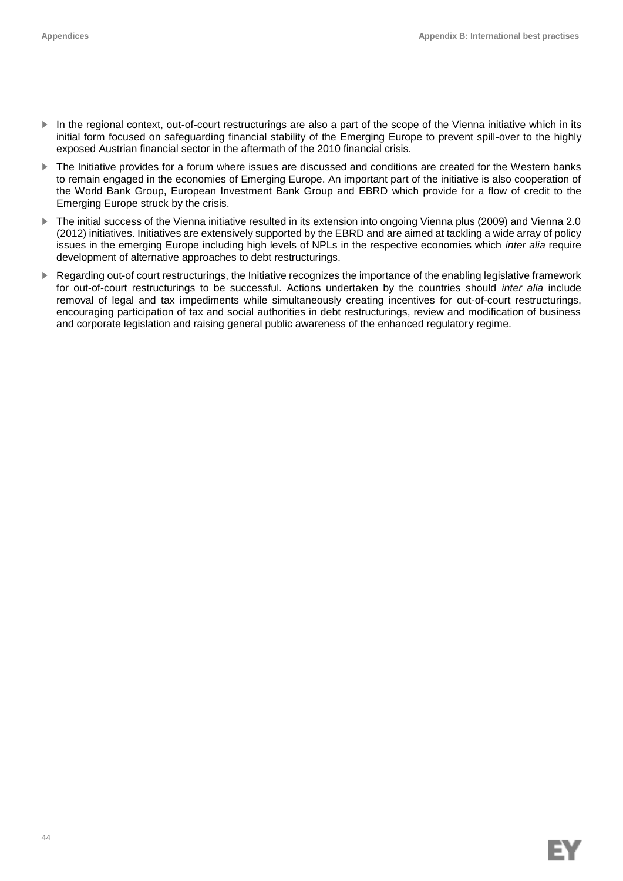- In the regional context, out-of-court restructurings are also a part of the scope of the Vienna initiative which in its initial form focused on safeguarding financial stability of the Emerging Europe to prevent spill-over to the highly exposed Austrian financial sector in the aftermath of the 2010 financial crisis.
- The Initiative provides for a forum where issues are discussed and conditions are created for the Western banks to remain engaged in the economies of Emerging Europe. An important part of the initiative is also cooperation of the World Bank Group, European Investment Bank Group and EBRD which provide for a flow of credit to the Emerging Europe struck by the crisis.
- The initial success of the Vienna initiative resulted in its extension into ongoing Vienna plus (2009) and Vienna 2.0 (2012) initiatives. Initiatives are extensively supported by the EBRD and are aimed at tackling a wide array of policy issues in the emerging Europe including high levels of NPLs in the respective economies which *inter alia* require development of alternative approaches to debt restructurings.
- Regarding out-of court restructurings, the Initiative recognizes the importance of the enabling legislative framework for out-of-court restructurings to be successful. Actions undertaken by the countries should *inter alia* include removal of legal and tax impediments while simultaneously creating incentives for out-of-court restructurings, encouraging participation of tax and social authorities in debt restructurings, review and modification of business and corporate legislation and raising general public awareness of the enhanced regulatory regime.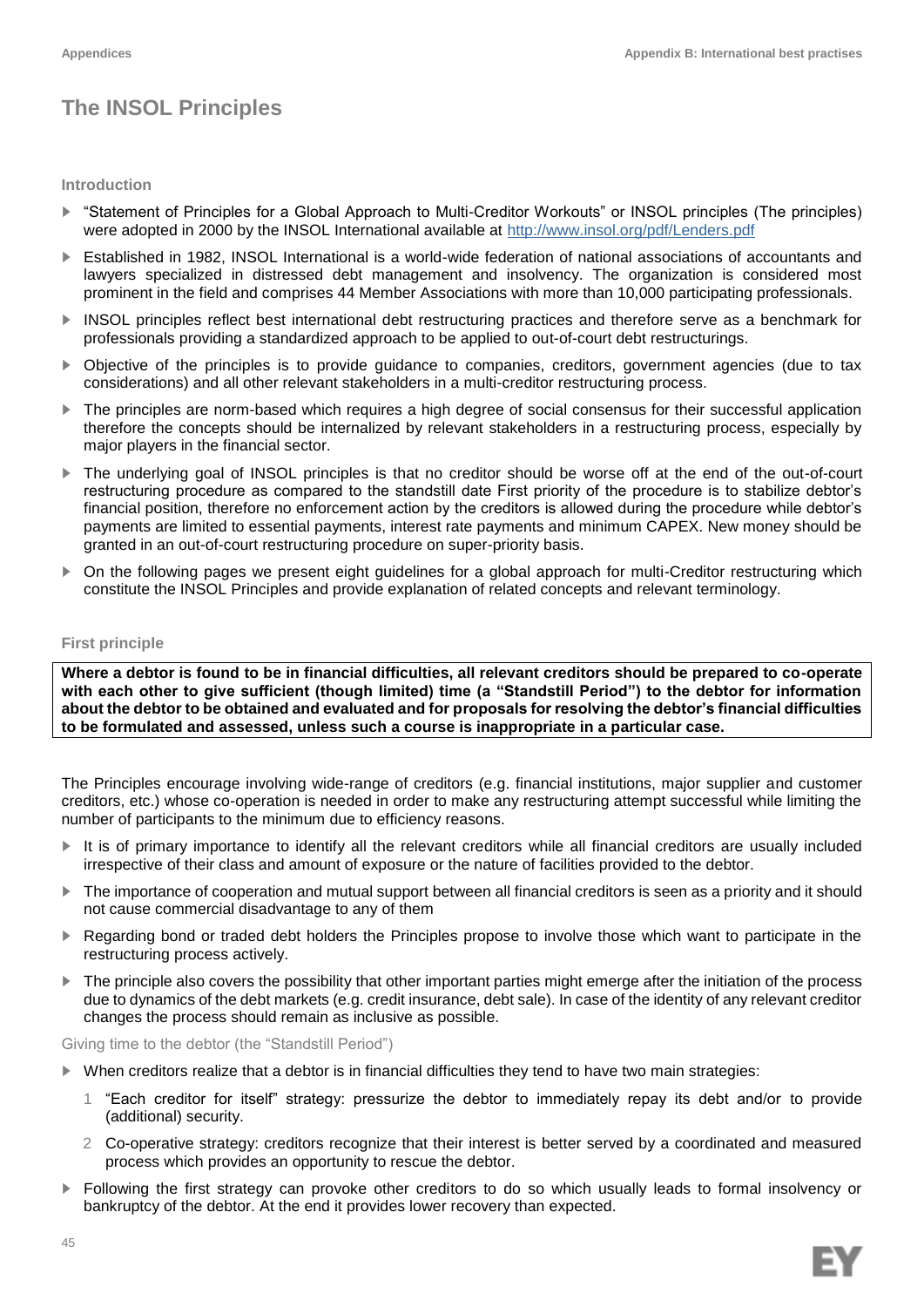# The INSOL Principles

### Introduction

- "Statement of Principles for a Global Approach to Multi-Creditor Workouts" or INSOL principles (The principles) were adopted in 2000 by the INSOL International available at [http://www.insol.org/pdf/Lenders.pdf](http://www.insol.org/pdf/Lenders.pdf)
- Established in 1982, INSOL International is a world-wide federation of national associations of accountants and lawyers specialized in distressed debt management and insolvency. The organization is considered most prominent in the field and comprises 44 Member Associations with more than 10,000 participating professionals.
- INSOL principles reflect best international debt restructuring practices and therefore serve as a benchmark for professionals providing a standardized approach to be applied to out-of-court debt restructurings.
- Objective of the principles is to provide guidance to companies, creditors, government agencies (due to tax considerations) and all other relevant stakeholders in a multi-creditor restructuring process.
- The principles are norm-based which requires a high degree of social consensus for their successful application therefore the concepts should be internalized by relevant stakeholders in a restructuring process, especially by major players in the financial sector.
- The underlying goal of INSOL principles is that no creditor should be worse off at the end of the out-of-court restructuring procedure as compared to the standstill date First priority of the procedure is to stabilize debtor's financial position, therefore no enforcement action by the creditors is allowed during the procedure while debtor's payments are limited to essential payments, interest rate payments and minimum CAPEX. New money should be granted in an out-of-court restructuring procedure on super-priority basis.
- On the following pages we present eight guidelines for a global approach for multi-Creditor restructuring which constitute the INSOL Principles and provide explanation of related concepts and relevant terminology.

### First principle

**Where a debtor is found to be in financial difficulties, all relevant creditors should be prepared to co-operate with each other to give sufficient (though limited) time (a "Standstill Period") to the debtor for information about the debtor to be obtained and evaluated and for proposals for resolving the debtor's financial difficulties to be formulated and assessed, unless such a course is inappropriate in a particular case.**

The Principles encourage involving wide-range of creditors (e.g. financial institutions, major supplier and customer creditors, etc.) whose co-operation is needed in order to make any restructuring attempt successful while limiting the number of participants to the minimum due to efficiency reasons.

- It is of primary importance to identify all the relevant creditors while all financial creditors are usually included irrespective of their class and amount of exposure or the nature of facilities provided to the debtor.
- The importance of cooperation and mutual support between all financial creditors is seen as a priority and it should not cause commercial disadvantage to any of them
- Regarding bond or traded debt holders the Principles propose to involve those which want to participate in the restructuring process actively.
- The principle also covers the possibility that other important parties might emerge after the initiation of the process due to dynamics of the debt markets (e.g. credit insurance, debt sale). In case of the identity of any relevant creditor changes the process should remain as inclusive as possible.

Giving time to the debtor (the "Standstill Period")

- When creditors realize that a debtor is in financial difficulties they tend to have two main strategies:
  1. "Each creditor for itself" strategy: pressurize the debtor to immediately repay its debt and/or to provide (additional) security.
  2. Co-operative strategy: creditors recognize that their interest is better served by a coordinated and measured process which provides an opportunity to rescue the debtor.
- Following the first strategy can provoke other creditors to do so which usually leads to formal insolvency or bankruptcy of the debtor. At the end it provides lower recovery than expected.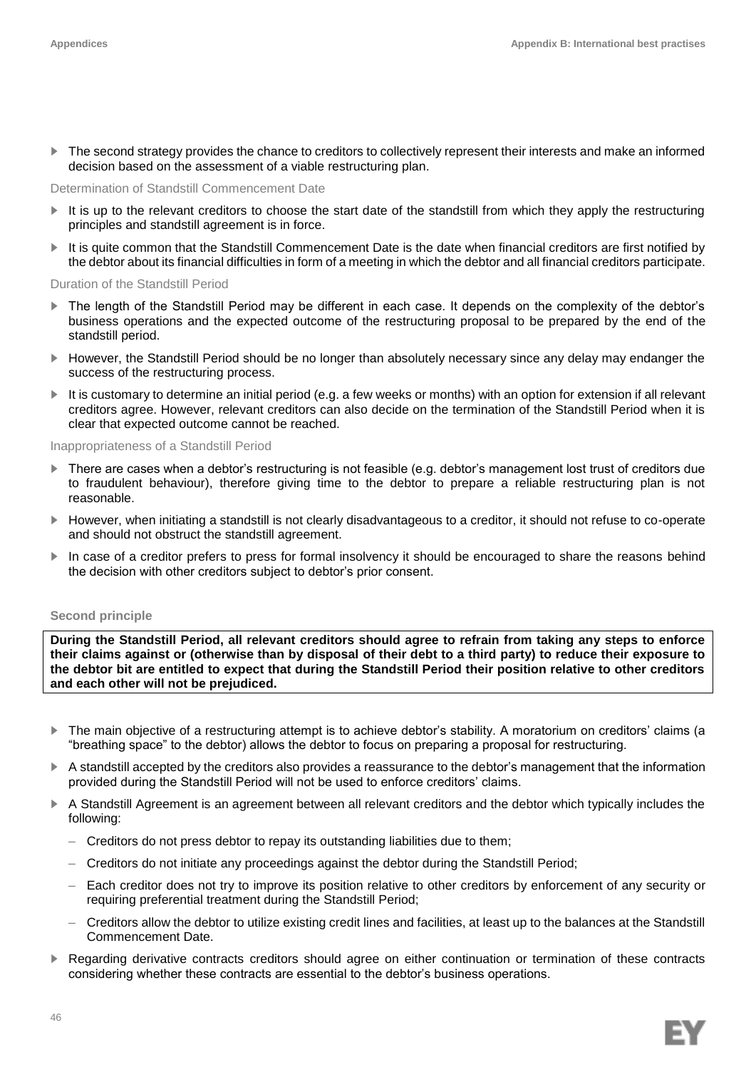- The second strategy provides the chance to creditors to collectively represent their interests and make an informed decision based on the assessment of a viable restructuring plan.

Determination of Standstill Commencement Date

- It is up to the relevant creditors to choose the start date of the standstill from which they apply the restructuring principles and standstill agreement is in force.
- It is quite common that the Standstill Commencement Date is the date when financial creditors are first notified by the debtor about its financial difficulties in form of a meeting in which the debtor and all financial creditors participate.

Duration of the Standstill Period

- The length of the Standstill Period may be different in each case. It depends on the complexity of the debtor's business operations and the expected outcome of the restructuring proposal to be prepared by the end of the standstill period.
- However, the Standstill Period should be no longer than absolutely necessary since any delay may endanger the success of the restructuring process.
- It is customary to determine an initial period (e.g. a few weeks or months) with an option for extension if all relevant creditors agree. However, relevant creditors can also decide on the termination of the Standstill Period when it is clear that expected outcome cannot be reached.

Inappropriateness of a Standstill Period

- There are cases when a debtor's restructuring is not feasible (e.g. debtor's management lost trust of creditors due to fraudulent behaviour), therefore giving time to the debtor to prepare a reliable restructuring plan is not reasonable.
- However, when initiating a standstill is not clearly disadvantageous to a creditor, it should not refuse to co-operate and should not obstruct the standstill agreement.
- In case of a creditor prefers to press for formal insolvency it should be encouraged to share the reasons behind the decision with other creditors subject to debtor's prior consent.

**Second principle**

**During the Standstill Period, all relevant creditors should agree to refrain from taking any steps to enforce their claims against or (otherwise than by disposal of their debt to a third party) to reduce their exposure to the debtor bit are entitled to expect that during the Standstill Period their position relative to other creditors and each other will not be prejudiced.**

- The main objective of a restructuring attempt is to achieve debtor's stability. A moratorium on creditors' claims (a "breathing space" to the debtor) allows the debtor to focus on preparing a proposal for restructuring.
- A standstill accepted by the creditors also provides a reassurance to the debtor's management that the information provided during the Standstill Period will not be used to enforce creditors' claims.
- A Standstill Agreement is an agreement between all relevant creditors and the debtor which typically includes the following:
  - Creditors do not press debtor to repay its outstanding liabilities due to them;
  - Creditors do not initiate any proceedings against the debtor during the Standstill Period;
  - Each creditor does not try to improve its position relative to other creditors by enforcement of any security or requiring preferential treatment during the Standstill Period;
  - Creditors allow the debtor to utilize existing credit lines and facilities, at least up to the balances at the Standstill Commencement Date.
- Regarding derivative contracts creditors should agree on either continuation or termination of these contracts considering whether these contracts are essential to the debtor's business operations.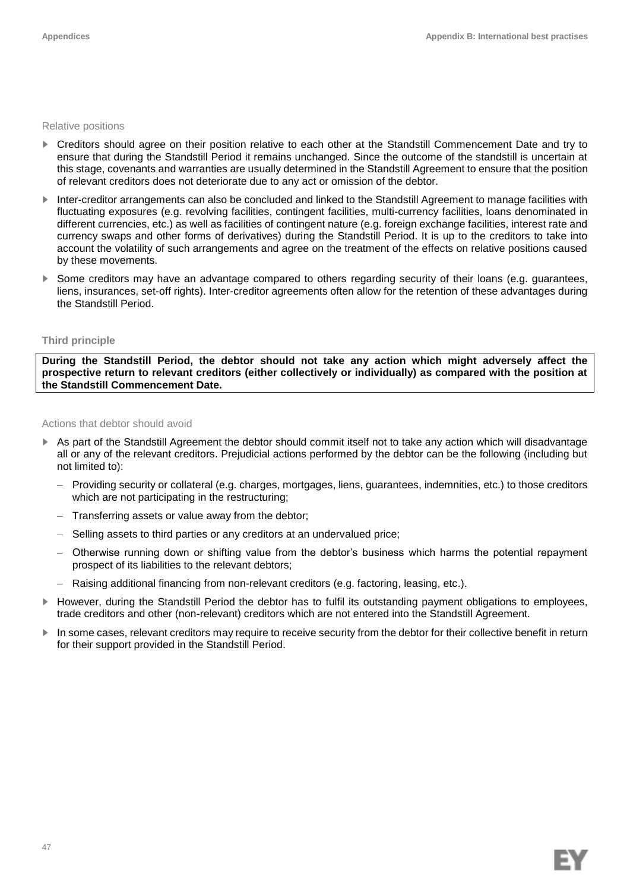### Relative positions

- Creditors should agree on their position relative to each other at the Standstill Commencement Date and try to ensure that during the Standstill Period it remains unchanged. Since the outcome of the standstill is uncertain at this stage, covenants and warranties are usually determined in the Standstill Agreement to ensure that the position of relevant creditors does not deteriorate due to any act or omission of the debtor.
- Inter-creditor arrangements can also be concluded and linked to the Standstill Agreement to manage facilities with fluctuating exposures (e.g. revolving facilities, contingent facilities, multi-currency facilities, loans denominated in different currencies, etc.) as well as facilities of contingent nature (e.g. foreign exchange facilities, interest rate and currency swaps and other forms of derivatives) during the Standstill Period. It is up to the creditors to take into account the volatility of such arrangements and agree on the treatment of the effects on relative positions caused by these movements.
- Some creditors may have an advantage compared to others regarding security of their loans (e.g. guarantees, liens, insurances, set-off rights). Inter-creditor agreements often allow for the retention of these advantages during the Standstill Period.

### Third principle

**During the Standstill Period, the debtor should not take any action which might adversely affect the prospective return to relevant creditors (either collectively or individually) as compared with the position at the Standstill Commencement Date.**

### Actions that debtor should avoid

- As part of the Standstill Agreement the debtor should commit itself not to take any action which will disadvantage all or any of the relevant creditors. Prejudicial actions performed by the debtor can be the following (including but not limited to):
  - Providing security or collateral (e.g. charges, mortgages, liens, guarantees, indemnities, etc.) to those creditors which are not participating in the restructuring;
  - Transferring assets or value away from the debtor;
  - Selling assets to third parties or any creditors at an undervalued price;
  - Otherwise running down or shifting value from the debtor's business which harms the potential repayment prospect of its liabilities to the relevant debtors;
  - Raising additional financing from non-relevant creditors (e.g. factoring, leasing, etc.).
- However, during the Standstill Period the debtor has to fulfil its outstanding payment obligations to employees, trade creditors and other (non-relevant) creditors which are not entered into the Standstill Agreement.
- In some cases, relevant creditors may require to receive security from the debtor for their collective benefit in return for their support provided in the Standstill Period.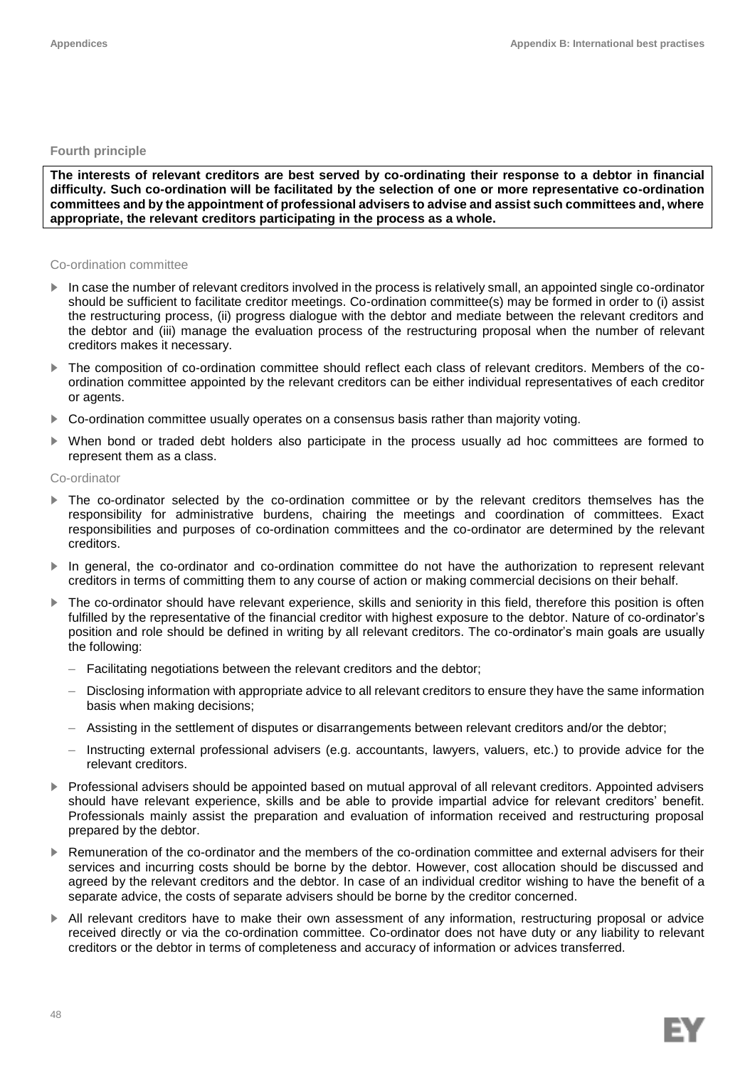#### Fourth principle

**The interests of relevant creditors are best served by co-ordinating their response to a debtor in financial difficulty. Such co-ordination will be facilitated by the selection of one or more representative co-ordination committees and by the appointment of professional advisers to advise and assist such committees and, where appropriate, the relevant creditors participating in the process as a whole.**

##### Co-ordination committee

- In case the number of relevant creditors involved in the process is relatively small, an appointed single co-ordinator should be sufficient to facilitate creditor meetings. Co-ordination committee(s) may be formed in order to (i) assist the restructuring process, (ii) progress dialogue with the debtor and mediate between the relevant creditors and the debtor and (iii) manage the evaluation process of the restructuring proposal when the number of relevant creditors makes it necessary.
- The composition of co-ordination committee should reflect each class of relevant creditors. Members of the co-ordination committee appointed by the relevant creditors can be either individual representatives of each creditor or agents.
- Co-ordination committee usually operates on a consensus basis rather than majority voting.
- When bond or traded debt holders also participate in the process usually ad hoc committees are formed to represent them as a class.

##### Co-ordinator

- The co-ordinator selected by the co-ordination committee or by the relevant creditors themselves has the responsibility for administrative burdens, chairing the meetings and coordination of committees. Exact responsibilities and purposes of co-ordination committees and the co-ordinator are determined by the relevant creditors.
- In general, the co-ordinator and co-ordination committee do not have the authorization to represent relevant creditors in terms of committing them to any course of action or making commercial decisions on their behalf.
- The co-ordinator should have relevant experience, skills and seniority in this field, therefore this position is often fulfilled by the representative of the financial creditor with highest exposure to the debtor. Nature of co-ordinator's position and role should be defined in writing by all relevant creditors. The co-ordinator's main goals are usually the following:
  - Facilitating negotiations between the relevant creditors and the debtor;
  - Disclosing information with appropriate advice to all relevant creditors to ensure they have the same information basis when making decisions;
  - Assisting in the settlement of disputes or disarrangements between relevant creditors and/or the debtor;
  - Instructing external professional advisers (e.g. accountants, lawyers, valuers, etc.) to provide advice for the relevant creditors.
- Professional advisers should be appointed based on mutual approval of all relevant creditors. Appointed advisers should have relevant experience, skills and be able to provide impartial advice for relevant creditors' benefit. Professionals mainly assist the preparation and evaluation of information received and restructuring proposal prepared by the debtor.
- Remuneration of the co-ordinator and the members of the co-ordination committee and external advisers for their services and incurring costs should be borne by the debtor. However, cost allocation should be discussed and agreed by the relevant creditors and the debtor. In case of an individual creditor wishing to have the benefit of a separate advice, the costs of separate advisers should be borne by the creditor concerned.
- All relevant creditors have to make their own assessment of any information, restructuring proposal or advice received directly or via the co-ordination committee. Co-ordinator does not have duty or any liability to relevant creditors or the debtor in terms of completeness and accuracy of information or advices transferred.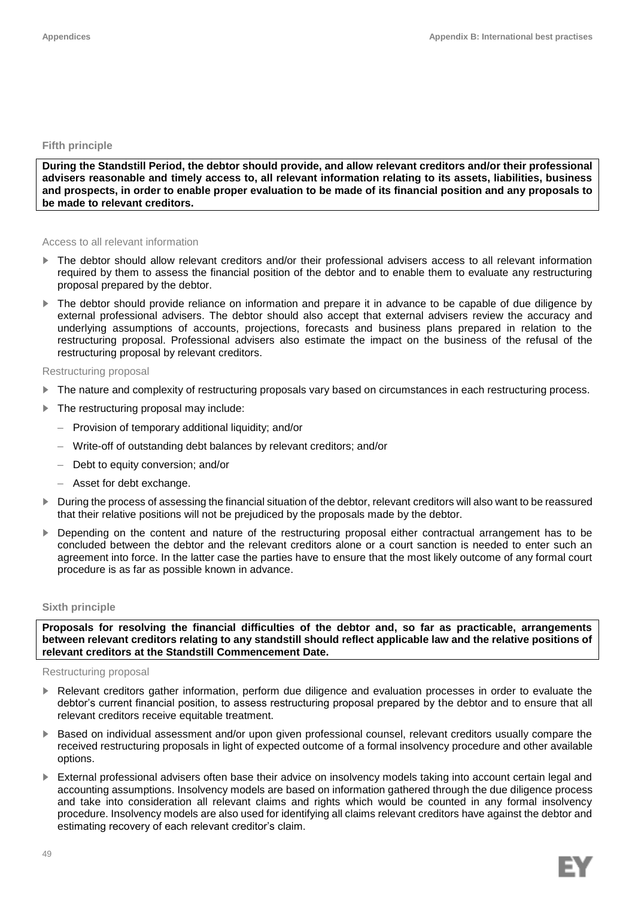### Fifth principle

**During the Standstill Period, the debtor should provide, and allow relevant creditors and/or their professional advisers reasonable and timely access to, all relevant information relating to its assets, liabilities, business and prospects, in order to enable proper evaluation to be made of its financial position and any proposals to be made to relevant creditors.**

#### Access to all relevant information

- The debtor should allow relevant creditors and/or their professional advisers access to all relevant information required by them to assess the financial position of the debtor and to enable them to evaluate any restructuring proposal prepared by the debtor.
- The debtor should provide reliance on information and prepare it in advance to be capable of due diligence by external professional advisers. The debtor should also accept that external advisers review the accuracy and underlying assumptions of accounts, projections, forecasts and business plans prepared in relation to the restructuring proposal. Professional advisers also estimate the impact on the business of the refusal of the restructuring proposal by relevant creditors.

#### Restructuring proposal

- The nature and complexity of restructuring proposals vary based on circumstances in each restructuring process.
- The restructuring proposal may include:
  - Provision of temporary additional liquidity; and/or
  - Write-off of outstanding debt balances by relevant creditors; and/or
  - Debt to equity conversion; and/or
  - Asset for debt exchange.
- During the process of assessing the financial situation of the debtor, relevant creditors will also want to be reassured that their relative positions will not be prejudiced by the proposals made by the debtor.
- Depending on the content and nature of the restructuring proposal either contractual arrangement has to be concluded between the debtor and the relevant creditors alone or a court sanction is needed to enter such an agreement into force. In the latter case the parties have to ensure that the most likely outcome of any formal court procedure is as far as possible known in advance.

### Sixth principle

**Proposals for resolving the financial difficulties of the debtor and, so far as practicable, arrangements between relevant creditors relating to any standstill should reflect applicable law and the relative positions of relevant creditors at the Standstill Commencement Date.**

#### Restructuring proposal

- Relevant creditors gather information, perform due diligence and evaluation processes in order to evaluate the debtor's current financial position, to assess restructuring proposal prepared by the debtor and to ensure that all relevant creditors receive equitable treatment.
- Based on individual assessment and/or upon given professional counsel, relevant creditors usually compare the received restructuring proposals in light of expected outcome of a formal insolvency procedure and other available options.
- External professional advisers often base their advice on insolvency models taking into account certain legal and accounting assumptions. Insolvency models are based on information gathered through the due diligence process and take into consideration all relevant claims and rights which would be counted in any formal insolvency procedure. Insolvency models are also used for identifying all claims relevant creditors have against the debtor and estimating recovery of each relevant creditor's claim.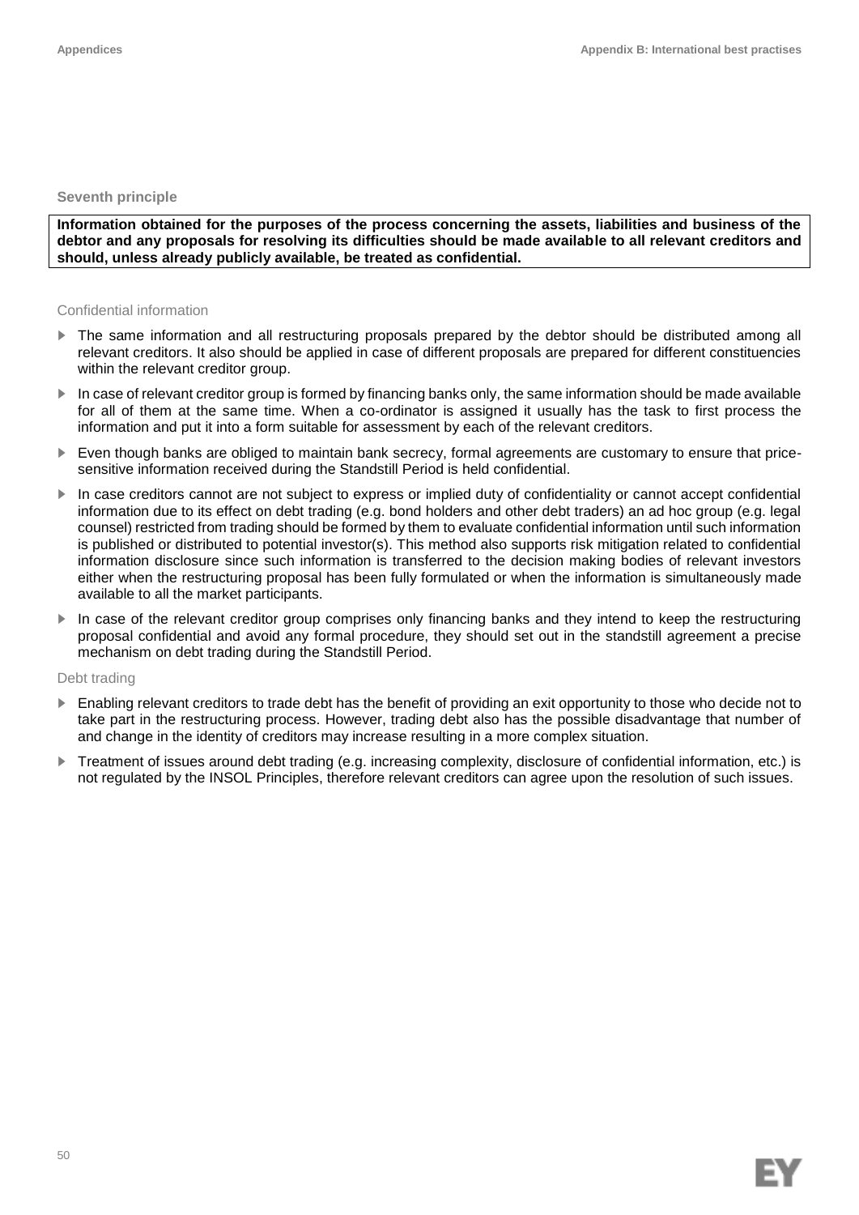### Seventh principle

**Information obtained for the purposes of the process concerning the assets, liabilities and business of the debtor and any proposals for resolving its difficulties should be made available to all relevant creditors and should, unless already publicly available, be treated as confidential.**

#### Confidential information

- The same information and all restructuring proposals prepared by the debtor should be distributed among all relevant creditors. It also should be applied in case of different proposals are prepared for different constituencies within the relevant creditor group.
- In case of relevant creditor group is formed by financing banks only, the same information should be made available for all of them at the same time. When a co-ordinator is assigned it usually has the task to first process the information and put it into a form suitable for assessment by each of the relevant creditors.
- Even though banks are obliged to maintain bank secrecy, formal agreements are customary to ensure that price-sensitive information received during the Standstill Period is held confidential.
- In case creditors cannot are not subject to express or implied duty of confidentiality or cannot accept confidential information due to its effect on debt trading (e.g. bond holders and other debt traders) an ad hoc group (e.g. legal counsel) restricted from trading should be formed by them to evaluate confidential information until such information is published or distributed to potential investor(s). This method also supports risk mitigation related to confidential information disclosure since such information is transferred to the decision making bodies of relevant investors either when the restructuring proposal has been fully formulated or when the information is simultaneously made available to all the market participants.
- In case of the relevant creditor group comprises only financing banks and they intend to keep the restructuring proposal confidential and avoid any formal procedure, they should set out in the standstill agreement a precise mechanism on debt trading during the Standstill Period.

#### Debt trading

- Enabling relevant creditors to trade debt has the benefit of providing an exit opportunity to those who decide not to take part in the restructuring process. However, trading debt also has the possible disadvantage that number of and change in the identity of creditors may increase resulting in a more complex situation.
- Treatment of issues around debt trading (e.g. increasing complexity, disclosure of confidential information, etc.) is not regulated by the INSOL Principles, therefore relevant creditors can agree upon the resolution of such issues.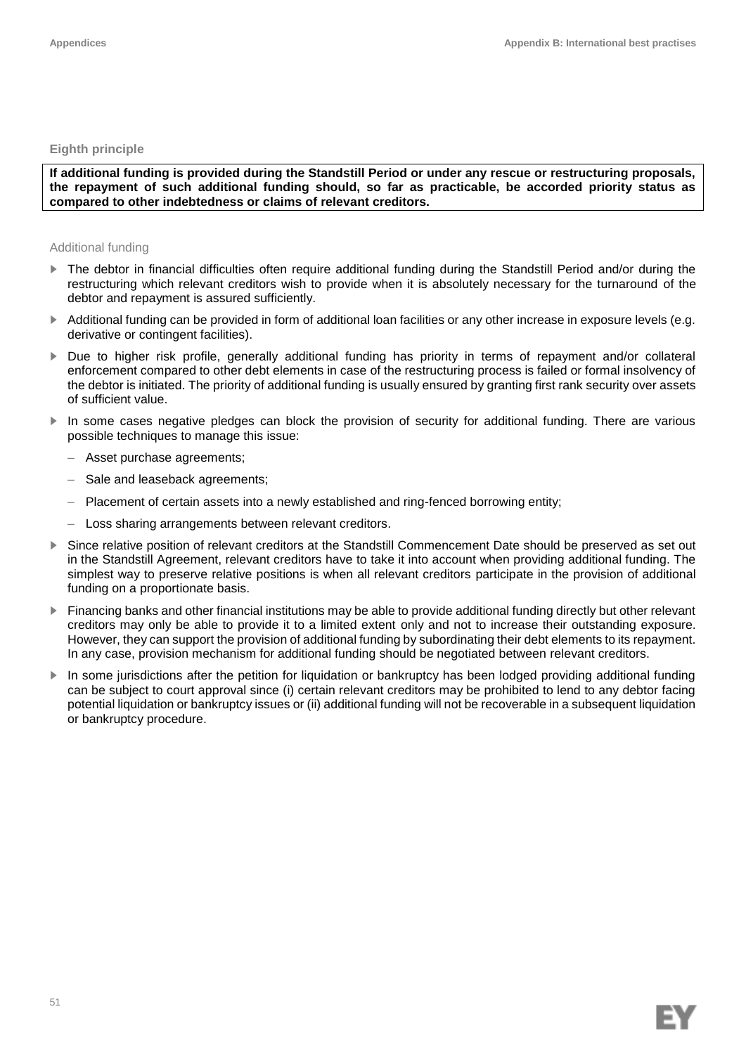### Eighth principle

**If additional funding is provided during the Standstill Period or under any rescue or restructuring proposals, the repayment of such additional funding should, so far as practicable, be accorded priority status as compared to other indebtedness or claims of relevant creditors.**

#### Additional funding

- The debtor in financial difficulties often require additional funding during the Standstill Period and/or during the restructuring which relevant creditors wish to provide when it is absolutely necessary for the turnaround of the debtor and repayment is assured sufficiently.
- Additional funding can be provided in form of additional loan facilities or any other increase in exposure levels (e.g. derivative or contingent facilities).
- Due to higher risk profile, generally additional funding has priority in terms of repayment and/or collateral enforcement compared to other debt elements in case of the restructuring process is failed or formal insolvency of the debtor is initiated. The priority of additional funding is usually ensured by granting first rank security over assets of sufficient value.
- In some cases negative pledges can block the provision of security for additional funding. There are various possible techniques to manage this issue:
  - Asset purchase agreements;
  - Sale and leaseback agreements;
  - Placement of certain assets into a newly established and ring-fenced borrowing entity;
  - Loss sharing arrangements between relevant creditors.
- Since relative position of relevant creditors at the Standstill Commencement Date should be preserved as set out in the Standstill Agreement, relevant creditors have to take it into account when providing additional funding. The simplest way to preserve relative positions is when all relevant creditors participate in the provision of additional funding on a proportionate basis.
- Financing banks and other financial institutions may be able to provide additional funding directly but other relevant creditors may only be able to provide it to a limited extent only and not to increase their outstanding exposure. However, they can support the provision of additional funding by subordinating their debt elements to its repayment. In any case, provision mechanism for additional funding should be negotiated between relevant creditors.
- In some jurisdictions after the petition for liquidation or bankruptcy has been lodged providing additional funding can be subject to court approval since (i) certain relevant creditors may be prohibited to lend to any debtor facing potential liquidation or bankruptcy issues or (ii) additional funding will not be recoverable in a subsequent liquidation or bankruptcy procedure.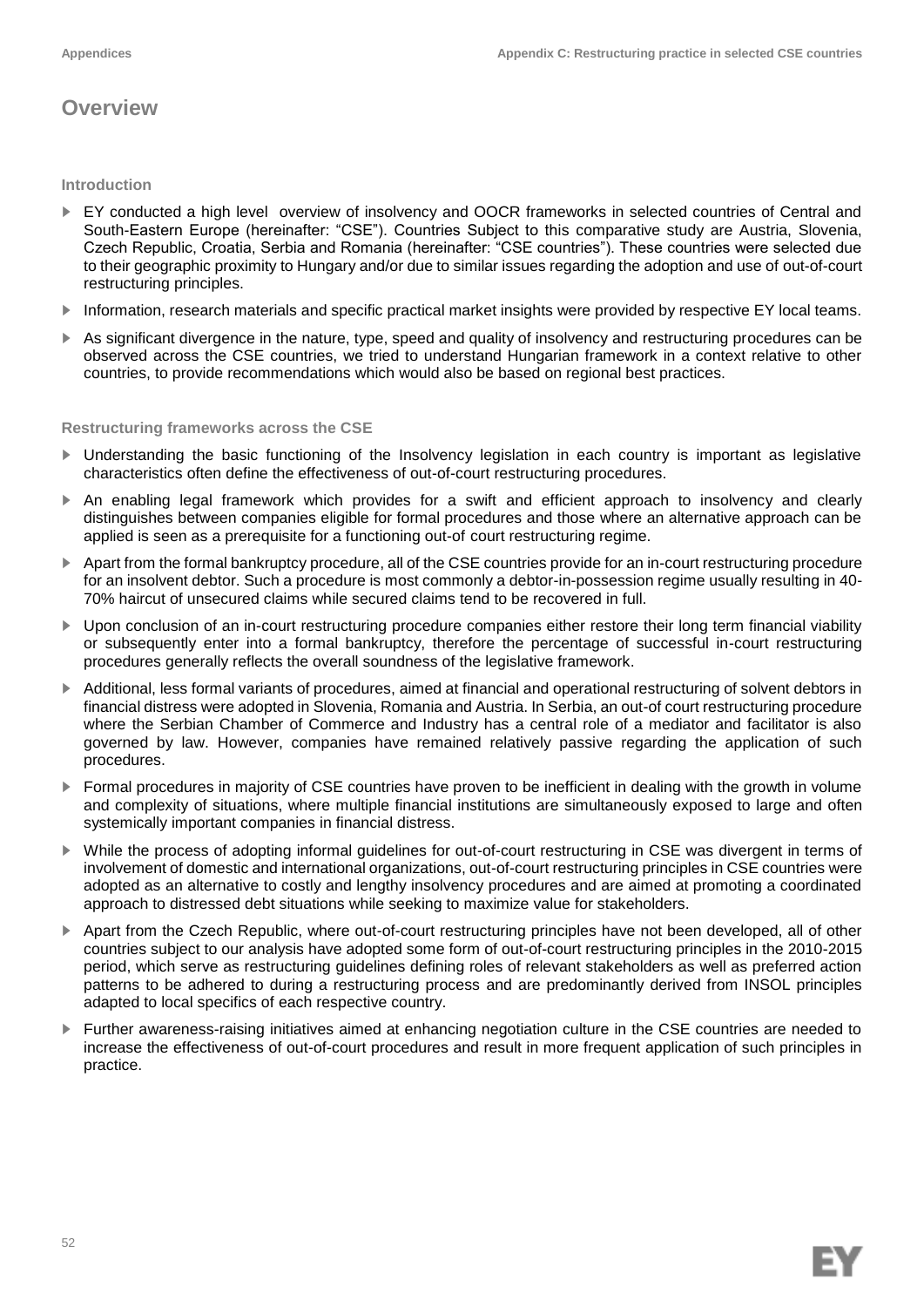# Overview

### Introduction

- EY conducted a high level overview of insolvency and OOCR frameworks in selected countries of Central and South-Eastern Europe (hereinafter: "CSE"). Countries Subject to this comparative study are Austria, Slovenia, Czech Republic, Croatia, Serbia and Romania (hereinafter: "CSE countries"). These countries were selected due to their geographic proximity to Hungary and/or due to similar issues regarding the adoption and use of out-of-court restructuring principles.
- Information, research materials and specific practical market insights were provided by respective EY local teams.
- As significant divergence in the nature, type, speed and quality of insolvency and restructuring procedures can be observed across the CSE countries, we tried to understand Hungarian framework in a context relative to other countries, to provide recommendations which would also be based on regional best practices.

### Restructuring frameworks across the CSE

- Understanding the basic functioning of the Insolvency legislation in each country is important as legislative characteristics often define the effectiveness of out-of-court restructuring procedures.
- An enabling legal framework which provides for a swift and efficient approach to insolvency and clearly distinguishes between companies eligible for formal procedures and those where an alternative approach can be applied is seen as a prerequisite for a functioning out-of court restructuring regime.
- Apart from the formal bankruptcy procedure, all of the CSE countries provide for an in-court restructuring procedure for an insolvent debtor. Such a procedure is most commonly a debtor-in-possession regime usually resulting in 40-70% haircut of unsecured claims while secured claims tend to be recovered in full.
- Upon conclusion of an in-court restructuring procedure companies either restore their long term financial viability or subsequently enter into a formal bankruptcy, therefore the percentage of successful in-court restructuring procedures generally reflects the overall soundness of the legislative framework.
- Additional, less formal variants of procedures, aimed at financial and operational restructuring of solvent debtors in financial distress were adopted in Slovenia, Romania and Austria. In Serbia, an out-of court restructuring procedure where the Serbian Chamber of Commerce and Industry has a central role of a mediator and facilitator is also governed by law. However, companies have remained relatively passive regarding the application of such procedures.
- Formal procedures in majority of CSE countries have proven to be inefficient in dealing with the growth in volume and complexity of situations, where multiple financial institutions are simultaneously exposed to large and often systemically important companies in financial distress.
- While the process of adopting informal guidelines for out-of-court restructuring in CSE was divergent in terms of involvement of domestic and international organizations, out-of-court restructuring principles in CSE countries were adopted as an alternative to costly and lengthy insolvency procedures and are aimed at promoting a coordinated approach to distressed debt situations while seeking to maximize value for stakeholders.
- Apart from the Czech Republic, where out-of-court restructuring principles have not been developed, all of other countries subject to our analysis have adopted some form of out-of-court restructuring principles in the 2010-2015 period, which serve as restructuring guidelines defining roles of relevant stakeholders as well as preferred action patterns to be adhered to during a restructuring process and are predominantly derived from INSOL principles adapted to local specifics of each respective country.
- Further awareness-raising initiatives aimed at enhancing negotiation culture in the CSE countries are needed to increase the effectiveness of out-of-court procedures and result in more frequent application of such principles in practice.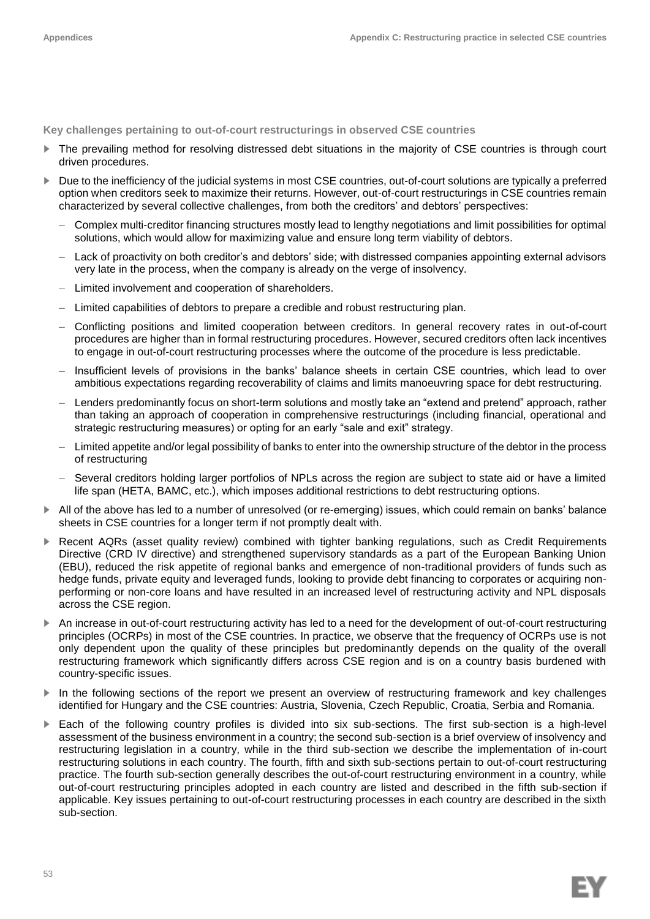### Key challenges pertaining to out-of-court restructurings in observed CSE countries

- The prevailing method for resolving distressed debt situations in the majority of CSE countries is through court driven procedures.
- Due to the inefficiency of the judicial systems in most CSE countries, out-of-court solutions are typically a preferred option when creditors seek to maximize their returns. However, out-of-court restructurings in CSE countries remain characterized by several collective challenges, from both the creditors' and debtors' perspectives:
  - Complex multi-creditor financing structures mostly lead to lengthy negotiations and limit possibilities for optimal solutions, which would allow for maximizing value and ensure long term viability of debtors.
  - Lack of proactivity on both creditor's and debtors' side; with distressed companies appointing external advisors very late in the process, when the company is already on the verge of insolvency.
  - Limited involvement and cooperation of shareholders.
  - Limited capabilities of debtors to prepare a credible and robust restructuring plan.
  - Conflicting positions and limited cooperation between creditors. In general recovery rates in out-of-court procedures are higher than in formal restructuring procedures. However, secured creditors often lack incentives to engage in out-of-court restructuring processes where the outcome of the procedure is less predictable.
  - Insufficient levels of provisions in the banks' balance sheets in certain CSE countries, which lead to over ambitious expectations regarding recoverability of claims and limits manoeuvring space for debt restructuring.
  - Lenders predominantly focus on short-term solutions and mostly take an "extend and pretend" approach, rather than taking an approach of cooperation in comprehensive restructurings (including financial, operational and strategic restructuring measures) or opting for an early "sale and exit" strategy.
  - Limited appetite and/or legal possibility of banks to enter into the ownership structure of the debtor in the process of restructuring
  - Several creditors holding larger portfolios of NPLs across the region are subject to state aid or have a limited life span (HETA, BAMC, etc.), which imposes additional restrictions to debt restructuring options.
- All of the above has led to a number of unresolved (or re-emerging) issues, which could remain on banks' balance sheets in CSE countries for a longer term if not promptly dealt with.
- Recent AQRs (asset quality review) combined with tighter banking regulations, such as Credit Requirements Directive (CRD IV directive) and strengthened supervisory standards as a part of the European Banking Union (EBU), reduced the risk appetite of regional banks and emergence of non-traditional providers of funds such as hedge funds, private equity and leveraged funds, looking to provide debt financing to corporates or acquiring non-performing or non-core loans and have resulted in an increased level of restructuring activity and NPL disposals across the CSE region.
- An increase in out-of-court restructuring activity has led to a need for the development of out-of-court restructuring principles (OCRPs) in most of the CSE countries. In practice, we observe that the frequency of OCRPs use is not only dependent upon the quality of these principles but predominantly depends on the quality of the overall restructuring framework which significantly differs across CSE region and is on a country basis burdened with country-specific issues.
- In the following sections of the report we present an overview of restructuring framework and key challenges identified for Hungary and the CSE countries: Austria, Slovenia, Czech Republic, Croatia, Serbia and Romania.
- Each of the following country profiles is divided into six sub-sections. The first sub-section is a high-level assessment of the business environment in a country; the second sub-section is a brief overview of insolvency and restructuring legislation in a country, while in the third sub-section we describe the implementation of in-court restructuring solutions in each country. The fourth, fifth and sixth sub-sections pertain to out-of-court restructuring practice. The fourth sub-section generally describes the out-of-court restructuring environment in a country, while out-of-court restructuring principles adopted in each country are listed and described in the fifth sub-section if applicable. Key issues pertaining to out-of-court restructuring processes in each country are described in the sixth sub-section.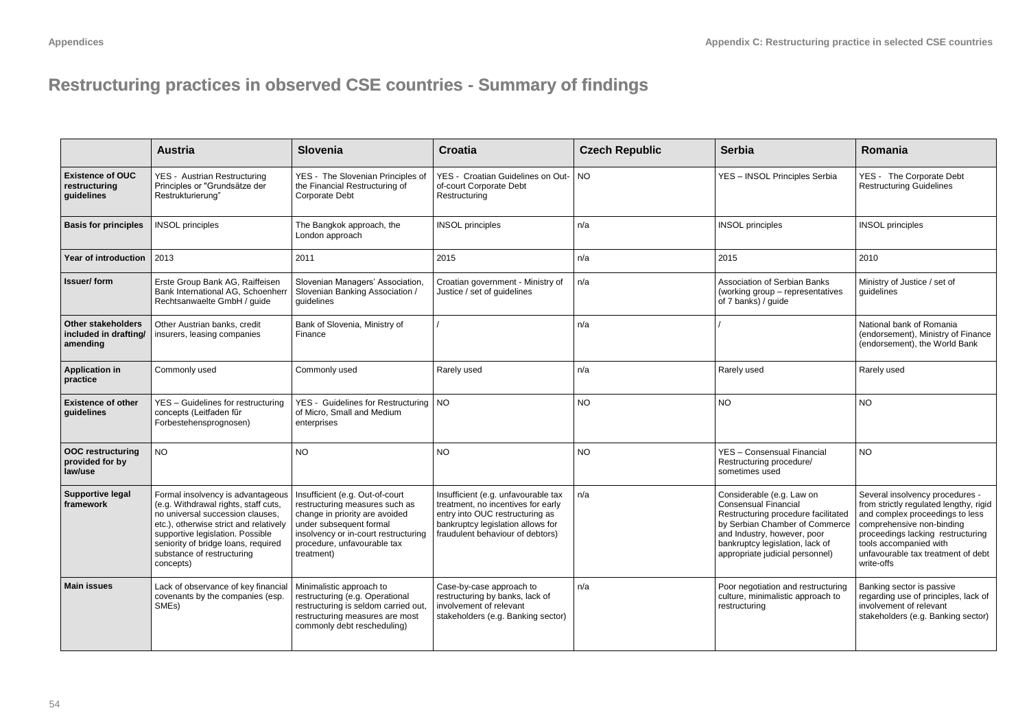# Restructuring practices in observed CSE countries - Summary of findings

| | Austria | Slovenia | Croatia | Czech Republic | Serbia | Romania |
|---|---|---|---|---|---|---|
| **Existence of OUC restructuring guidelines** | YES - Austrian Restructuring Principles or "Grundsätze der Restrukturierung" | YES - The Slovenian Principles of the Financial Restructuring of Corporate Debt | YES - Croatian Guidelines on Out-of-court Corporate Debt Restructuring | NO | YES – INSOL Principles Serbia | YES - The Corporate Debt Restructuring Guidelines |
| **Basis for principles** | INSOL principles | The Bangkok approach, the London approach | INSOL principles | n/a | INSOL principles | INSOL principles |
| **Year of introduction** | 2013 | 2011 | 2015 | n/a | 2015 | 2010 |
| **Issuer/ form** | Erste Group Bank AG, Raiffeisen Bank International AG, Schoenherr Rechtsanwaelte GmbH / guide | Slovenian Managers' Association, Slovenian Banking Association / guidelines | Croatian government - Ministry of Justice / set of guidelines | n/a | Association of Serbian Banks (working group – representatives of 7 banks) / guide | Ministry of Justice / set of guidelines |
| **Other stakeholders included in drafting/ amending** | Other Austrian banks, credit insurers, leasing companies | Bank of Slovenia, Ministry of Finance | / | n/a | / | National bank of Romania (endorsement), Ministry of Finance (endorsement), the World Bank |
| **Application in practice** | Commonly used | Commonly used | Rarely used | n/a | Rarely used | Rarely used |
| **Existence of other guidelines** | YES – Guidelines for restructuring concepts (Leitfaden für Forbestehensprognosen) | YES - Guidelines for Restructuring of Micro, Small and Medium enterprises | NO | NO | NO | NO |
| **OOC restructuring provided for by law/use** | NO | NO | NO | NO | YES – Consensual Financial Restructuring procedure/ sometimes used | NO |
| **Supportive legal framework** | Formal insolvency is advantageous (e.g. Withdrawal rights, staff cuts, no universal succession clauses, etc.), otherwise strict and relatively supportive legislation. Possible seniority of bridge loans, required substance of restructuring concepts) | Insufficient (e.g. Out-of-court restructuring measures such as change in priority are avoided under subsequent formal insolvency or in-court restructuring procedure, unfavourable tax treatment) | Insufficient (e.g. unfavourable tax treatment, no incentives for early entry into OUC restructuring as bankruptcy legislation allows for fraudulent behaviour of debtors) | n/a | Considerable (e.g. Law on Consensual Financial Restructuring procedure facilitated by Serbian Chamber of Commerce and Industry, however, poor bankruptcy legislation, lack of appropriate judicial personnel) | Several insolvency procedures - from strictly regulated lengthy, rigid and complex proceedings to less comprehensive non-binding proceedings lacking restructuring tools accompanied with unfavourable tax treatment of debt write-offs |
| **Main issues** | Lack of observance of key financial covenants by the companies (esp. SMEs) | Minimalistic approach to restructuring (e.g. Operational restructuring is seldom carried out, restructuring measures are most commonly debt rescheduling) | Case-by-case approach to restructuring by banks, lack of involvement of relevant stakeholders (e.g. Banking sector) | n/a | Poor negotiation and restructuring culture, minimalistic approach to restructuring | Banking sector is passive regarding use of principles, lack of involvement of relevant stakeholders (e.g. Banking sector) |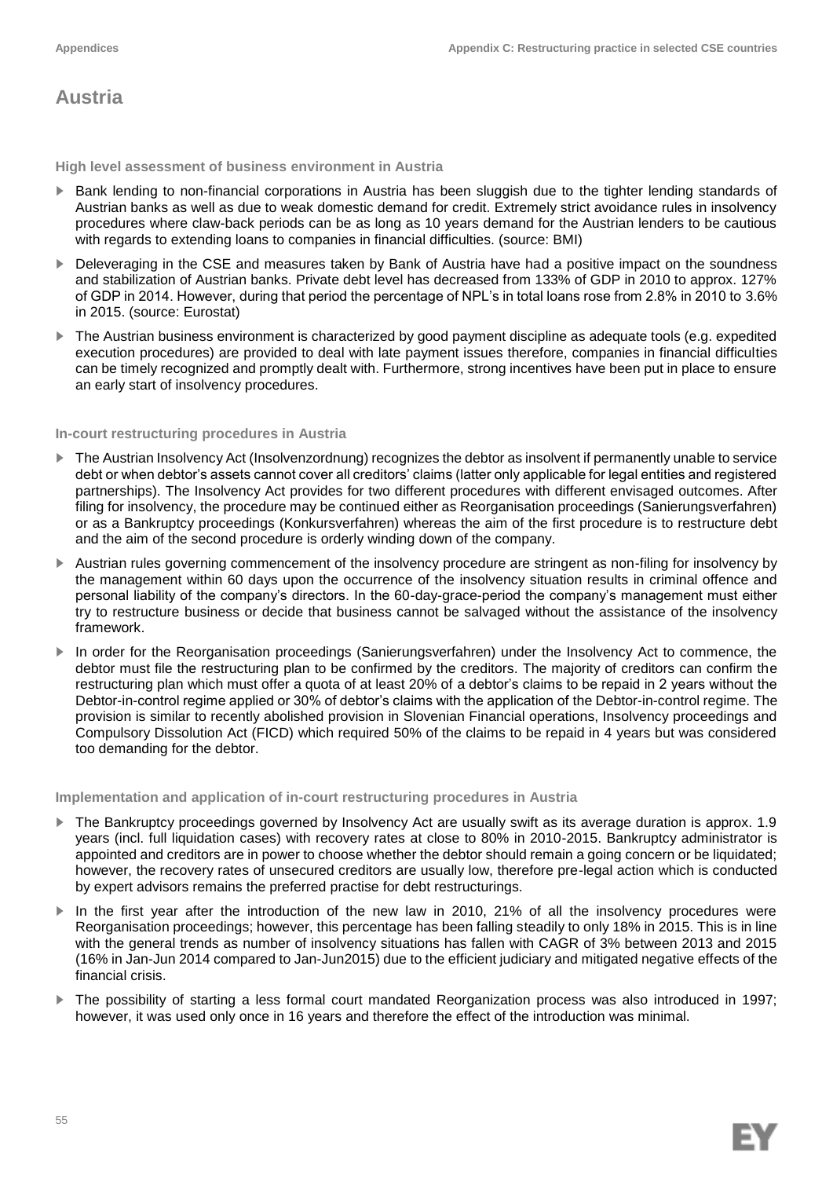# Austria

### High level assessment of business environment in Austria

- Bank lending to non-financial corporations in Austria has been sluggish due to the tighter lending standards of Austrian banks as well as due to weak domestic demand for credit. Extremely strict avoidance rules in insolvency procedures where claw-back periods can be as long as 10 years demand for the Austrian lenders to be cautious with regards to extending loans to companies in financial difficulties. (source: BMI)
- Deleveraging in the CSE and measures taken by Bank of Austria have had a positive impact on the soundness and stabilization of Austrian banks. Private debt level has decreased from 133% of GDP in 2010 to approx. 127% of GDP in 2014. However, during that period the percentage of NPL's in total loans rose from 2.8% in 2010 to 3.6% in 2015. (source: Eurostat)
- The Austrian business environment is characterized by good payment discipline as adequate tools (e.g. expedited execution procedures) are provided to deal with late payment issues therefore, companies in financial difficulties can be timely recognized and promptly dealt with. Furthermore, strong incentives have been put in place to ensure an early start of insolvency procedures.

### In-court restructuring procedures in Austria

- The Austrian Insolvency Act (Insolvenzordnung) recognizes the debtor as insolvent if permanently unable to service debt or when debtor's assets cannot cover all creditors' claims (latter only applicable for legal entities and registered partnerships). The Insolvency Act provides for two different procedures with different envisaged outcomes. After filing for insolvency, the procedure may be continued either as Reorganisation proceedings (Sanierungsverfahren) or as a Bankruptcy proceedings (Konkursverfahren) whereas the aim of the first procedure is to restructure debt and the aim of the second procedure is orderly winding down of the company.
- Austrian rules governing commencement of the insolvency procedure are stringent as non-filing for insolvency by the management within 60 days upon the occurrence of the insolvency situation results in criminal offence and personal liability of the company's directors. In the 60-day-grace-period the company's management must either try to restructure business or decide that business cannot be salvaged without the assistance of the insolvency framework.
- In order for the Reorganisation proceedings (Sanierungsverfahren) under the Insolvency Act to commence, the debtor must file the restructuring plan to be confirmed by the creditors. The majority of creditors can confirm the restructuring plan which must offer a quota of at least 20% of a debtor's claims to be repaid in 2 years without the Debtor-in-control regime applied or 30% of debtor's claims with the application of the Debtor-in-control regime. The provision is similar to recently abolished provision in Slovenian Financial operations, Insolvency proceedings and Compulsory Dissolution Act (FICD) which required 50% of the claims to be repaid in 4 years but was considered too demanding for the debtor.

### Implementation and application of in-court restructuring procedures in Austria

- The Bankruptcy proceedings governed by Insolvency Act are usually swift as its average duration is approx. 1.9 years (incl. full liquidation cases) with recovery rates at close to 80% in 2010-2015. Bankruptcy administrator is appointed and creditors are in power to choose whether the debtor should remain a going concern or be liquidated; however, the recovery rates of unsecured creditors are usually low, therefore pre-legal action which is conducted by expert advisors remains the preferred practise for debt restructurings.
- In the first year after the introduction of the new law in 2010, 21% of all the insolvency procedures were Reorganisation proceedings; however, this percentage has been falling steadily to only 18% in 2015. This is in line with the general trends as number of insolvency situations has fallen with CAGR of 3% between 2013 and 2015 (16% in Jan-Jun 2014 compared to Jan-Jun2015) due to the efficient judiciary and mitigated negative effects of the financial crisis.
- The possibility of starting a less formal court mandated Reorganization process was also introduced in 1997; however, it was used only once in 16 years and therefore the effect of the introduction was minimal.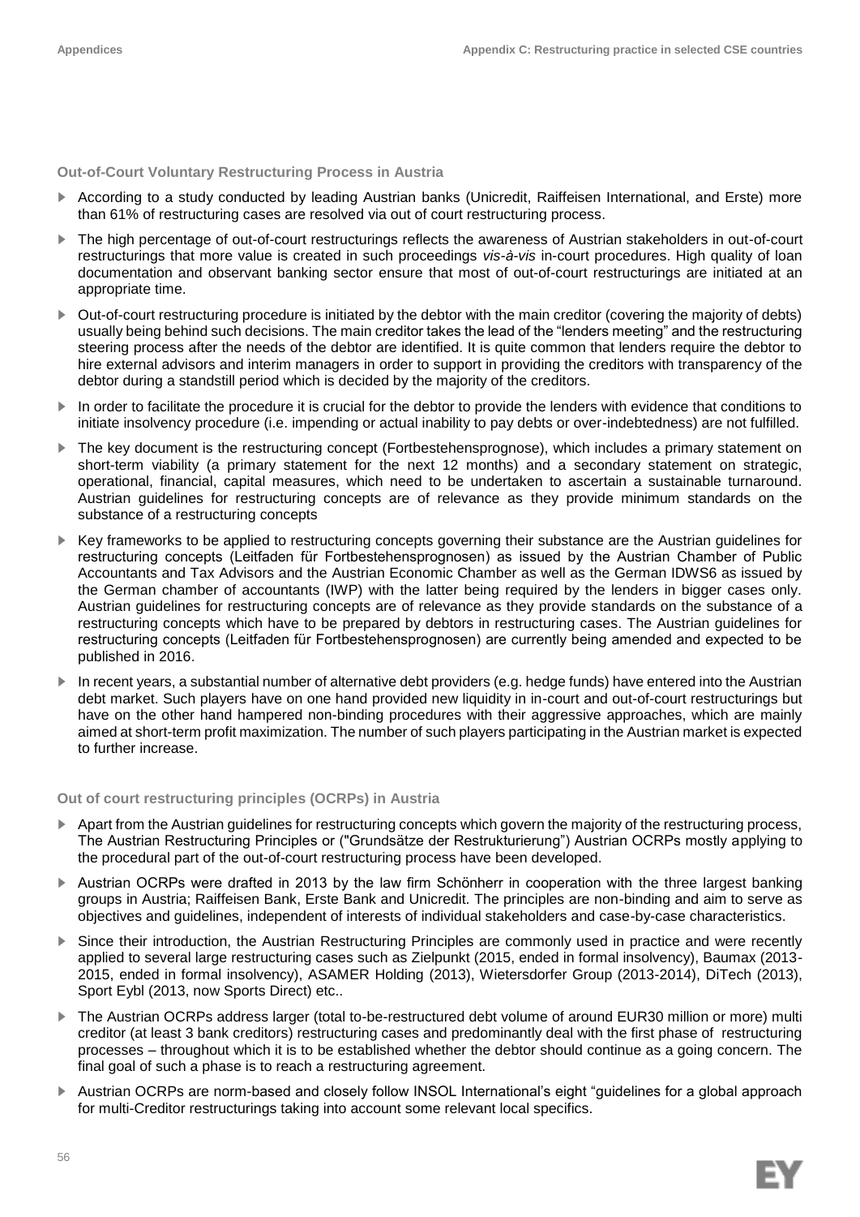### Out-of-Court Voluntary Restructuring Process in Austria

- According to a study conducted by leading Austrian banks (Unicredit, Raiffeisen International, and Erste) more than 61% of restructuring cases are resolved via out of court restructuring process.
- The high percentage of out-of-court restructurings reflects the awareness of Austrian stakeholders in out-of-court restructurings that more value is created in such proceedings *vis-à-vis* in-court procedures. High quality of loan documentation and observant banking sector ensure that most of out-of-court restructurings are initiated at an appropriate time.
- Out-of-court restructuring procedure is initiated by the debtor with the main creditor (covering the majority of debts) usually being behind such decisions. The main creditor takes the lead of the "lenders meeting" and the restructuring steering process after the needs of the debtor are identified. It is quite common that lenders require the debtor to hire external advisors and interim managers in order to support in providing the creditors with transparency of the debtor during a standstill period which is decided by the majority of the creditors.
- In order to facilitate the procedure it is crucial for the debtor to provide the lenders with evidence that conditions to initiate insolvency procedure (i.e. impending or actual inability to pay debts or over-indebtedness) are not fulfilled.
- The key document is the restructuring concept (Fortbestehensprognose), which includes a primary statement on short-term viability (a primary statement for the next 12 months) and a secondary statement on strategic, operational, financial, capital measures, which need to be undertaken to ascertain a sustainable turnaround. Austrian guidelines for restructuring concepts are of relevance as they provide minimum standards on the substance of a restructuring concepts
- Key frameworks to be applied to restructuring concepts governing their substance are the Austrian guidelines for restructuring concepts (Leitfaden für Fortbestehensprognosen) as issued by the Austrian Chamber of Public Accountants and Tax Advisors and the Austrian Economic Chamber as well as the German IDWS6 as issued by the German chamber of accountants (IWP) with the latter being required by the lenders in bigger cases only. Austrian guidelines for restructuring concepts are of relevance as they provide standards on the substance of a restructuring concepts which have to be prepared by debtors in restructuring cases. The Austrian guidelines for restructuring concepts (Leitfaden für Fortbestehensprognosen) are currently being amended and expected to be published in 2016.
- In recent years, a substantial number of alternative debt providers (e.g. hedge funds) have entered into the Austrian debt market. Such players have on one hand provided new liquidity in in-court and out-of-court restructurings but have on the other hand hampered non-binding procedures with their aggressive approaches, which are mainly aimed at short-term profit maximization. The number of such players participating in the Austrian market is expected to further increase.

### Out of court restructuring principles (OCRPs) in Austria

- Apart from the Austrian guidelines for restructuring concepts which govern the majority of the restructuring process, The Austrian Restructuring Principles or ("Grundsätze der Restrukturierung") Austrian OCRPs mostly applying to the procedural part of the out-of-court restructuring process have been developed.
- Austrian OCRPs were drafted in 2013 by the law firm Schönherr in cooperation with the three largest banking groups in Austria; Raiffeisen Bank, Erste Bank and Unicredit. The principles are non-binding and aim to serve as objectives and guidelines, independent of interests of individual stakeholders and case-by-case characteristics.
- Since their introduction, the Austrian Restructuring Principles are commonly used in practice and were recently applied to several large restructuring cases such as Zielpunkt (2015, ended in formal insolvency), Baumax (2013-2015, ended in formal insolvency), ASAMER Holding (2013), Wietersdorfer Group (2013-2014), DiTech (2013), Sport Eybl (2013, now Sports Direct) etc..
- The Austrian OCRPs address larger (total to-be-restructured debt volume of around EUR30 million or more) multi creditor (at least 3 bank creditors) restructuring cases and predominantly deal with the first phase of restructuring processes – throughout which it is to be established whether the debtor should continue as a going concern. The final goal of such a phase is to reach a restructuring agreement.
- Austrian OCRPs are norm-based and closely follow INSOL International's eight "guidelines for a global approach for multi-Creditor restructurings taking into account some relevant local specifics.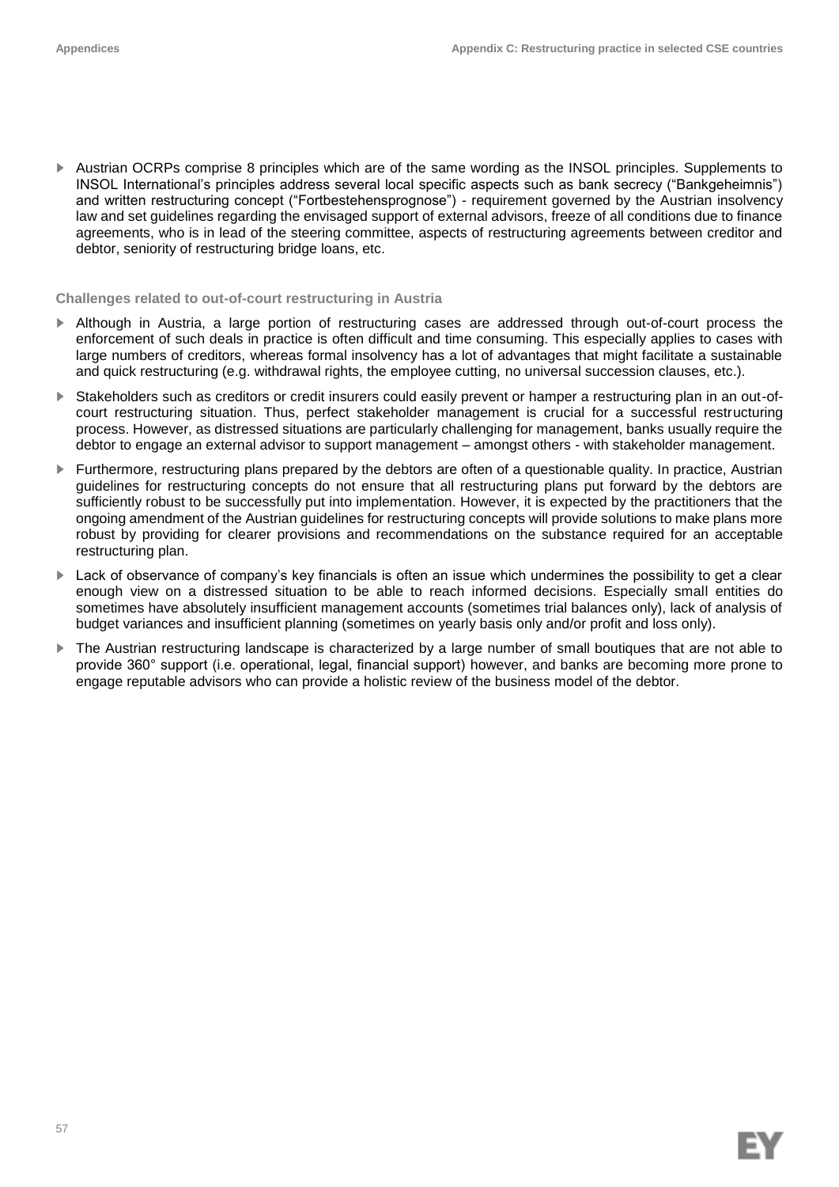- Austrian OCRPs comprise 8 principles which are of the same wording as the INSOL principles. Supplements to INSOL International's principles address several local specific aspects such as bank secrecy ("Bankgeheimnis") and written restructuring concept ("Fortbestehensprognose") - requirement governed by the Austrian insolvency law and set guidelines regarding the envisaged support of external advisors, freeze of all conditions due to finance agreements, who is in lead of the steering committee, aspects of restructuring agreements between creditor and debtor, seniority of restructuring bridge loans, etc.

### Challenges related to out-of-court restructuring in Austria

- Although in Austria, a large portion of restructuring cases are addressed through out-of-court process the enforcement of such deals in practice is often difficult and time consuming. This especially applies to cases with large numbers of creditors, whereas formal insolvency has a lot of advantages that might facilitate a sustainable and quick restructuring (e.g. withdrawal rights, the employee cutting, no universal succession clauses, etc.).
- Stakeholders such as creditors or credit insurers could easily prevent or hamper a restructuring plan in an out-of-court restructuring situation. Thus, perfect stakeholder management is crucial for a successful restructuring process. However, as distressed situations are particularly challenging for management, banks usually require the debtor to engage an external advisor to support management – amongst others - with stakeholder management.
- Furthermore, restructuring plans prepared by the debtors are often of a questionable quality. In practice, Austrian guidelines for restructuring concepts do not ensure that all restructuring plans put forward by the debtors are sufficiently robust to be successfully put into implementation. However, it is expected by the practitioners that the ongoing amendment of the Austrian guidelines for restructuring concepts will provide solutions to make plans more robust by providing for clearer provisions and recommendations on the substance required for an acceptable restructuring plan.
- Lack of observance of company's key financials is often an issue which undermines the possibility to get a clear enough view on a distressed situation to be able to reach informed decisions. Especially small entities do sometimes have absolutely insufficient management accounts (sometimes trial balances only), lack of analysis of budget variances and insufficient planning (sometimes on yearly basis only and/or profit and loss only).
- The Austrian restructuring landscape is characterized by a large number of small boutiques that are not able to provide 360° support (i.e. operational, legal, financial support) however, and banks are becoming more prone to engage reputable advisors who can provide a holistic review of the business model of the debtor.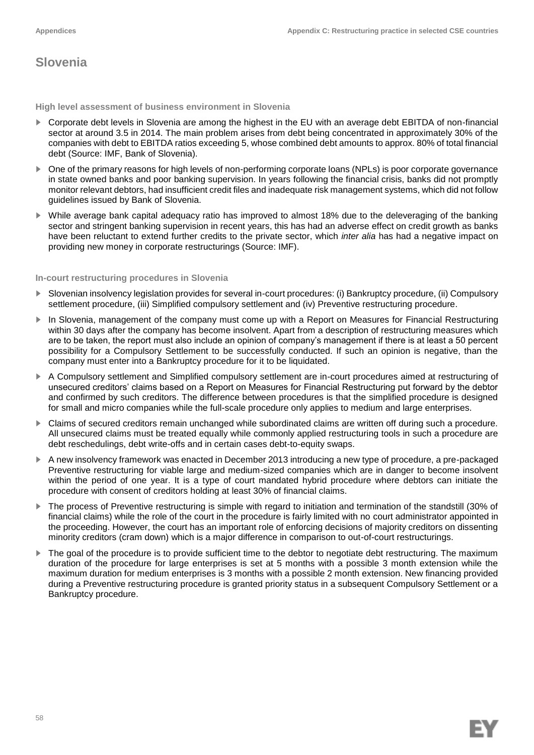# Slovenia

### High level assessment of business environment in Slovenia

- Corporate debt levels in Slovenia are among the highest in the EU with an average debt EBITDA of non-financial sector at around 3.5 in 2014. The main problem arises from debt being concentrated in approximately 30% of the companies with debt to EBITDA ratios exceeding 5, whose combined debt amounts to approx. 80% of total financial debt (Source: IMF, Bank of Slovenia).
- One of the primary reasons for high levels of non-performing corporate loans (NPLs) is poor corporate governance in state owned banks and poor banking supervision. In years following the financial crisis, banks did not promptly monitor relevant debtors, had insufficient credit files and inadequate risk management systems, which did not follow guidelines issued by Bank of Slovenia.
- While average bank capital adequacy ratio has improved to almost 18% due to the deleveraging of the banking sector and stringent banking supervision in recent years, this has had an adverse effect on credit growth as banks have been reluctant to extend further credits to the private sector, which *inter alia* has had a negative impact on providing new money in corporate restructurings (Source: IMF).

### In-court restructuring procedures in Slovenia

- Slovenian insolvency legislation provides for several in-court procedures: (i) Bankruptcy procedure, (ii) Compulsory settlement procedure, (iii) Simplified compulsory settlement and (iv) Preventive restructuring procedure.
- In Slovenia, management of the company must come up with a Report on Measures for Financial Restructuring within 30 days after the company has become insolvent. Apart from a description of restructuring measures which are to be taken, the report must also include an opinion of company's management if there is at least a 50 percent possibility for a Compulsory Settlement to be successfully conducted. If such an opinion is negative, than the company must enter into a Bankruptcy procedure for it to be liquidated.
- A Compulsory settlement and Simplified compulsory settlement are in-court procedures aimed at restructuring of unsecured creditors' claims based on a Report on Measures for Financial Restructuring put forward by the debtor and confirmed by such creditors. The difference between procedures is that the simplified procedure is designed for small and micro companies while the full-scale procedure only applies to medium and large enterprises.
- Claims of secured creditors remain unchanged while subordinated claims are written off during such a procedure. All unsecured claims must be treated equally while commonly applied restructuring tools in such a procedure are debt reschedulings, debt write-offs and in certain cases debt-to-equity swaps.
- A new insolvency framework was enacted in December 2013 introducing a new type of procedure, a pre-packaged Preventive restructuring for viable large and medium-sized companies which are in danger to become insolvent within the period of one year. It is a type of court mandated hybrid procedure where debtors can initiate the procedure with consent of creditors holding at least 30% of financial claims.
- The process of Preventive restructuring is simple with regard to initiation and termination of the standstill (30% of financial claims) while the role of the court in the procedure is fairly limited with no court administrator appointed in the proceeding. However, the court has an important role of enforcing decisions of majority creditors on dissenting minority creditors (cram down) which is a major difference in comparison to out-of-court restructurings.
- The goal of the procedure is to provide sufficient time to the debtor to negotiate debt restructuring. The maximum duration of the procedure for large enterprises is set at 5 months with a possible 3 month extension while the maximum duration for medium enterprises is 3 months with a possible 2 month extension. New financing provided during a Preventive restructuring procedure is granted priority status in a subsequent Compulsory Settlement or a Bankruptcy procedure.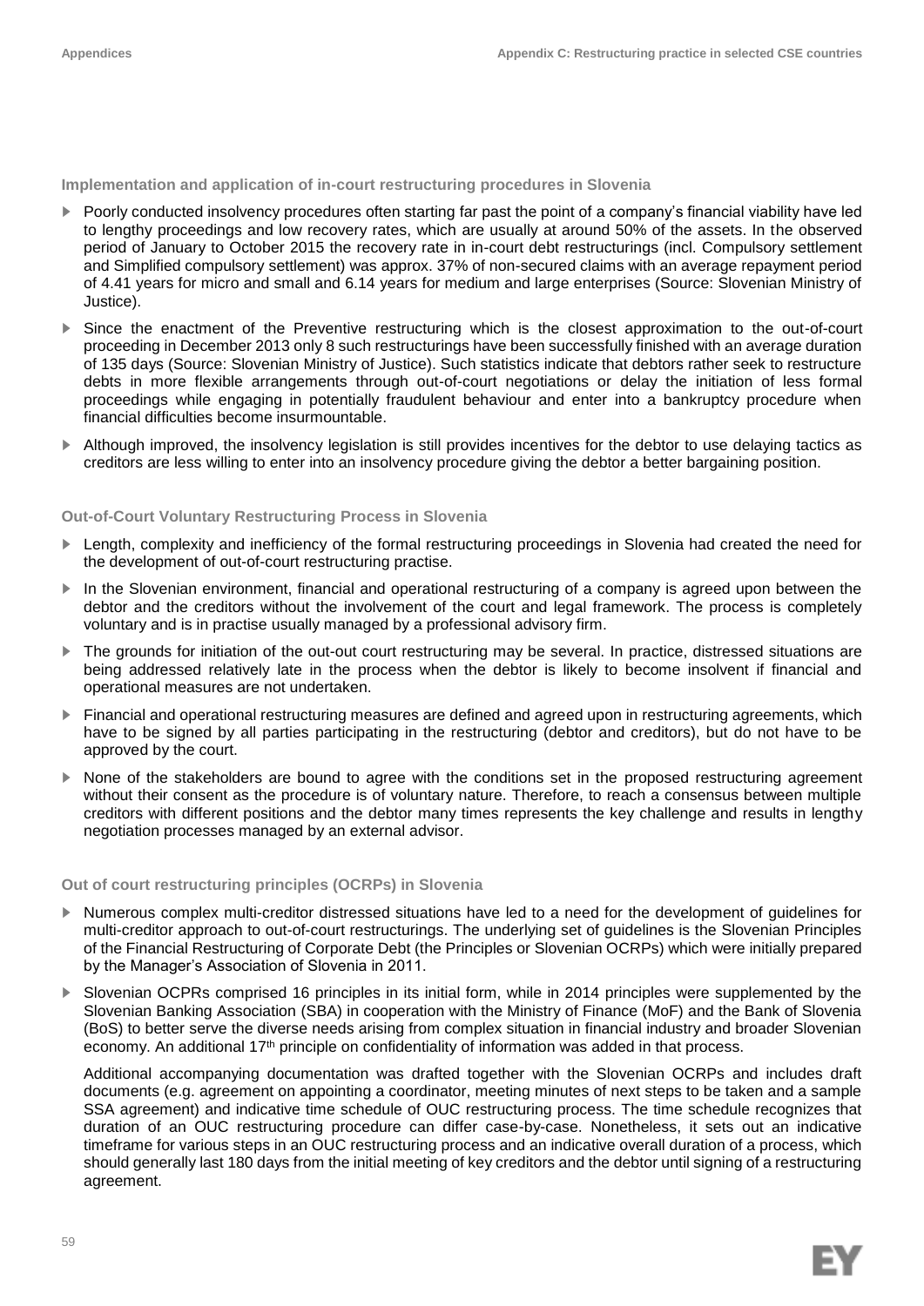### Implementation and application of in-court restructuring procedures in Slovenia

- Poorly conducted insolvency procedures often starting far past the point of a company's financial viability have led to lengthy proceedings and low recovery rates, which are usually at around 50% of the assets. In the observed period of January to October 2015 the recovery rate in in-court debt restructurings (incl. Compulsory settlement and Simplified compulsory settlement) was approx. 37% of non-secured claims with an average repayment period of 4.41 years for micro and small and 6.14 years for medium and large enterprises (Source: Slovenian Ministry of Justice).
- Since the enactment of the Preventive restructuring which is the closest approximation to the out-of-court proceeding in December 2013 only 8 such restructurings have been successfully finished with an average duration of 135 days (Source: Slovenian Ministry of Justice). Such statistics indicate that debtors rather seek to restructure debts in more flexible arrangements through out-of-court negotiations or delay the initiation of less formal proceedings while engaging in potentially fraudulent behaviour and enter into a bankruptcy procedure when financial difficulties become insurmountable.
- Although improved, the insolvency legislation is still provides incentives for the debtor to use delaying tactics as creditors are less willing to enter into an insolvency procedure giving the debtor a better bargaining position.

### Out-of-Court Voluntary Restructuring Process in Slovenia

- Length, complexity and inefficiency of the formal restructuring proceedings in Slovenia had created the need for the development of out-of-court restructuring practise.
- In the Slovenian environment, financial and operational restructuring of a company is agreed upon between the debtor and the creditors without the involvement of the court and legal framework. The process is completely voluntary and is in practise usually managed by a professional advisory firm.
- The grounds for initiation of the out-out court restructuring may be several. In practice, distressed situations are being addressed relatively late in the process when the debtor is likely to become insolvent if financial and operational measures are not undertaken.
- Financial and operational restructuring measures are defined and agreed upon in restructuring agreements, which have to be signed by all parties participating in the restructuring (debtor and creditors), but do not have to be approved by the court.
- None of the stakeholders are bound to agree with the conditions set in the proposed restructuring agreement without their consent as the procedure is of voluntary nature. Therefore, to reach a consensus between multiple creditors with different positions and the debtor many times represents the key challenge and results in lengthy negotiation processes managed by an external advisor.

### Out of court restructuring principles (OCRPs) in Slovenia

- Numerous complex multi-creditor distressed situations have led to a need for the development of guidelines for multi-creditor approach to out-of-court restructurings. The underlying set of guidelines is the Slovenian Principles of the Financial Restructuring of Corporate Debt (the Principles or Slovenian OCRPs) which were initially prepared by the Manager's Association of Slovenia in 2011.
- Slovenian OCPRs comprised 16 principles in its initial form, while in 2014 principles were supplemented by the Slovenian Banking Association (SBA) in cooperation with the Ministry of Finance (MoF) and the Bank of Slovenia (BoS) to better serve the diverse needs arising from complex situation in financial industry and broader Slovenian economy. An additional 17th principle on confidentiality of information was added in that process.

  Additional accompanying documentation was drafted together with the Slovenian OCRPs and includes draft documents (e.g. agreement on appointing a coordinator, meeting minutes of next steps to be taken and a sample SSA agreement) and indicative time schedule of OUC restructuring process. The time schedule recognizes that duration of an OUC restructuring procedure can differ case-by-case. Nonetheless, it sets out an indicative timeframe for various steps in an OUC restructuring process and an indicative overall duration of a process, which should generally last 180 days from the initial meeting of key creditors and the debtor until signing of a restructuring agreement.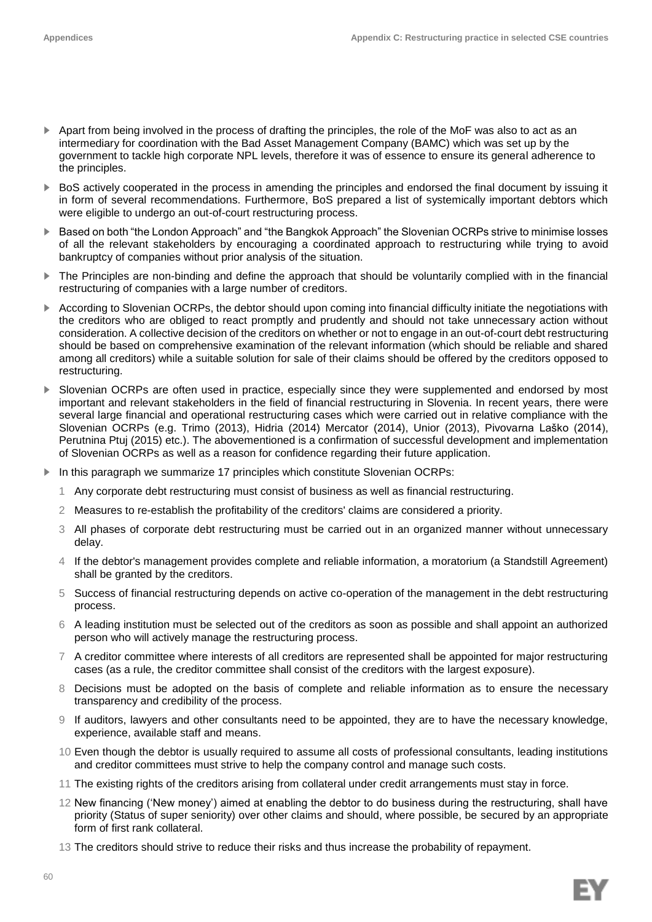- Apart from being involved in the process of drafting the principles, the role of the MoF was also to act as an intermediary for coordination with the Bad Asset Management Company (BAMC) which was set up by the government to tackle high corporate NPL levels, therefore it was of essence to ensure its general adherence to the principles.
- BoS actively cooperated in the process in amending the principles and endorsed the final document by issuing it in form of several recommendations. Furthermore, BoS prepared a list of systemically important debtors which were eligible to undergo an out-of-court restructuring process.
- Based on both "the London Approach" and "the Bangkok Approach" the Slovenian OCRPs strive to minimise losses of all the relevant stakeholders by encouraging a coordinated approach to restructuring while trying to avoid bankruptcy of companies without prior analysis of the situation.
- The Principles are non-binding and define the approach that should be voluntarily complied with in the financial restructuring of companies with a large number of creditors.
- According to Slovenian OCRPs, the debtor should upon coming into financial difficulty initiate the negotiations with the creditors who are obliged to react promptly and prudently and should not take unnecessary action without consideration. A collective decision of the creditors on whether or not to engage in an out-of-court debt restructuring should be based on comprehensive examination of the relevant information (which should be reliable and shared among all creditors) while a suitable solution for sale of their claims should be offered by the creditors opposed to restructuring.
- Slovenian OCRPs are often used in practice, especially since they were supplemented and endorsed by most important and relevant stakeholders in the field of financial restructuring in Slovenia. In recent years, there were several large financial and operational restructuring cases which were carried out in relative compliance with the Slovenian OCRPs (e.g. Trimo (2013), Hidria (2014) Mercator (2014), Unior (2013), Pivovarna Laško (2014), Perutnina Ptuj (2015) etc.). The abovementioned is a confirmation of successful development and implementation of Slovenian OCRPs as well as a reason for confidence regarding their future application.
- In this paragraph we summarize 17 principles which constitute Slovenian OCRPs:
  1. Any corporate debt restructuring must consist of business as well as financial restructuring.
  2. Measures to re-establish the profitability of the creditors' claims are considered a priority.
  3. All phases of corporate debt restructuring must be carried out in an organized manner without unnecessary delay.
  4. If the debtor's management provides complete and reliable information, a moratorium (a Standstill Agreement) shall be granted by the creditors.
  5. Success of financial restructuring depends on active co-operation of the management in the debt restructuring process.
  6. A leading institution must be selected out of the creditors as soon as possible and shall appoint an authorized person who will actively manage the restructuring process.
  7. A creditor committee where interests of all creditors are represented shall be appointed for major restructuring cases (as a rule, the creditor committee shall consist of the creditors with the largest exposure).
  8. Decisions must be adopted on the basis of complete and reliable information as to ensure the necessary transparency and credibility of the process.
  9. If auditors, lawyers and other consultants need to be appointed, they are to have the necessary knowledge, experience, available staff and means.
  10. Even though the debtor is usually required to assume all costs of professional consultants, leading institutions and creditor committees must strive to help the company control and manage such costs.
  11. The existing rights of the creditors arising from collateral under credit arrangements must stay in force.
  12. New financing ('New money') aimed at enabling the debtor to do business during the restructuring, shall have priority (Status of super seniority) over other claims and should, where possible, be secured by an appropriate form of first rank collateral.
  13. The creditors should strive to reduce their risks and thus increase the probability of repayment.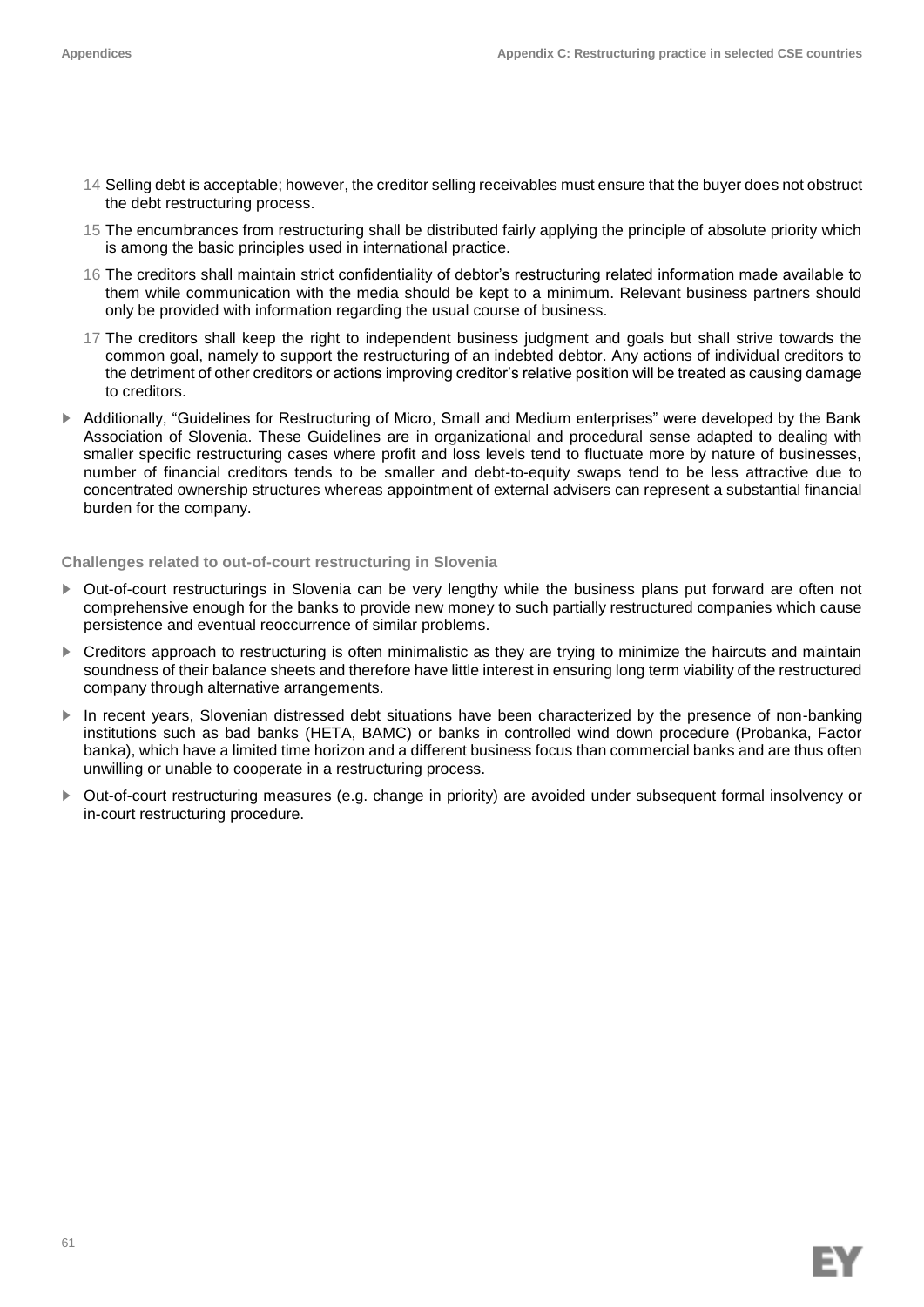14 Selling debt is acceptable; however, the creditor selling receivables must ensure that the buyer does not obstruct the debt restructuring process.

15 The encumbrances from restructuring shall be distributed fairly applying the principle of absolute priority which is among the basic principles used in international practice.

16 The creditors shall maintain strict confidentiality of debtor's restructuring related information made available to them while communication with the media should be kept to a minimum. Relevant business partners should only be provided with information regarding the usual course of business.

17 The creditors shall keep the right to independent business judgment and goals but shall strive towards the common goal, namely to support the restructuring of an indebted debtor. Any actions of individual creditors to the detriment of other creditors or actions improving creditor's relative position will be treated as causing damage to creditors.

- Additionally, "Guidelines for Restructuring of Micro, Small and Medium enterprises" were developed by the Bank Association of Slovenia. These Guidelines are in organizational and procedural sense adapted to dealing with smaller specific restructuring cases where profit and loss levels tend to fluctuate more by nature of businesses, number of financial creditors tends to be smaller and debt-to-equity swaps tend to be less attractive due to concentrated ownership structures whereas appointment of external advisers can represent a substantial financial burden for the company.

**Challenges related to out-of-court restructuring in Slovenia**

- Out-of-court restructurings in Slovenia can be very lengthy while the business plans put forward are often not comprehensive enough for the banks to provide new money to such partially restructured companies which cause persistence and eventual reoccurrence of similar problems.
- Creditors approach to restructuring is often minimalistic as they are trying to minimize the haircuts and maintain soundness of their balance sheets and therefore have little interest in ensuring long term viability of the restructured company through alternative arrangements.
- In recent years, Slovenian distressed debt situations have been characterized by the presence of non-banking institutions such as bad banks (HETA, BAMC) or banks in controlled wind down procedure (Probanka, Factor banka), which have a limited time horizon and a different business focus than commercial banks and are thus often unwilling or unable to cooperate in a restructuring process.
- Out-of-court restructuring measures (e.g. change in priority) are avoided under subsequent formal insolvency or in-court restructuring procedure.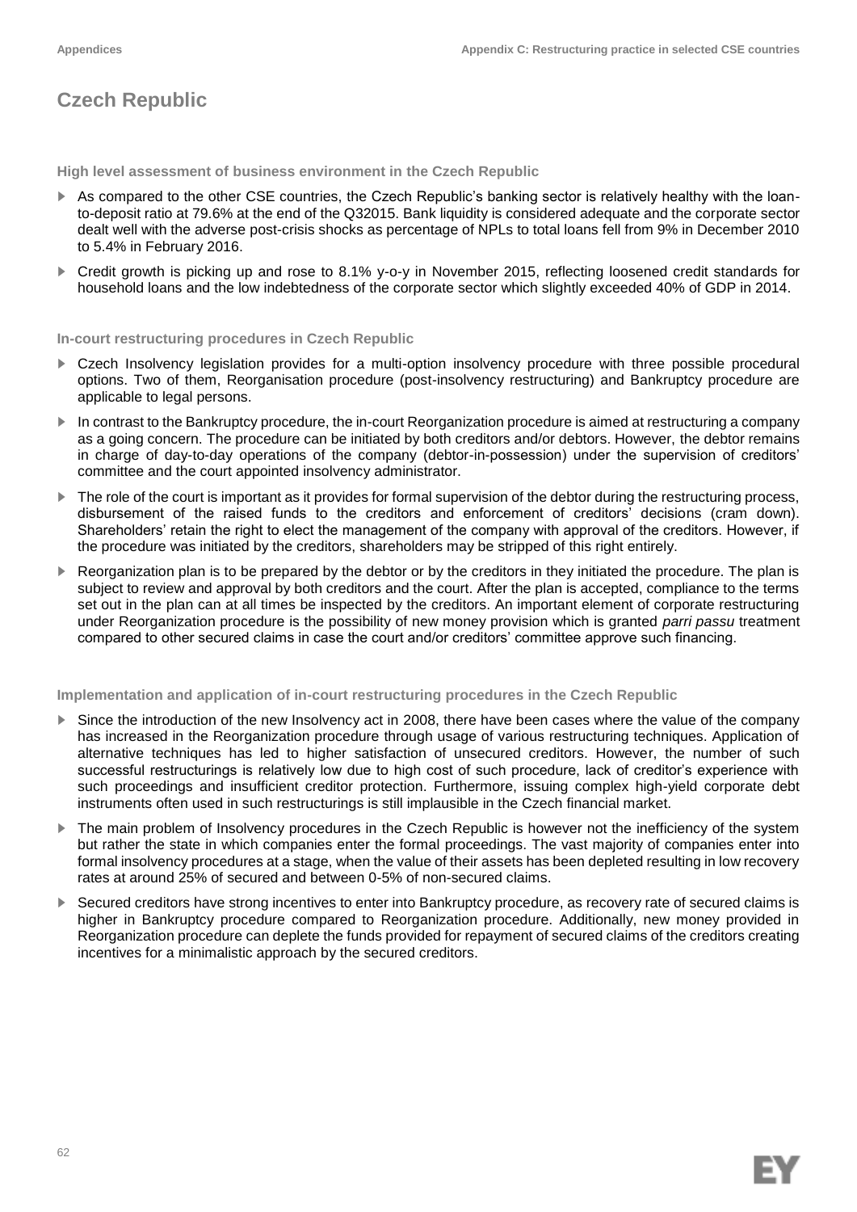# Czech Republic

### High level assessment of business environment in the Czech Republic

- As compared to the other CSE countries, the Czech Republic's banking sector is relatively healthy with the loan-to-deposit ratio at 79.6% at the end of the Q32015. Bank liquidity is considered adequate and the corporate sector dealt well with the adverse post-crisis shocks as percentage of NPLs to total loans fell from 9% in December 2010 to 5.4% in February 2016.
- Credit growth is picking up and rose to 8.1% y-o-y in November 2015, reflecting loosened credit standards for household loans and the low indebtedness of the corporate sector which slightly exceeded 40% of GDP in 2014.

### In-court restructuring procedures in Czech Republic

- Czech Insolvency legislation provides for a multi-option insolvency procedure with three possible procedural options. Two of them, Reorganisation procedure (post-insolvency restructuring) and Bankruptcy procedure are applicable to legal persons.
- In contrast to the Bankruptcy procedure, the in-court Reorganization procedure is aimed at restructuring a company as a going concern. The procedure can be initiated by both creditors and/or debtors. However, the debtor remains in charge of day-to-day operations of the company (debtor-in-possession) under the supervision of creditors' committee and the court appointed insolvency administrator.
- The role of the court is important as it provides for formal supervision of the debtor during the restructuring process, disbursement of the raised funds to the creditors and enforcement of creditors' decisions (cram down). Shareholders' retain the right to elect the management of the company with approval of the creditors. However, if the procedure was initiated by the creditors, shareholders may be stripped of this right entirely.
- Reorganization plan is to be prepared by the debtor or by the creditors in they initiated the procedure. The plan is subject to review and approval by both creditors and the court. After the plan is accepted, compliance to the terms set out in the plan can at all times be inspected by the creditors. An important element of corporate restructuring under Reorganization procedure is the possibility of new money provision which is granted *parri passu* treatment compared to other secured claims in case the court and/or creditors' committee approve such financing.

### Implementation and application of in-court restructuring procedures in the Czech Republic

- Since the introduction of the new Insolvency act in 2008, there have been cases where the value of the company has increased in the Reorganization procedure through usage of various restructuring techniques. Application of alternative techniques has led to higher satisfaction of unsecured creditors. However, the number of such successful restructurings is relatively low due to high cost of such procedure, lack of creditor's experience with such proceedings and insufficient creditor protection. Furthermore, issuing complex high-yield corporate debt instruments often used in such restructurings is still implausible in the Czech financial market.
- The main problem of Insolvency procedures in the Czech Republic is however not the inefficiency of the system but rather the state in which companies enter the formal proceedings. The vast majority of companies enter into formal insolvency procedures at a stage, when the value of their assets has been depleted resulting in low recovery rates at around 25% of secured and between 0-5% of non-secured claims.
- Secured creditors have strong incentives to enter into Bankruptcy procedure, as recovery rate of secured claims is higher in Bankruptcy procedure compared to Reorganization procedure. Additionally, new money provided in Reorganization procedure can deplete the funds provided for repayment of secured claims of the creditors creating incentives for a minimalistic approach by the secured creditors.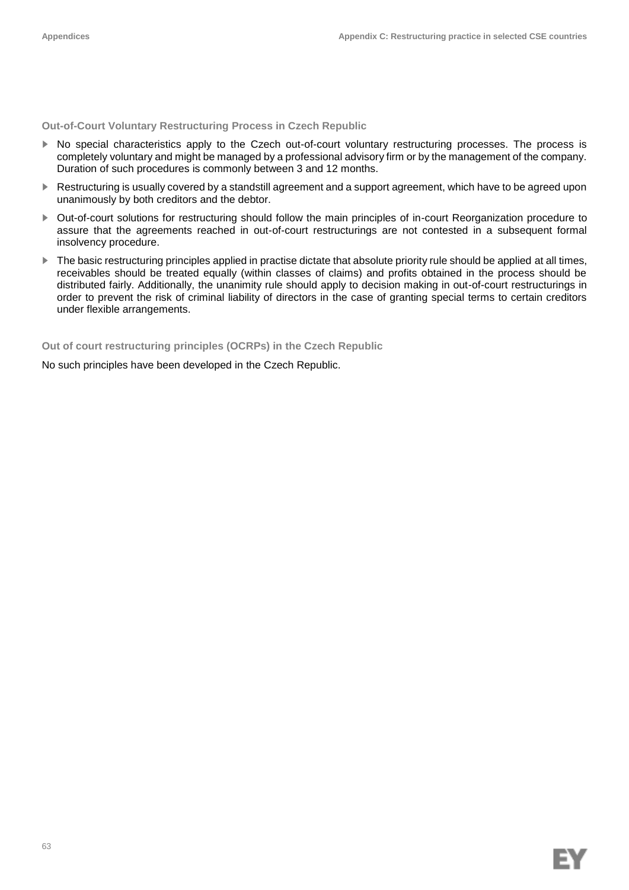### Out-of-Court Voluntary Restructuring Process in Czech Republic

- No special characteristics apply to the Czech out-of-court voluntary restructuring processes. The process is completely voluntary and might be managed by a professional advisory firm or by the management of the company. Duration of such procedures is commonly between 3 and 12 months.
- Restructuring is usually covered by a standstill agreement and a support agreement, which have to be agreed upon unanimously by both creditors and the debtor.
- Out-of-court solutions for restructuring should follow the main principles of in-court Reorganization procedure to assure that the agreements reached in out-of-court restructurings are not contested in a subsequent formal insolvency procedure.
- The basic restructuring principles applied in practise dictate that absolute priority rule should be applied at all times, receivables should be treated equally (within classes of claims) and profits obtained in the process should be distributed fairly. Additionally, the unanimity rule should apply to decision making in out-of-court restructurings in order to prevent the risk of criminal liability of directors in the case of granting special terms to certain creditors under flexible arrangements.

### Out of court restructuring principles (OCRPs) in the Czech Republic

No such principles have been developed in the Czech Republic.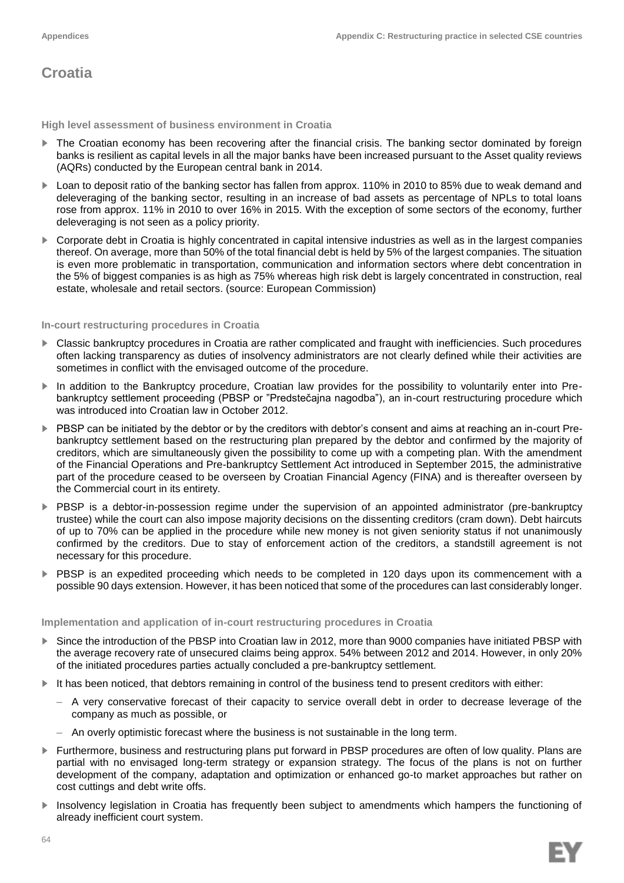# Croatia

### High level assessment of business environment in Croatia

- The Croatian economy has been recovering after the financial crisis. The banking sector dominated by foreign banks is resilient as capital levels in all the major banks have been increased pursuant to the Asset quality reviews (AQRs) conducted by the European central bank in 2014.
- Loan to deposit ratio of the banking sector has fallen from approx. 110% in 2010 to 85% due to weak demand and deleveraging of the banking sector, resulting in an increase of bad assets as percentage of NPLs to total loans rose from approx. 11% in 2010 to over 16% in 2015. With the exception of some sectors of the economy, further deleveraging is not seen as a policy priority.
- Corporate debt in Croatia is highly concentrated in capital intensive industries as well as in the largest companies thereof. On average, more than 50% of the total financial debt is held by 5% of the largest companies. The situation is even more problematic in transportation, communication and information sectors where debt concentration in the 5% of biggest companies is as high as 75% whereas high risk debt is largely concentrated in construction, real estate, wholesale and retail sectors. (source: European Commission)

### In-court restructuring procedures in Croatia

- Classic bankruptcy procedures in Croatia are rather complicated and fraught with inefficiencies. Such procedures often lacking transparency as duties of insolvency administrators are not clearly defined while their activities are sometimes in conflict with the envisaged outcome of the procedure.
- In addition to the Bankruptcy procedure, Croatian law provides for the possibility to voluntarily enter into Pre-bankruptcy settlement proceeding (PBSP or "Predstečajna nagodba"), an in-court restructuring procedure which was introduced into Croatian law in October 2012.
- PBSP can be initiated by the debtor or by the creditors with debtor's consent and aims at reaching an in-court Pre-bankruptcy settlement based on the restructuring plan prepared by the debtor and confirmed by the majority of creditors, which are simultaneously given the possibility to come up with a competing plan. With the amendment of the Financial Operations and Pre-bankruptcy Settlement Act introduced in September 2015, the administrative part of the procedure ceased to be overseen by Croatian Financial Agency (FINA) and is thereafter overseen by the Commercial court in its entirety.
- PBSP is a debtor-in-possession regime under the supervision of an appointed administrator (pre-bankruptcy trustee) while the court can also impose majority decisions on the dissenting creditors (cram down). Debt haircuts of up to 70% can be applied in the procedure while new money is not given seniority status if not unanimously confirmed by the creditors. Due to stay of enforcement action of the creditors, a standstill agreement is not necessary for this procedure.
- PBSP is an expedited proceeding which needs to be completed in 120 days upon its commencement with a possible 90 days extension. However, it has been noticed that some of the procedures can last considerably longer.

### Implementation and application of in-court restructuring procedures in Croatia

- Since the introduction of the PBSP into Croatian law in 2012, more than 9000 companies have initiated PBSP with the average recovery rate of unsecured claims being approx. 54% between 2012 and 2014. However, in only 20% of the initiated procedures parties actually concluded a pre-bankruptcy settlement.
- It has been noticed, that debtors remaining in control of the business tend to present creditors with either:
  - A very conservative forecast of their capacity to service overall debt in order to decrease leverage of the company as much as possible, or
  - An overly optimistic forecast where the business is not sustainable in the long term.
- Furthermore, business and restructuring plans put forward in PBSP procedures are often of low quality. Plans are partial with no envisaged long-term strategy or expansion strategy. The focus of the plans is not on further development of the company, adaptation and optimization or enhanced go-to market approaches but rather on cost cuttings and debt write offs.
- Insolvency legislation in Croatia has frequently been subject to amendments which hampers the functioning of already inefficient court system.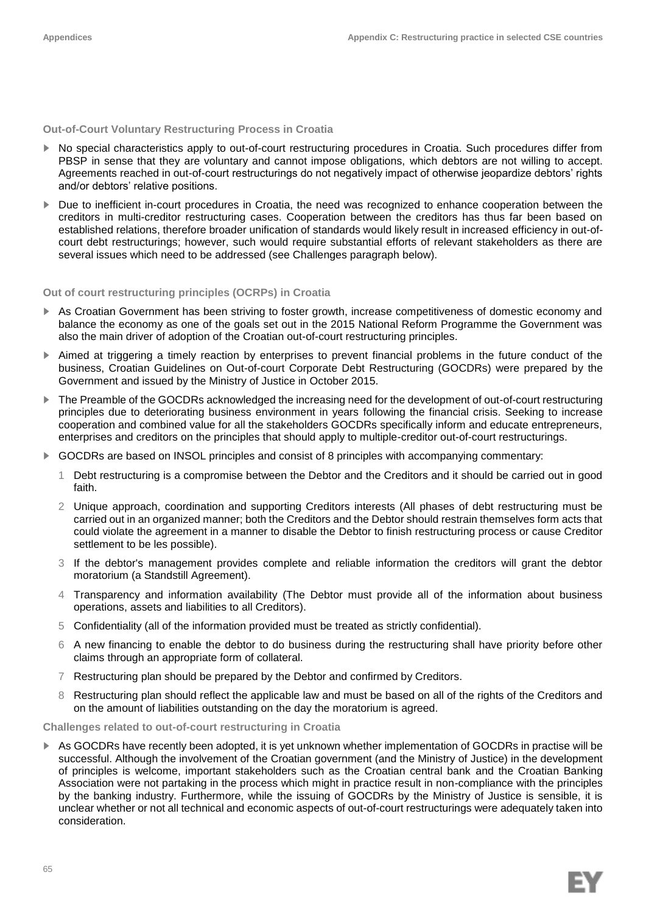### Out-of-Court Voluntary Restructuring Process in Croatia

- No special characteristics apply to out-of-court restructuring procedures in Croatia. Such procedures differ from PBSP in sense that they are voluntary and cannot impose obligations, which debtors are not willing to accept. Agreements reached in out-of-court restructurings do not negatively impact of otherwise jeopardize debtors' rights and/or debtors' relative positions.
- Due to inefficient in-court procedures in Croatia, the need was recognized to enhance cooperation between the creditors in multi-creditor restructuring cases. Cooperation between the creditors has thus far been based on established relations, therefore broader unification of standards would likely result in increased efficiency in out-of-court debt restructurings; however, such would require substantial efforts of relevant stakeholders as there are several issues which need to be addressed (see Challenges paragraph below).

### Out of court restructuring principles (OCRPs) in Croatia

- As Croatian Government has been striving to foster growth, increase competitiveness of domestic economy and balance the economy as one of the goals set out in the 2015 National Reform Programme the Government was also the main driver of adoption of the Croatian out-of-court restructuring principles.
- Aimed at triggering a timely reaction by enterprises to prevent financial problems in the future conduct of the business, Croatian Guidelines on Out-of-court Corporate Debt Restructuring (GOCDRs) were prepared by the Government and issued by the Ministry of Justice in October 2015.
- The Preamble of the GOCDRs acknowledged the increasing need for the development of out-of-court restructuring principles due to deteriorating business environment in years following the financial crisis. Seeking to increase cooperation and combined value for all the stakeholders GOCDRs specifically inform and educate entrepreneurs, enterprises and creditors on the principles that should apply to multiple-creditor out-of-court restructurings.
- GOCDRs are based on INSOL principles and consist of 8 principles with accompanying commentary:
  1. Debt restructuring is a compromise between the Debtor and the Creditors and it should be carried out in good faith.
  2. Unique approach, coordination and supporting Creditors interests (All phases of debt restructuring must be carried out in an organized manner; both the Creditors and the Debtor should restrain themselves form acts that could violate the agreement in a manner to disable the Debtor to finish restructuring process or cause Creditor settlement to be les possible).
  3. If the debtor's management provides complete and reliable information the creditors will grant the debtor moratorium (a Standstill Agreement).
  4. Transparency and information availability (The Debtor must provide all of the information about business operations, assets and liabilities to all Creditors).
  5. Confidentiality (all of the information provided must be treated as strictly confidential).
  6. A new financing to enable the debtor to do business during the restructuring shall have priority before other claims through an appropriate form of collateral.
  7. Restructuring plan should be prepared by the Debtor and confirmed by Creditors.
  8. Restructuring plan should reflect the applicable law and must be based on all of the rights of the Creditors and on the amount of liabilities outstanding on the day the moratorium is agreed.

### Challenges related to out-of-court restructuring in Croatia

- As GOCDRs have recently been adopted, it is yet unknown whether implementation of GOCDRs in practise will be successful. Although the involvement of the Croatian government (and the Ministry of Justice) in the development of principles is welcome, important stakeholders such as the Croatian central bank and the Croatian Banking Association were not partaking in the process which might in practice result in non-compliance with the principles by the banking industry. Furthermore, while the issuing of GOCDRs by the Ministry of Justice is sensible, it is unclear whether or not all technical and economic aspects of out-of-court restructurings were adequately taken into consideration.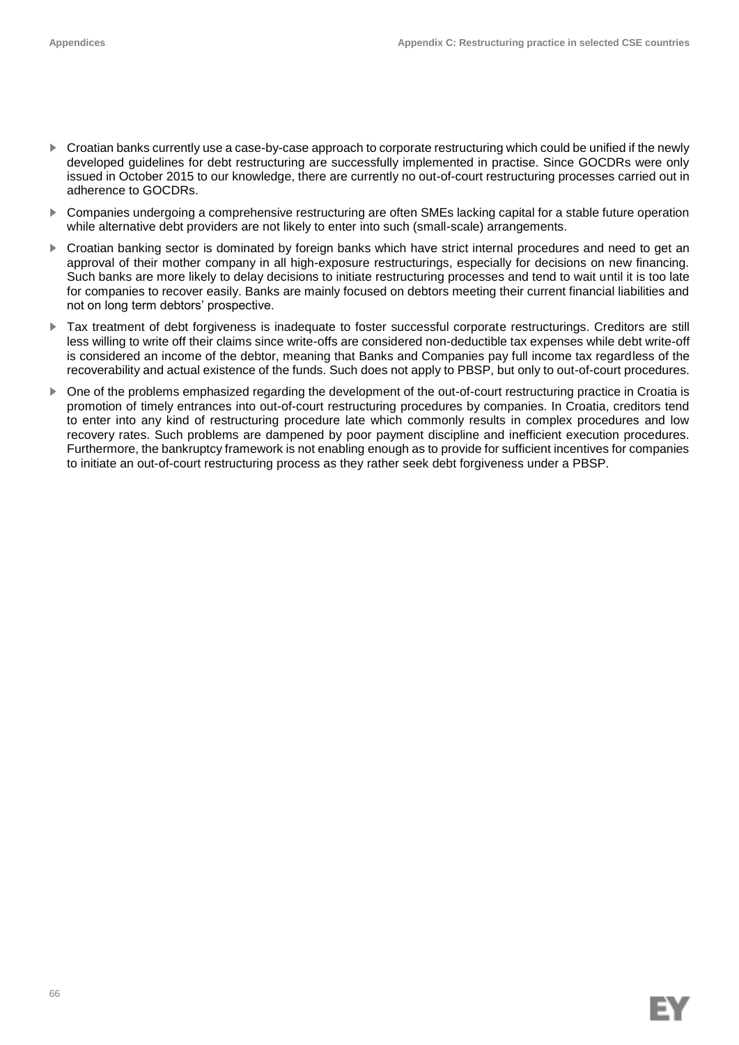- Croatian banks currently use a case-by-case approach to corporate restructuring which could be unified if the newly developed guidelines for debt restructuring are successfully implemented in practise. Since GOCDRs were only issued in October 2015 to our knowledge, there are currently no out-of-court restructuring processes carried out in adherence to GOCDRs.
- Companies undergoing a comprehensive restructuring are often SMEs lacking capital for a stable future operation while alternative debt providers are not likely to enter into such (small-scale) arrangements.
- Croatian banking sector is dominated by foreign banks which have strict internal procedures and need to get an approval of their mother company in all high-exposure restructurings, especially for decisions on new financing. Such banks are more likely to delay decisions to initiate restructuring processes and tend to wait until it is too late for companies to recover easily. Banks are mainly focused on debtors meeting their current financial liabilities and not on long term debtors' prospective.
- Tax treatment of debt forgiveness is inadequate to foster successful corporate restructurings. Creditors are still less willing to write off their claims since write-offs are considered non-deductible tax expenses while debt write-off is considered an income of the debtor, meaning that Banks and Companies pay full income tax regardless of the recoverability and actual existence of the funds. Such does not apply to PBSP, but only to out-of-court procedures.
- One of the problems emphasized regarding the development of the out-of-court restructuring practice in Croatia is promotion of timely entrances into out-of-court restructuring procedures by companies. In Croatia, creditors tend to enter into any kind of restructuring procedure late which commonly results in complex procedures and low recovery rates. Such problems are dampened by poor payment discipline and inefficient execution procedures. Furthermore, the bankruptcy framework is not enabling enough as to provide for sufficient incentives for companies to initiate an out-of-court restructuring process as they rather seek debt forgiveness under a PBSP.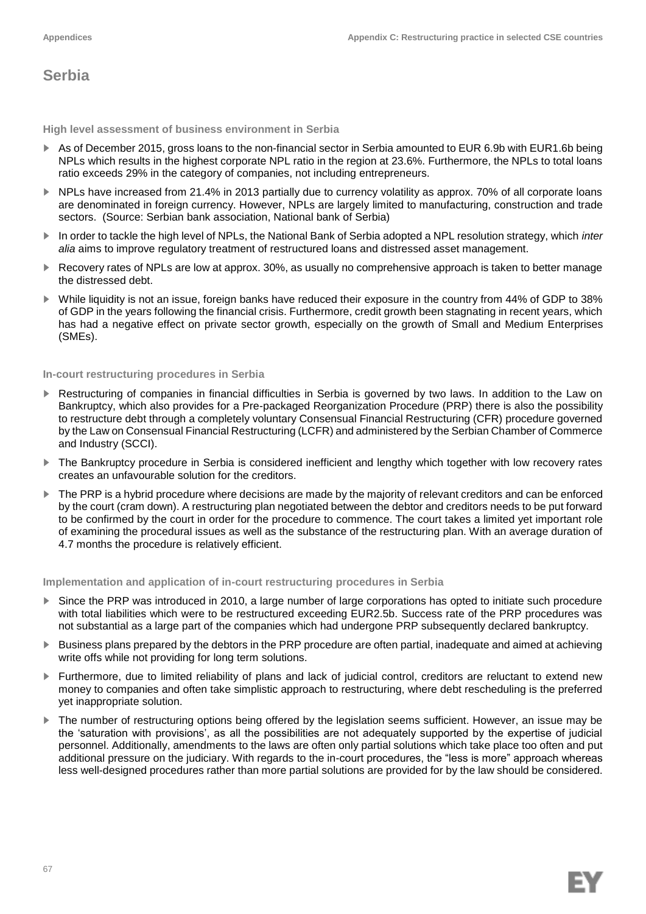# Serbia

### High level assessment of business environment in Serbia

- As of December 2015, gross loans to the non-financial sector in Serbia amounted to EUR 6.9b with EUR1.6b being NPLs which results in the highest corporate NPL ratio in the region at 23.6%. Furthermore, the NPLs to total loans ratio exceeds 29% in the category of companies, not including entrepreneurs.
- NPLs have increased from 21.4% in 2013 partially due to currency volatility as approx. 70% of all corporate loans are denominated in foreign currency. However, NPLs are largely limited to manufacturing, construction and trade sectors. (Source: Serbian bank association, National bank of Serbia)
- In order to tackle the high level of NPLs, the National Bank of Serbia adopted a NPL resolution strategy, which *inter alia* aims to improve regulatory treatment of restructured loans and distressed asset management.
- Recovery rates of NPLs are low at approx. 30%, as usually no comprehensive approach is taken to better manage the distressed debt.
- While liquidity is not an issue, foreign banks have reduced their exposure in the country from 44% of GDP to 38% of GDP in the years following the financial crisis. Furthermore, credit growth been stagnating in recent years, which has had a negative effect on private sector growth, especially on the growth of Small and Medium Enterprises (SMEs).

### In-court restructuring procedures in Serbia

- Restructuring of companies in financial difficulties in Serbia is governed by two laws. In addition to the Law on Bankruptcy, which also provides for a Pre-packaged Reorganization Procedure (PRP) there is also the possibility to restructure debt through a completely voluntary Consensual Financial Restructuring (CFR) procedure governed by the Law on Consensual Financial Restructuring (LCFR) and administered by the Serbian Chamber of Commerce and Industry (SCCI).
- The Bankruptcy procedure in Serbia is considered inefficient and lengthy which together with low recovery rates creates an unfavourable solution for the creditors.
- The PRP is a hybrid procedure where decisions are made by the majority of relevant creditors and can be enforced by the court (cram down). A restructuring plan negotiated between the debtor and creditors needs to be put forward to be confirmed by the court in order for the procedure to commence. The court takes a limited yet important role of examining the procedural issues as well as the substance of the restructuring plan. With an average duration of 4.7 months the procedure is relatively efficient.

### Implementation and application of in-court restructuring procedures in Serbia

- Since the PRP was introduced in 2010, a large number of large corporations has opted to initiate such procedure with total liabilities which were to be restructured exceeding EUR2.5b. Success rate of the PRP procedures was not substantial as a large part of the companies which had undergone PRP subsequently declared bankruptcy.
- Business plans prepared by the debtors in the PRP procedure are often partial, inadequate and aimed at achieving write offs while not providing for long term solutions.
- Furthermore, due to limited reliability of plans and lack of judicial control, creditors are reluctant to extend new money to companies and often take simplistic approach to restructuring, where debt rescheduling is the preferred yet inappropriate solution.
- The number of restructuring options being offered by the legislation seems sufficient. However, an issue may be the 'saturation with provisions', as all the possibilities are not adequately supported by the expertise of judicial personnel. Additionally, amendments to the laws are often only partial solutions which take place too often and put additional pressure on the judiciary. With regards to the in-court procedures, the "less is more" approach whereas less well-designed procedures rather than more partial solutions are provided for by the law should be considered.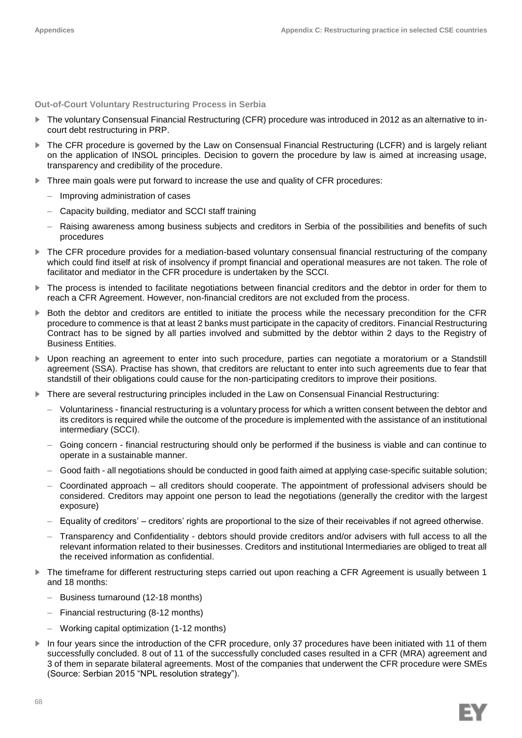### Out-of-Court Voluntary Restructuring Process in Serbia

- The voluntary Consensual Financial Restructuring (CFR) procedure was introduced in 2012 as an alternative to in-court debt restructuring in PRP.
- The CFR procedure is governed by the Law on Consensual Financial Restructuring (LCFR) and is largely reliant on the application of INSOL principles. Decision to govern the procedure by law is aimed at increasing usage, transparency and credibility of the procedure.
- Three main goals were put forward to increase the use and quality of CFR procedures:
  - Improving administration of cases
  - Capacity building, mediator and SCCI staff training
  - Raising awareness among business subjects and creditors in Serbia of the possibilities and benefits of such procedures
- The CFR procedure provides for a mediation-based voluntary consensual financial restructuring of the company which could find itself at risk of insolvency if prompt financial and operational measures are not taken. The role of facilitator and mediator in the CFR procedure is undertaken by the SCCI.
- The process is intended to facilitate negotiations between financial creditors and the debtor in order for them to reach a CFR Agreement. However, non-financial creditors are not excluded from the process.
- Both the debtor and creditors are entitled to initiate the process while the necessary precondition for the CFR procedure to commence is that at least 2 banks must participate in the capacity of creditors. Financial Restructuring Contract has to be signed by all parties involved and submitted by the debtor within 2 days to the Registry of Business Entities.
- Upon reaching an agreement to enter into such procedure, parties can negotiate a moratorium or a Standstill agreement (SSA). Practise has shown, that creditors are reluctant to enter into such agreements due to fear that standstill of their obligations could cause for the non-participating creditors to improve their positions.
- There are several restructuring principles included in the Law on Consensual Financial Restructuring:
  - Voluntariness - financial restructuring is a voluntary process for which a written consent between the debtor and its creditors is required while the outcome of the procedure is implemented with the assistance of an institutional intermediary (SCCI).
  - Going concern - financial restructuring should only be performed if the business is viable and can continue to operate in a sustainable manner.
  - Good faith - all negotiations should be conducted in good faith aimed at applying case-specific suitable solution;
  - Coordinated approach – all creditors should cooperate. The appointment of professional advisers should be considered. Creditors may appoint one person to lead the negotiations (generally the creditor with the largest exposure)
  - Equality of creditors' – creditors' rights are proportional to the size of their receivables if not agreed otherwise.
  - Transparency and Confidentiality - debtors should provide creditors and/or advisers with full access to all the relevant information related to their businesses. Creditors and institutional Intermediaries are obliged to treat all the received information as confidential.
- The timeframe for different restructuring steps carried out upon reaching a CFR Agreement is usually between 1 and 18 months:
  - Business turnaround (12-18 months)
  - Financial restructuring (8-12 months)
  - Working capital optimization (1-12 months)
- In four years since the introduction of the CFR procedure, only 37 procedures have been initiated with 11 of them successfully concluded. 8 out of 11 of the successfully concluded cases resulted in a CFR (MRA) agreement and 3 of them in separate bilateral agreements. Most of the companies that underwent the CFR procedure were SMEs (Source: Serbian 2015 "NPL resolution strategy").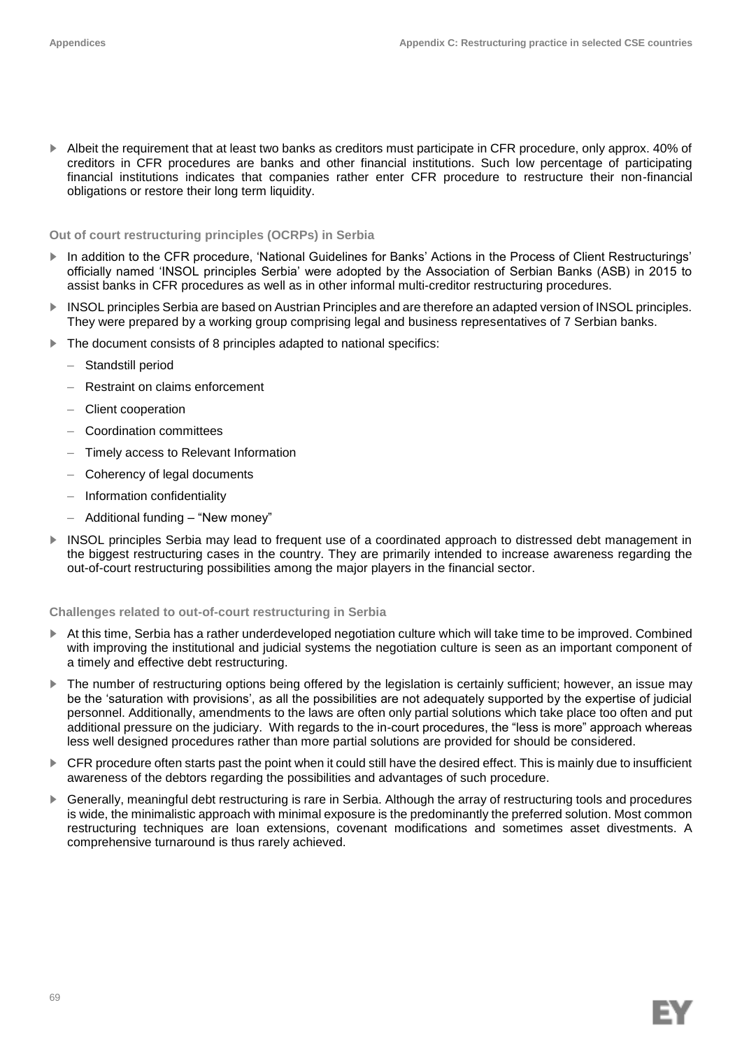- Albeit the requirement that at least two banks as creditors must participate in CFR procedure, only approx. 40% of creditors in CFR procedures are banks and other financial institutions. Such low percentage of participating financial institutions indicates that companies rather enter CFR procedure to restructure their non-financial obligations or restore their long term liquidity.

### Out of court restructuring principles (OCRPs) in Serbia

- In addition to the CFR procedure, 'National Guidelines for Banks' Actions in the Process of Client Restructurings' officially named 'INSOL principles Serbia' were adopted by the Association of Serbian Banks (ASB) in 2015 to assist banks in CFR procedures as well as in other informal multi-creditor restructuring procedures.
- INSOL principles Serbia are based on Austrian Principles and are therefore an adapted version of INSOL principles. They were prepared by a working group comprising legal and business representatives of 7 Serbian banks.
- The document consists of 8 principles adapted to national specifics:
  - Standstill period
  - Restraint on claims enforcement
  - Client cooperation
  - Coordination committees
  - Timely access to Relevant Information
  - Coherency of legal documents
  - Information confidentiality
  - Additional funding – "New money"
- INSOL principles Serbia may lead to frequent use of a coordinated approach to distressed debt management in the biggest restructuring cases in the country. They are primarily intended to increase awareness regarding the out-of-court restructuring possibilities among the major players in the financial sector.

### Challenges related to out-of-court restructuring in Serbia

- At this time, Serbia has a rather underdeveloped negotiation culture which will take time to be improved. Combined with improving the institutional and judicial systems the negotiation culture is seen as an important component of a timely and effective debt restructuring.
- The number of restructuring options being offered by the legislation is certainly sufficient; however, an issue may be the 'saturation with provisions', as all the possibilities are not adequately supported by the expertise of judicial personnel. Additionally, amendments to the laws are often only partial solutions which take place too often and put additional pressure on the judiciary. With regards to the in-court procedures, the "less is more" approach whereas less well designed procedures rather than more partial solutions are provided for should be considered.
- CFR procedure often starts past the point when it could still have the desired effect. This is mainly due to insufficient awareness of the debtors regarding the possibilities and advantages of such procedure.
- Generally, meaningful debt restructuring is rare in Serbia. Although the array of restructuring tools and procedures is wide, the minimalistic approach with minimal exposure is the predominantly the preferred solution. Most common restructuring techniques are loan extensions, covenant modifications and sometimes asset divestments. A comprehensive turnaround is thus rarely achieved.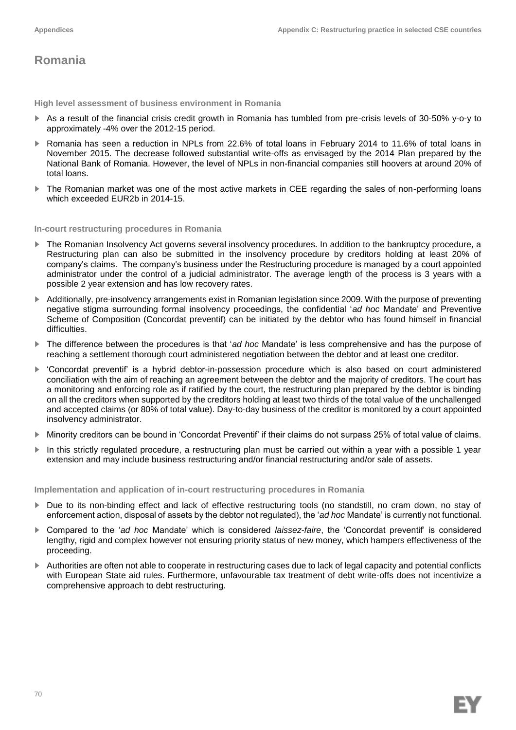# Romania

### High level assessment of business environment in Romania

- As a result of the financial crisis credit growth in Romania has tumbled from pre-crisis levels of 30-50% y-o-y to approximately -4% over the 2012-15 period.
- Romania has seen a reduction in NPLs from 22.6% of total loans in February 2014 to 11.6% of total loans in November 2015. The decrease followed substantial write-offs as envisaged by the 2014 Plan prepared by the National Bank of Romania. However, the level of NPLs in non-financial companies still hoovers at around 20% of total loans.
- The Romanian market was one of the most active markets in CEE regarding the sales of non-performing loans which exceeded EUR2b in 2014-15.

### In-court restructuring procedures in Romania

- The Romanian Insolvency Act governs several insolvency procedures. In addition to the bankruptcy procedure, a Restructuring plan can also be submitted in the insolvency procedure by creditors holding at least 20% of company's claims. The company's business under the Restructuring procedure is managed by a court appointed administrator under the control of a judicial administrator. The average length of the process is 3 years with a possible 2 year extension and has low recovery rates.
- Additionally, pre-insolvency arrangements exist in Romanian legislation since 2009. With the purpose of preventing negative stigma surrounding formal insolvency proceedings, the confidential '*ad hoc* Mandate' and Preventive Scheme of Composition (Concordat preventif) can be initiated by the debtor who has found himself in financial difficulties.
- The difference between the procedures is that '*ad hoc* Mandate' is less comprehensive and has the purpose of reaching a settlement thorough court administered negotiation between the debtor and at least one creditor.
- 'Concordat preventif' is a hybrid debtor-in-possession procedure which is also based on court administered conciliation with the aim of reaching an agreement between the debtor and the majority of creditors. The court has a monitoring and enforcing role as if ratified by the court, the restructuring plan prepared by the debtor is binding on all the creditors when supported by the creditors holding at least two thirds of the total value of the unchallenged and accepted claims (or 80% of total value). Day-to-day business of the creditor is monitored by a court appointed insolvency administrator.
- Minority creditors can be bound in 'Concordat Preventif' if their claims do not surpass 25% of total value of claims.
- In this strictly regulated procedure, a restructuring plan must be carried out within a year with a possible 1 year extension and may include business restructuring and/or financial restructuring and/or sale of assets.

### Implementation and application of in-court restructuring procedures in Romania

- Due to its non-binding effect and lack of effective restructuring tools (no standstill, no cram down, no stay of enforcement action, disposal of assets by the debtor not regulated), the '*ad hoc* Mandate' is currently not functional.
- Compared to the '*ad hoc* Mandate' which is considered *laissez-faire*, the 'Concordat preventif' is considered lengthy, rigid and complex however not ensuring priority status of new money, which hampers effectiveness of the proceeding.
- Authorities are often not able to cooperate in restructuring cases due to lack of legal capacity and potential conflicts with European State aid rules. Furthermore, unfavourable tax treatment of debt write-offs does not incentivize a comprehensive approach to debt restructuring.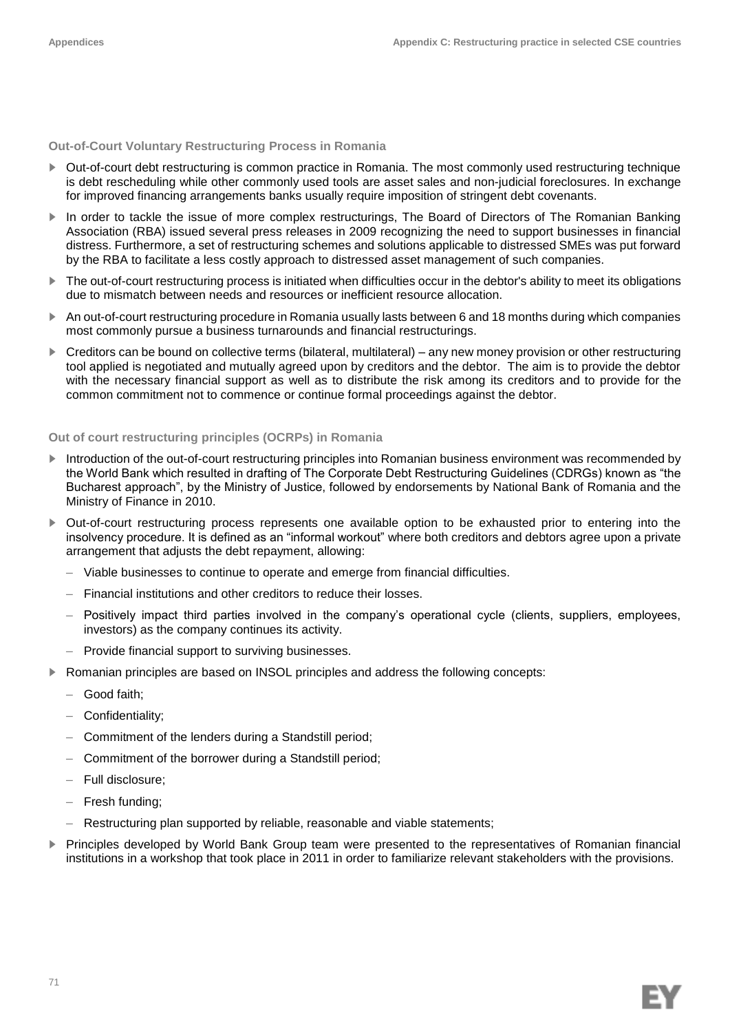### Out-of-Court Voluntary Restructuring Process in Romania

- Out-of-court debt restructuring is common practice in Romania. The most commonly used restructuring technique is debt rescheduling while other commonly used tools are asset sales and non-judicial foreclosures. In exchange for improved financing arrangements banks usually require imposition of stringent debt covenants.
- In order to tackle the issue of more complex restructurings, The Board of Directors of The Romanian Banking Association (RBA) issued several press releases in 2009 recognizing the need to support businesses in financial distress. Furthermore, a set of restructuring schemes and solutions applicable to distressed SMEs was put forward by the RBA to facilitate a less costly approach to distressed asset management of such companies.
- The out-of-court restructuring process is initiated when difficulties occur in the debtor's ability to meet its obligations due to mismatch between needs and resources or inefficient resource allocation.
- An out-of-court restructuring procedure in Romania usually lasts between 6 and 18 months during which companies most commonly pursue a business turnarounds and financial restructurings.
- Creditors can be bound on collective terms (bilateral, multilateral) – any new money provision or other restructuring tool applied is negotiated and mutually agreed upon by creditors and the debtor. The aim is to provide the debtor with the necessary financial support as well as to distribute the risk among its creditors and to provide for the common commitment not to commence or continue formal proceedings against the debtor.

### Out of court restructuring principles (OCRPs) in Romania

- Introduction of the out-of-court restructuring principles into Romanian business environment was recommended by the World Bank which resulted in drafting of The Corporate Debt Restructuring Guidelines (CDRGs) known as "the Bucharest approach", by the Ministry of Justice, followed by endorsements by National Bank of Romania and the Ministry of Finance in 2010.
- Out-of-court restructuring process represents one available option to be exhausted prior to entering into the insolvency procedure. It is defined as an "informal workout" where both creditors and debtors agree upon a private arrangement that adjusts the debt repayment, allowing:
  - Viable businesses to continue to operate and emerge from financial difficulties.
  - Financial institutions and other creditors to reduce their losses.
  - Positively impact third parties involved in the company's operational cycle (clients, suppliers, employees, investors) as the company continues its activity.
  - Provide financial support to surviving businesses.
- Romanian principles are based on INSOL principles and address the following concepts:
  - Good faith;
  - Confidentiality;
  - Commitment of the lenders during a Standstill period;
  - Commitment of the borrower during a Standstill period;
  - Full disclosure;
  - Fresh funding;
  - Restructuring plan supported by reliable, reasonable and viable statements;
- Principles developed by World Bank Group team were presented to the representatives of Romanian financial institutions in a workshop that took place in 2011 in order to familiarize relevant stakeholders with the provisions.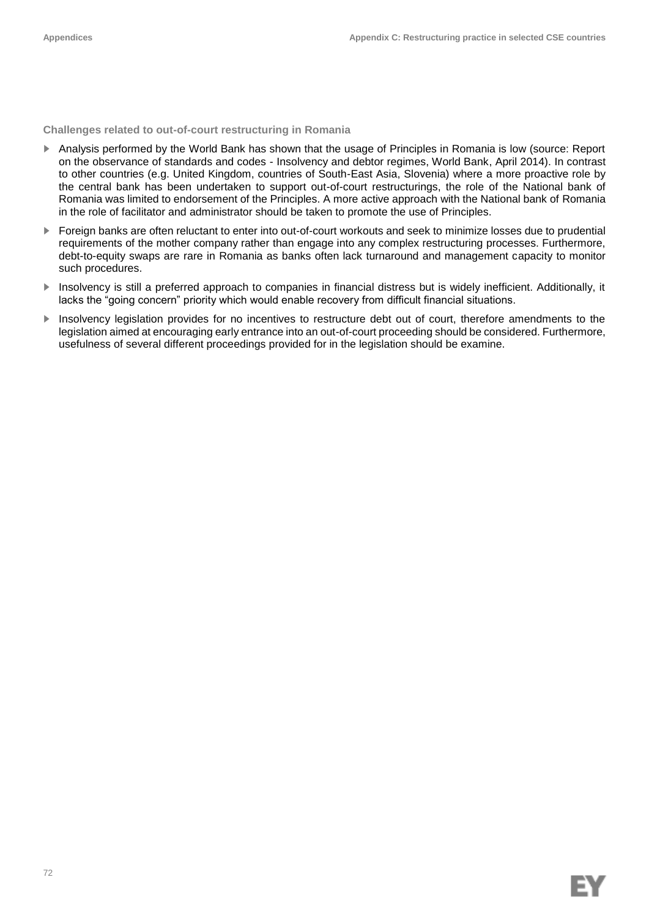### Challenges related to out-of-court restructuring in Romania

- Analysis performed by the World Bank has shown that the usage of Principles in Romania is low (source: Report on the observance of standards and codes - Insolvency and debtor regimes, World Bank, April 2014). In contrast to other countries (e.g. United Kingdom, countries of South-East Asia, Slovenia) where a more proactive role by the central bank has been undertaken to support out-of-court restructurings, the role of the National bank of Romania was limited to endorsement of the Principles. A more active approach with the National bank of Romania in the role of facilitator and administrator should be taken to promote the use of Principles.
- Foreign banks are often reluctant to enter into out-of-court workouts and seek to minimize losses due to prudential requirements of the mother company rather than engage into any complex restructuring processes. Furthermore, debt-to-equity swaps are rare in Romania as banks often lack turnaround and management capacity to monitor such procedures.
- Insolvency is still a preferred approach to companies in financial distress but is widely inefficient. Additionally, it lacks the "going concern" priority which would enable recovery from difficult financial situations.
- Insolvency legislation provides for no incentives to restructure debt out of court, therefore amendments to the legislation aimed at encouraging early entrance into an out-of-court proceeding should be considered. Furthermore, usefulness of several different proceedings provided for in the legislation should be examine.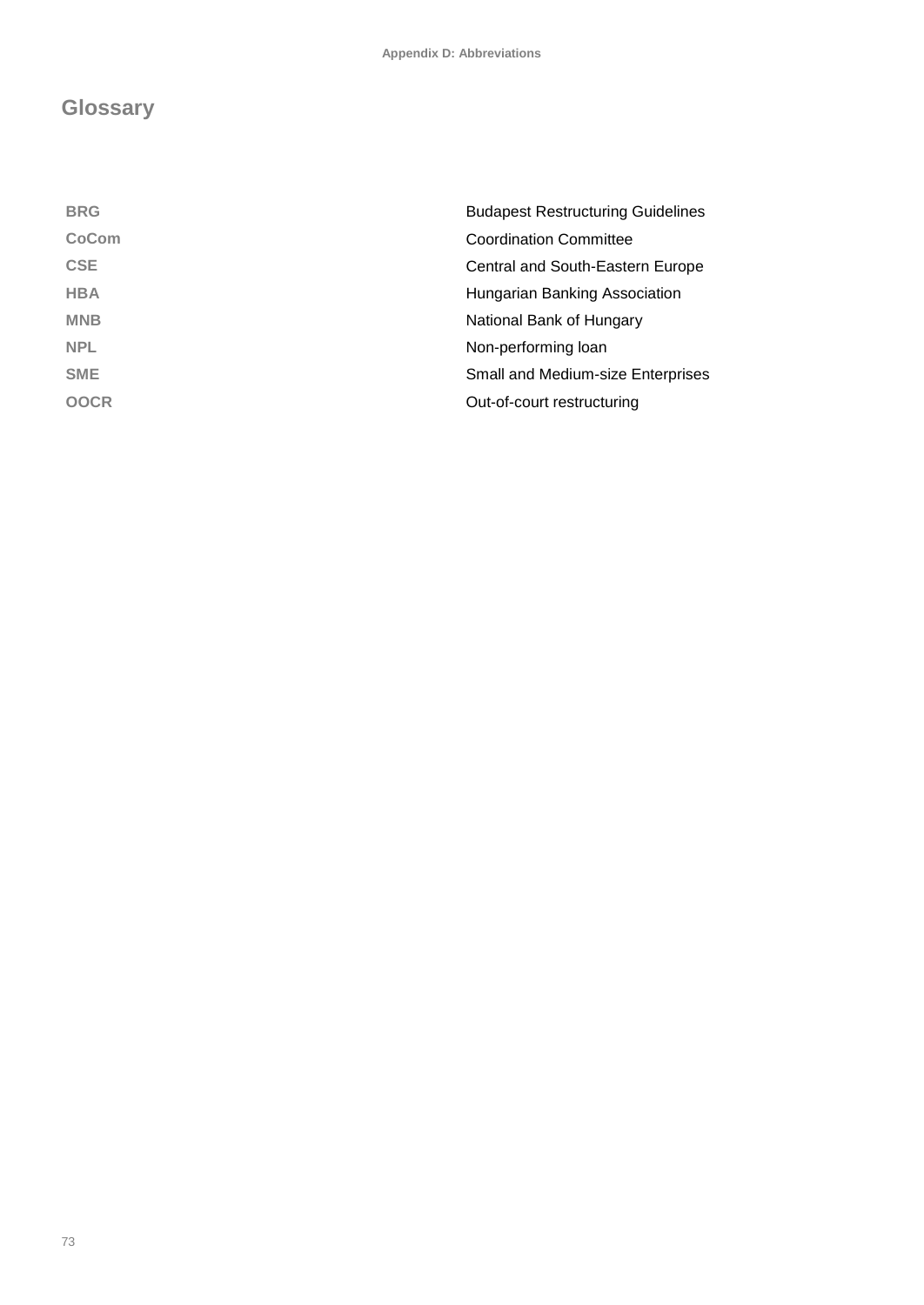## Glossary

| | |
|---|---|
| **BRG** | Budapest Restructuring Guidelines |
| **CoCom** | Coordination Committee |
| **CSE** | Central and South-Eastern Europe |
| **HBA** | Hungarian Banking Association |
| **MNB** | National Bank of Hungary |
| **NPL** | Non-performing loan |
| **SME** | Small and Medium-size Enterprises |
| **OOCR** | Out-of-court restructuring |